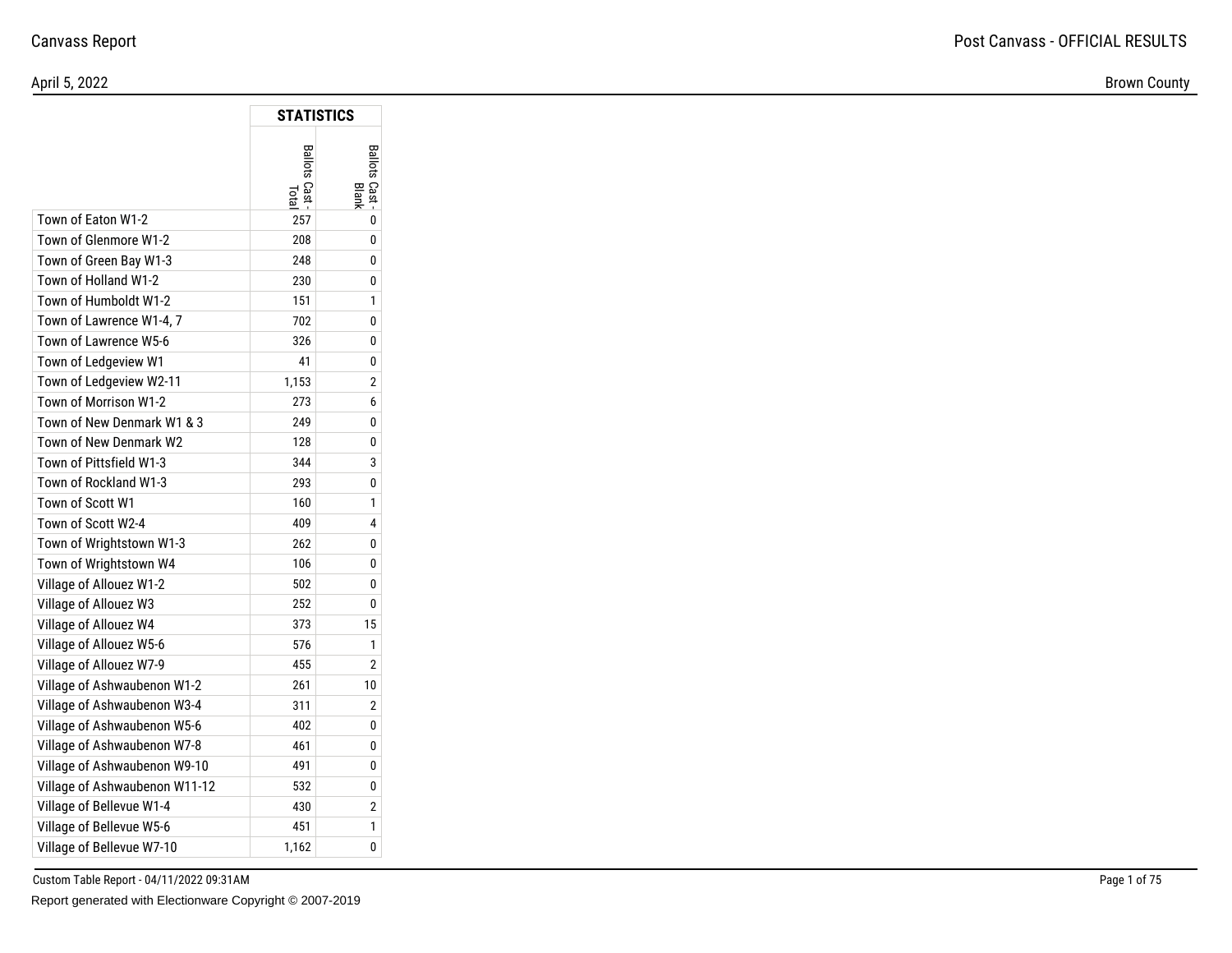Canvass Report

Post Canvass - OFFICIAL RESULTS

April 5, 2022

Brown County

| | STATISTICS | |
|---|---|---|
| | Ballots Cast - Total | Ballots Cast - Blank |
| Town of Eaton W1-2 | 257 | 0 |
| Town of Glenmore W1-2 | 208 | 0 |
| Town of Green Bay W1-3 | 248 | 0 |
| Town of Holland W1-2 | 230 | 0 |
| Town of Humboldt W1-2 | 151 | 1 |
| Town of Lawrence W1-4, 7 | 702 | 0 |
| Town of Lawrence W5-6 | 326 | 0 |
| Town of Ledgeview W1 | 41 | 0 |
| Town of Ledgeview W2-11 | 1,153 | 2 |
| Town of Morrison W1-2 | 273 | 6 |
| Town of New Denmark W1 & 3 | 249 | 0 |
| Town of New Denmark W2 | 128 | 0 |
| Town of Pittsfield W1-3 | 344 | 3 |
| Town of Rockland W1-3 | 293 | 0 |
| Town of Scott W1 | 160 | 1 |
| Town of Scott W2-4 | 409 | 4 |
| Town of Wrightstown W1-3 | 262 | 0 |
| Town of Wrightstown W4 | 106 | 0 |
| Village of Allouez W1-2 | 502 | 0 |
| Village of Allouez W3 | 252 | 0 |
| Village of Allouez W4 | 373 | 15 |
| Village of Allouez W5-6 | 576 | 1 |
| Village of Allouez W7-9 | 455 | 2 |
| Village of Ashwaubenon W1-2 | 261 | 10 |
| Village of Ashwaubenon W3-4 | 311 | 2 |
| Village of Ashwaubenon W5-6 | 402 | 0 |
| Village of Ashwaubenon W7-8 | 461 | 0 |
| Village of Ashwaubenon W9-10 | 491 | 0 |
| Village of Ashwaubenon W11-12 | 532 | 0 |
| Village of Bellevue W1-4 | 430 | 2 |
| Village of Bellevue W5-6 | 451 | 1 |
| Village of Bellevue W7-10 | 1,162 | 0 |

Custom Table Report - 04/11/2022 09:31AM

Report generated with Electionware Copyright © 2007-2019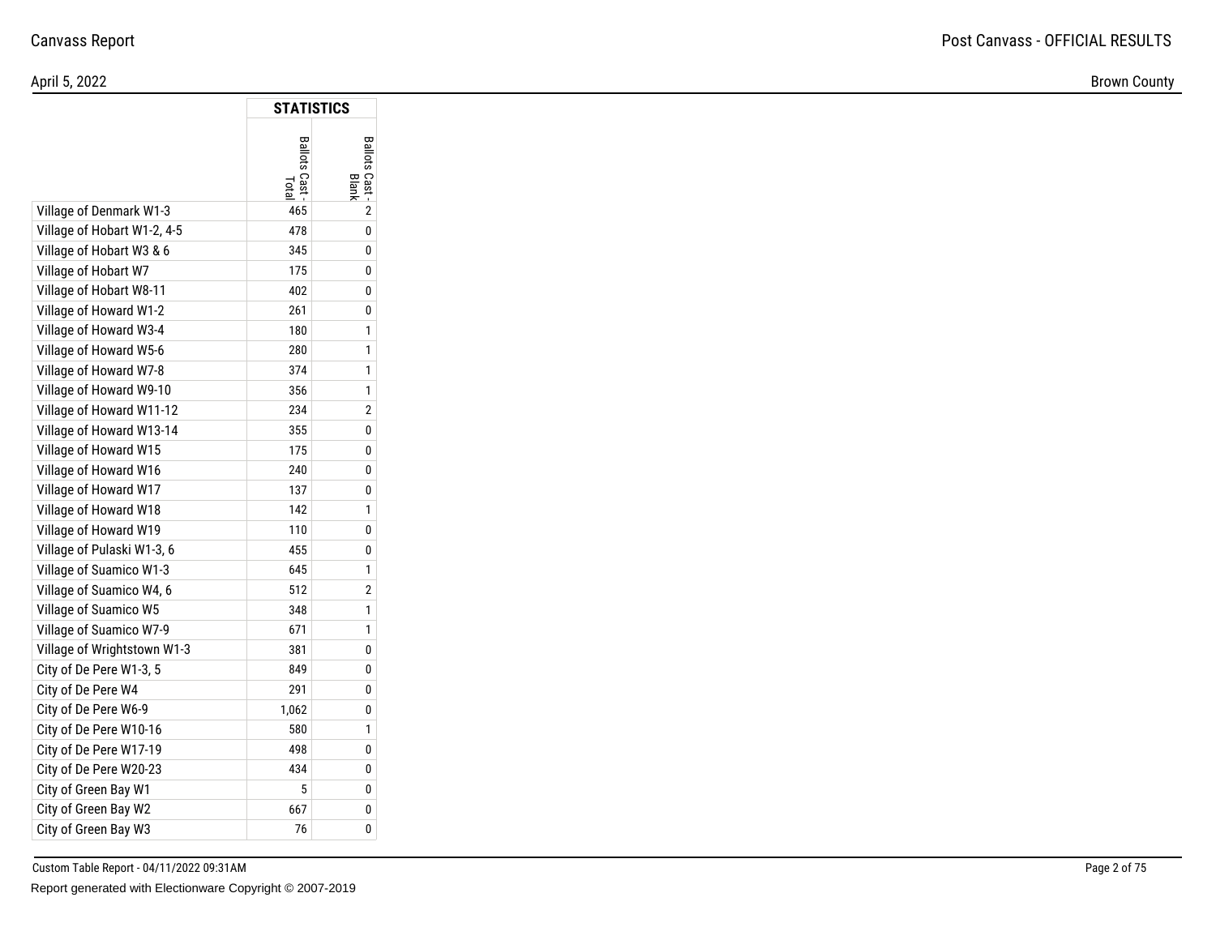| | STATISTICS | |
|---|---|---|
| | Ballots Cast - Total | Ballots Cast - Blank |
| Village of Denmark W1-3 | 465 | 2 |
| Village of Hobart W1-2, 4-5 | 478 | 0 |
| Village of Hobart W3 & 6 | 345 | 0 |
| Village of Hobart W7 | 175 | 0 |
| Village of Hobart W8-11 | 402 | 0 |
| Village of Howard W1-2 | 261 | 0 |
| Village of Howard W3-4 | 180 | 1 |
| Village of Howard W5-6 | 280 | 1 |
| Village of Howard W7-8 | 374 | 1 |
| Village of Howard W9-10 | 356 | 1 |
| Village of Howard W11-12 | 234 | 2 |
| Village of Howard W13-14 | 355 | 0 |
| Village of Howard W15 | 175 | 0 |
| Village of Howard W16 | 240 | 0 |
| Village of Howard W17 | 137 | 0 |
| Village of Howard W18 | 142 | 1 |
| Village of Howard W19 | 110 | 0 |
| Village of Pulaski W1-3, 6 | 455 | 0 |
| Village of Suamico W1-3 | 645 | 1 |
| Village of Suamico W4, 6 | 512 | 2 |
| Village of Suamico W5 | 348 | 1 |
| Village of Suamico W7-9 | 671 | 1 |
| Village of Wrightstown W1-3 | 381 | 0 |
| City of De Pere W1-3, 5 | 849 | 0 |
| City of De Pere W4 | 291 | 0 |
| City of De Pere W6-9 | 1,062 | 0 |
| City of De Pere W10-16 | 580 | 1 |
| City of De Pere W17-19 | 498 | 0 |
| City of De Pere W20-23 | 434 | 0 |
| City of Green Bay W1 | 5 | 0 |
| City of Green Bay W2 | 667 | 0 |
| City of Green Bay W3 | 76 | 0 |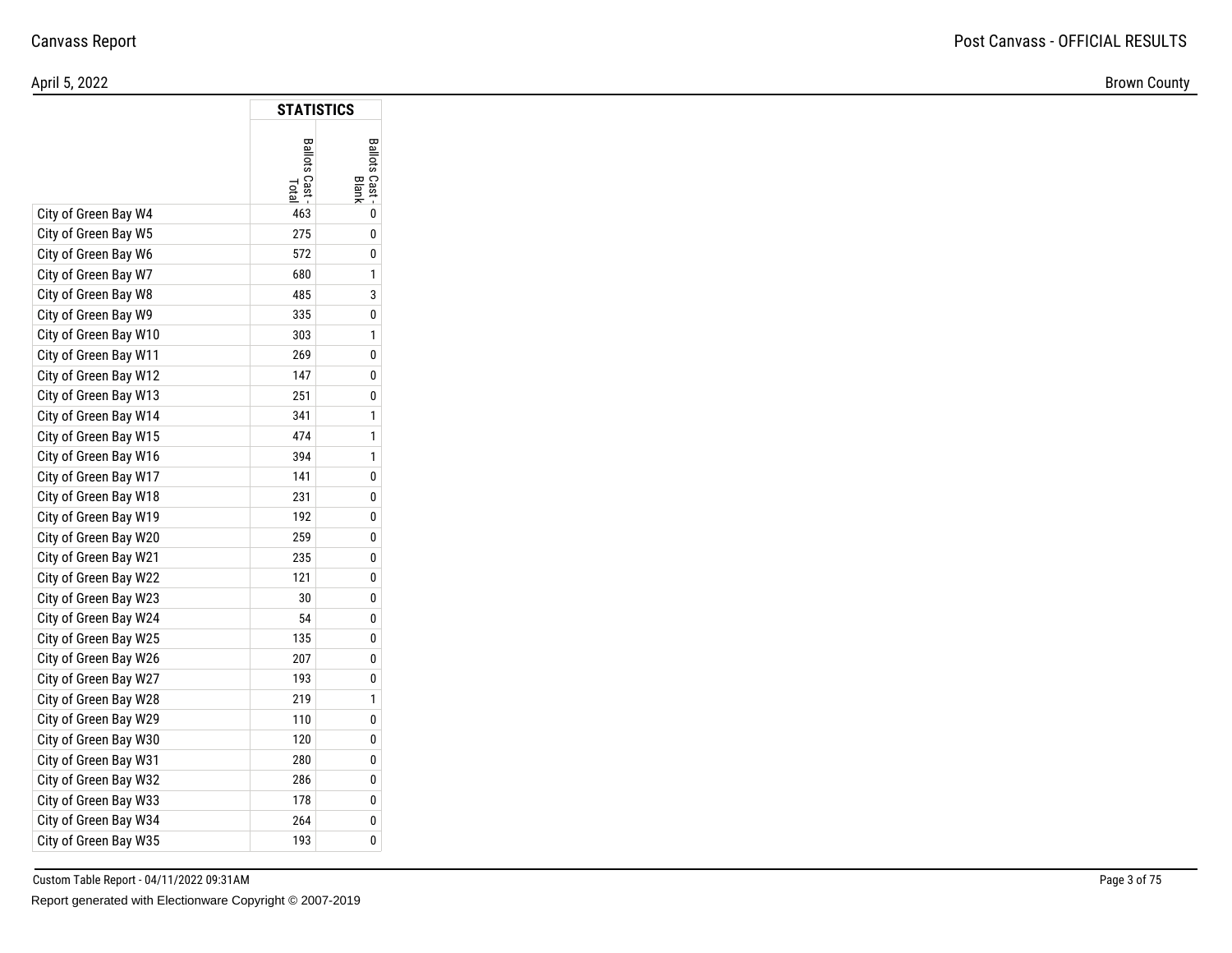Canvass Report

Post Canvass - OFFICIAL RESULTS

April 5, 2022

Brown County

| | STATISTICS | |
|---|---|---|
| | Ballots Cast - Total | Ballots Cast - Blank |
| City of Green Bay W4 | 463 | 0 |
| City of Green Bay W5 | 275 | 0 |
| City of Green Bay W6 | 572 | 0 |
| City of Green Bay W7 | 680 | 1 |
| City of Green Bay W8 | 485 | 3 |
| City of Green Bay W9 | 335 | 0 |
| City of Green Bay W10 | 303 | 1 |
| City of Green Bay W11 | 269 | 0 |
| City of Green Bay W12 | 147 | 0 |
| City of Green Bay W13 | 251 | 0 |
| City of Green Bay W14 | 341 | 1 |
| City of Green Bay W15 | 474 | 1 |
| City of Green Bay W16 | 394 | 1 |
| City of Green Bay W17 | 141 | 0 |
| City of Green Bay W18 | 231 | 0 |
| City of Green Bay W19 | 192 | 0 |
| City of Green Bay W20 | 259 | 0 |
| City of Green Bay W21 | 235 | 0 |
| City of Green Bay W22 | 121 | 0 |
| City of Green Bay W23 | 30 | 0 |
| City of Green Bay W24 | 54 | 0 |
| City of Green Bay W25 | 135 | 0 |
| City of Green Bay W26 | 207 | 0 |
| City of Green Bay W27 | 193 | 0 |
| City of Green Bay W28 | 219 | 1 |
| City of Green Bay W29 | 110 | 0 |
| City of Green Bay W30 | 120 | 0 |
| City of Green Bay W31 | 280 | 0 |
| City of Green Bay W32 | 286 | 0 |
| City of Green Bay W33 | 178 | 0 |
| City of Green Bay W34 | 264 | 0 |
| City of Green Bay W35 | 193 | 0 |

Custom Table Report - 04/11/2022 09:31AM

Report generated with Electionware Copyright © 2007-2019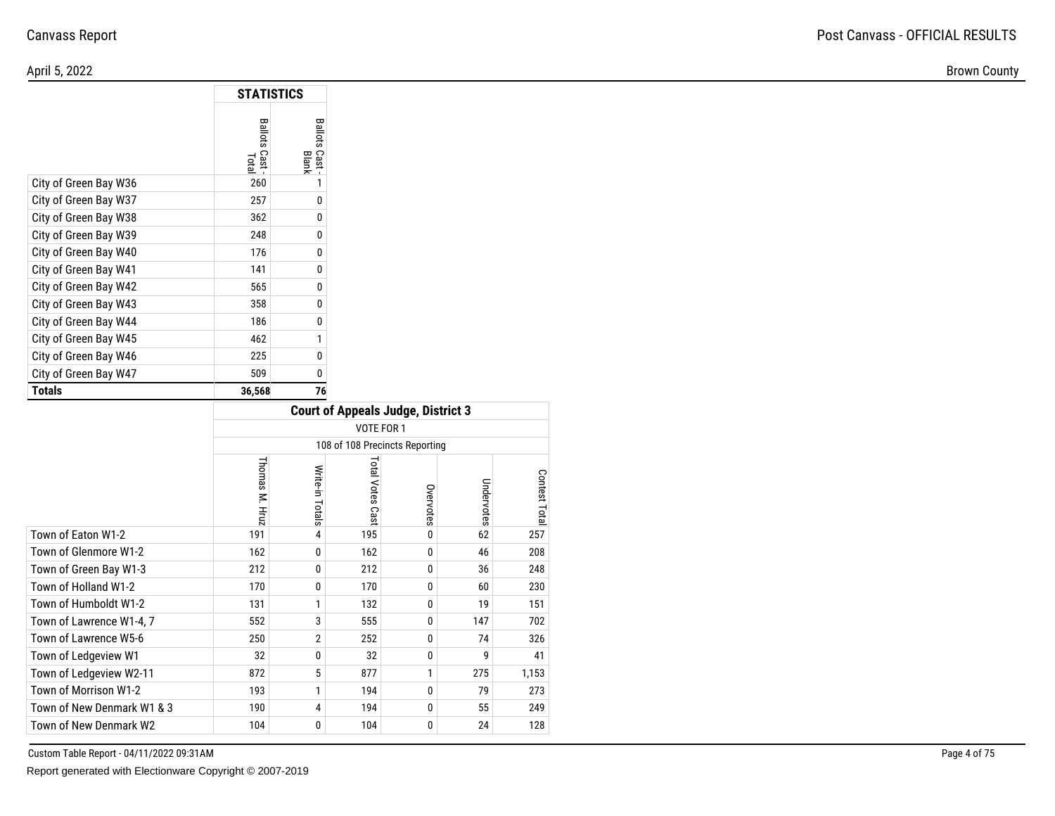## STATISTICS

| | Ballots Cast - Total | Ballots Cast - Blank |
|---|---|---|
| City of Green Bay W36 | 260 | 1 |
| City of Green Bay W37 | 257 | 0 |
| City of Green Bay W38 | 362 | 0 |
| City of Green Bay W39 | 248 | 0 |
| City of Green Bay W40 | 176 | 0 |
| City of Green Bay W41 | 141 | 0 |
| City of Green Bay W42 | 565 | 0 |
| City of Green Bay W43 | 358 | 0 |
| City of Green Bay W44 | 186 | 0 |
| City of Green Bay W45 | 462 | 1 |
| City of Green Bay W46 | 225 | 0 |
| City of Green Bay W47 | 509 | 0 |
| **Totals** | **36,568** | **76** |

## Court of Appeals Judge, District 3

VOTE FOR 1

108 of 108 Precincts Reporting

| | Thomas M. Hruz | Write-in Totals | Total Votes Cast | Overvotes | Undervotes | Contest Total |
|---|---|---|---|---|---|---|
| Town of Eaton W1-2 | 191 | 4 | 195 | 0 | 62 | 257 |
| Town of Glenmore W1-2 | 162 | 0 | 162 | 0 | 46 | 208 |
| Town of Green Bay W1-3 | 212 | 0 | 212 | 0 | 36 | 248 |
| Town of Holland W1-2 | 170 | 0 | 170 | 0 | 60 | 230 |
| Town of Humboldt W1-2 | 131 | 1 | 132 | 0 | 19 | 151 |
| Town of Lawrence W1-4, 7 | 552 | 3 | 555 | 0 | 147 | 702 |
| Town of Lawrence W5-6 | 250 | 2 | 252 | 0 | 74 | 326 |
| Town of Ledgeview W1 | 32 | 0 | 32 | 0 | 9 | 41 |
| Town of Ledgeview W2-11 | 872 | 5 | 877 | 1 | 275 | 1,153 |
| Town of Morrison W1-2 | 193 | 1 | 194 | 0 | 79 | 273 |
| Town of New Denmark W1 & 3 | 190 | 4 | 194 | 0 | 55 | 249 |
| Town of New Denmark W2 | 104 | 0 | 104 | 0 | 24 | 128 |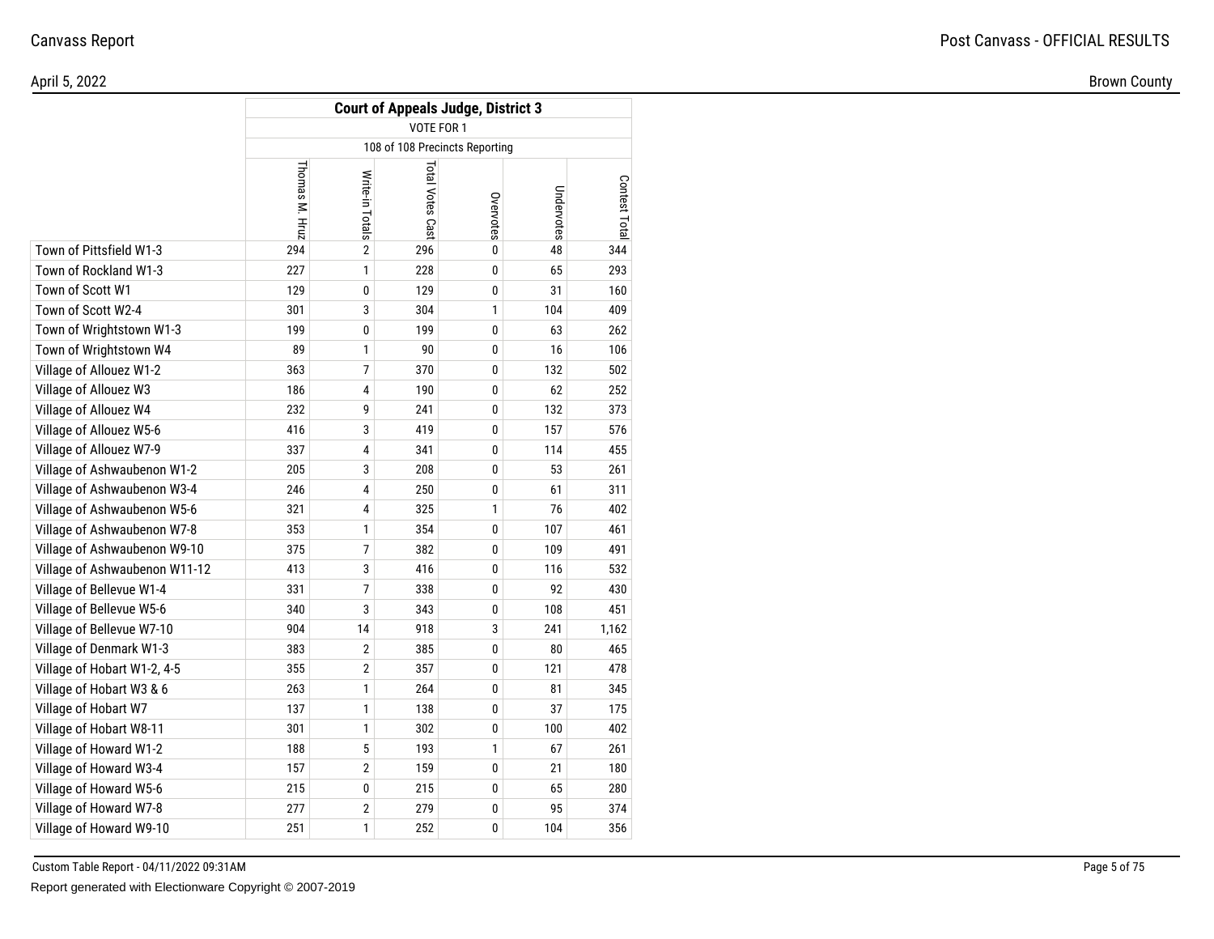| | Court of Appeals Judge, District 3 | | | | | |
|---|---|---|---|---|---|---|
| | VOTE FOR 1 | | | | | |
| | 108 of 108 Precincts Reporting | | | | | |
| | Thomas M. Hruz | Write-in Totals | Total Votes Cast | Overvotes | Undervotes | Contest Total |
| Town of Pittsfield W1-3 | 294 | 2 | 296 | 0 | 48 | 344 |
| Town of Rockland W1-3 | 227 | 1 | 228 | 0 | 65 | 293 |
| Town of Scott W1 | 129 | 0 | 129 | 0 | 31 | 160 |
| Town of Scott W2-4 | 301 | 3 | 304 | 1 | 104 | 409 |
| Town of Wrightstown W1-3 | 199 | 0 | 199 | 0 | 63 | 262 |
| Town of Wrightstown W4 | 89 | 1 | 90 | 0 | 16 | 106 |
| Village of Allouez W1-2 | 363 | 7 | 370 | 0 | 132 | 502 |
| Village of Allouez W3 | 186 | 4 | 190 | 0 | 62 | 252 |
| Village of Allouez W4 | 232 | 9 | 241 | 0 | 132 | 373 |
| Village of Allouez W5-6 | 416 | 3 | 419 | 0 | 157 | 576 |
| Village of Allouez W7-9 | 337 | 4 | 341 | 0 | 114 | 455 |
| Village of Ashwaubenon W1-2 | 205 | 3 | 208 | 0 | 53 | 261 |
| Village of Ashwaubenon W3-4 | 246 | 4 | 250 | 0 | 61 | 311 |
| Village of Ashwaubenon W5-6 | 321 | 4 | 325 | 1 | 76 | 402 |
| Village of Ashwaubenon W7-8 | 353 | 1 | 354 | 0 | 107 | 461 |
| Village of Ashwaubenon W9-10 | 375 | 7 | 382 | 0 | 109 | 491 |
| Village of Ashwaubenon W11-12 | 413 | 3 | 416 | 0 | 116 | 532 |
| Village of Bellevue W1-4 | 331 | 7 | 338 | 0 | 92 | 430 |
| Village of Bellevue W5-6 | 340 | 3 | 343 | 0 | 108 | 451 |
| Village of Bellevue W7-10 | 904 | 14 | 918 | 3 | 241 | 1,162 |
| Village of Denmark W1-3 | 383 | 2 | 385 | 0 | 80 | 465 |
| Village of Hobart W1-2, 4-5 | 355 | 2 | 357 | 0 | 121 | 478 |
| Village of Hobart W3 & 6 | 263 | 1 | 264 | 0 | 81 | 345 |
| Village of Hobart W7 | 137 | 1 | 138 | 0 | 37 | 175 |
| Village of Hobart W8-11 | 301 | 1 | 302 | 0 | 100 | 402 |
| Village of Howard W1-2 | 188 | 5 | 193 | 1 | 67 | 261 |
| Village of Howard W3-4 | 157 | 2 | 159 | 0 | 21 | 180 |
| Village of Howard W5-6 | 215 | 0 | 215 | 0 | 65 | 280 |
| Village of Howard W7-8 | 277 | 2 | 279 | 0 | 95 | 374 |
| Village of Howard W9-10 | 251 | 1 | 252 | 0 | 104 | 356 |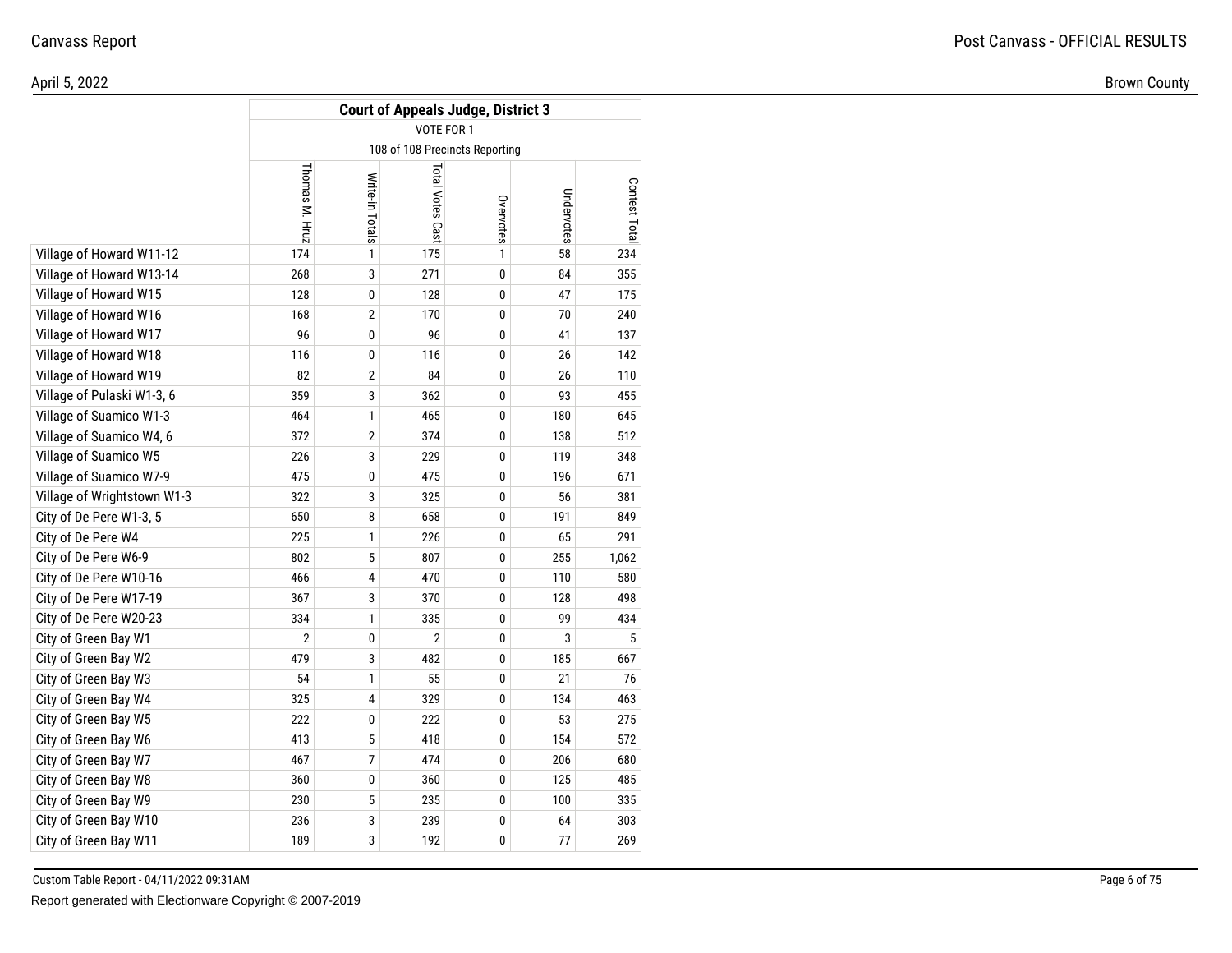## Court of Appeals Judge, District 3

VOTE FOR 1

108 of 108 Precincts Reporting

| | Thomas M. Hruz | Write-in Totals | Total Votes Cast | Overvotes | Undervotes | Contest Total |
|---|---|---|---|---|---|---|
| Village of Howard W11-12 | 174 | 1 | 175 | 1 | 58 | 234 |
| Village of Howard W13-14 | 268 | 3 | 271 | 0 | 84 | 355 |
| Village of Howard W15 | 128 | 0 | 128 | 0 | 47 | 175 |
| Village of Howard W16 | 168 | 2 | 170 | 0 | 70 | 240 |
| Village of Howard W17 | 96 | 0 | 96 | 0 | 41 | 137 |
| Village of Howard W18 | 116 | 0 | 116 | 0 | 26 | 142 |
| Village of Howard W19 | 82 | 2 | 84 | 0 | 26 | 110 |
| Village of Pulaski W1-3, 6 | 359 | 3 | 362 | 0 | 93 | 455 |
| Village of Suamico W1-3 | 464 | 1 | 465 | 0 | 180 | 645 |
| Village of Suamico W4, 6 | 372 | 2 | 374 | 0 | 138 | 512 |
| Village of Suamico W5 | 226 | 3 | 229 | 0 | 119 | 348 |
| Village of Suamico W7-9 | 475 | 0 | 475 | 0 | 196 | 671 |
| Village of Wrightstown W1-3 | 322 | 3 | 325 | 0 | 56 | 381 |
| City of De Pere W1-3, 5 | 650 | 8 | 658 | 0 | 191 | 849 |
| City of De Pere W4 | 225 | 1 | 226 | 0 | 65 | 291 |
| City of De Pere W6-9 | 802 | 5 | 807 | 0 | 255 | 1,062 |
| City of De Pere W10-16 | 466 | 4 | 470 | 0 | 110 | 580 |
| City of De Pere W17-19 | 367 | 3 | 370 | 0 | 128 | 498 |
| City of De Pere W20-23 | 334 | 1 | 335 | 0 | 99 | 434 |
| City of Green Bay W1 | 2 | 0 | 2 | 0 | 3 | 5 |
| City of Green Bay W2 | 479 | 3 | 482 | 0 | 185 | 667 |
| City of Green Bay W3 | 54 | 1 | 55 | 0 | 21 | 76 |
| City of Green Bay W4 | 325 | 4 | 329 | 0 | 134 | 463 |
| City of Green Bay W5 | 222 | 0 | 222 | 0 | 53 | 275 |
| City of Green Bay W6 | 413 | 5 | 418 | 0 | 154 | 572 |
| City of Green Bay W7 | 467 | 7 | 474 | 0 | 206 | 680 |
| City of Green Bay W8 | 360 | 0 | 360 | 0 | 125 | 485 |
| City of Green Bay W9 | 230 | 5 | 235 | 0 | 100 | 335 |
| City of Green Bay W10 | 236 | 3 | 239 | 0 | 64 | 303 |
| City of Green Bay W11 | 189 | 3 | 192 | 0 | 77 | 269 |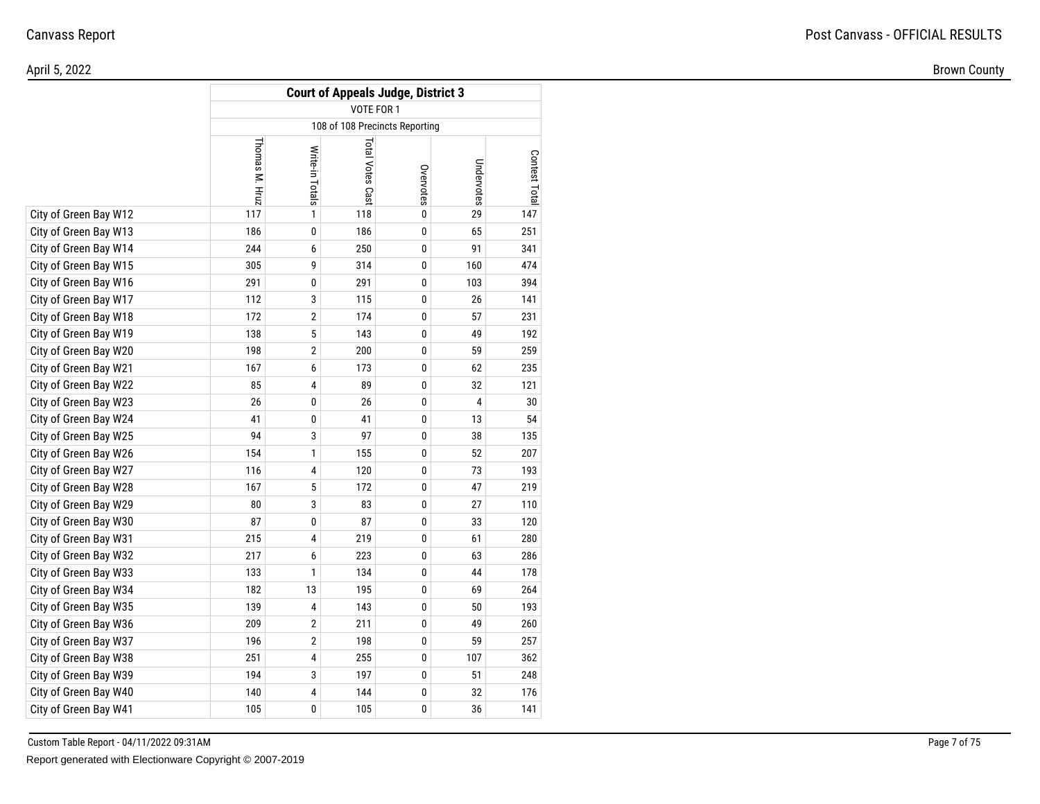Canvass Report

Post Canvass - OFFICIAL RESULTS

April 5, 2022

Brown County

| | Court of Appeals Judge, District 3 | | | | | |
|---|---|---|---|---|---|---|
| | VOTE FOR 1 | | | | | |
| | 108 of 108 Precincts Reporting | | | | | |
| | Thomas M. Hruz | Write-in Totals | Total Votes Cast | Overvotes | Undervotes | Contest Total |
| City of Green Bay W12 | 117 | 1 | 118 | 0 | 29 | 147 |
| City of Green Bay W13 | 186 | 0 | 186 | 0 | 65 | 251 |
| City of Green Bay W14 | 244 | 6 | 250 | 0 | 91 | 341 |
| City of Green Bay W15 | 305 | 9 | 314 | 0 | 160 | 474 |
| City of Green Bay W16 | 291 | 0 | 291 | 0 | 103 | 394 |
| City of Green Bay W17 | 112 | 3 | 115 | 0 | 26 | 141 |
| City of Green Bay W18 | 172 | 2 | 174 | 0 | 57 | 231 |
| City of Green Bay W19 | 138 | 5 | 143 | 0 | 49 | 192 |
| City of Green Bay W20 | 198 | 2 | 200 | 0 | 59 | 259 |
| City of Green Bay W21 | 167 | 6 | 173 | 0 | 62 | 235 |
| City of Green Bay W22 | 85 | 4 | 89 | 0 | 32 | 121 |
| City of Green Bay W23 | 26 | 0 | 26 | 0 | 4 | 30 |
| City of Green Bay W24 | 41 | 0 | 41 | 0 | 13 | 54 |
| City of Green Bay W25 | 94 | 3 | 97 | 0 | 38 | 135 |
| City of Green Bay W26 | 154 | 1 | 155 | 0 | 52 | 207 |
| City of Green Bay W27 | 116 | 4 | 120 | 0 | 73 | 193 |
| City of Green Bay W28 | 167 | 5 | 172 | 0 | 47 | 219 |
| City of Green Bay W29 | 80 | 3 | 83 | 0 | 27 | 110 |
| City of Green Bay W30 | 87 | 0 | 87 | 0 | 33 | 120 |
| City of Green Bay W31 | 215 | 4 | 219 | 0 | 61 | 280 |
| City of Green Bay W32 | 217 | 6 | 223 | 0 | 63 | 286 |
| City of Green Bay W33 | 133 | 1 | 134 | 0 | 44 | 178 |
| City of Green Bay W34 | 182 | 13 | 195 | 0 | 69 | 264 |
| City of Green Bay W35 | 139 | 4 | 143 | 0 | 50 | 193 |
| City of Green Bay W36 | 209 | 2 | 211 | 0 | 49 | 260 |
| City of Green Bay W37 | 196 | 2 | 198 | 0 | 59 | 257 |
| City of Green Bay W38 | 251 | 4 | 255 | 0 | 107 | 362 |
| City of Green Bay W39 | 194 | 3 | 197 | 0 | 51 | 248 |
| City of Green Bay W40 | 140 | 4 | 144 | 0 | 32 | 176 |
| City of Green Bay W41 | 105 | 0 | 105 | 0 | 36 | 141 |

Custom Table Report - 04/11/2022 09:31AM

Report generated with Electionware Copyright © 2007-2019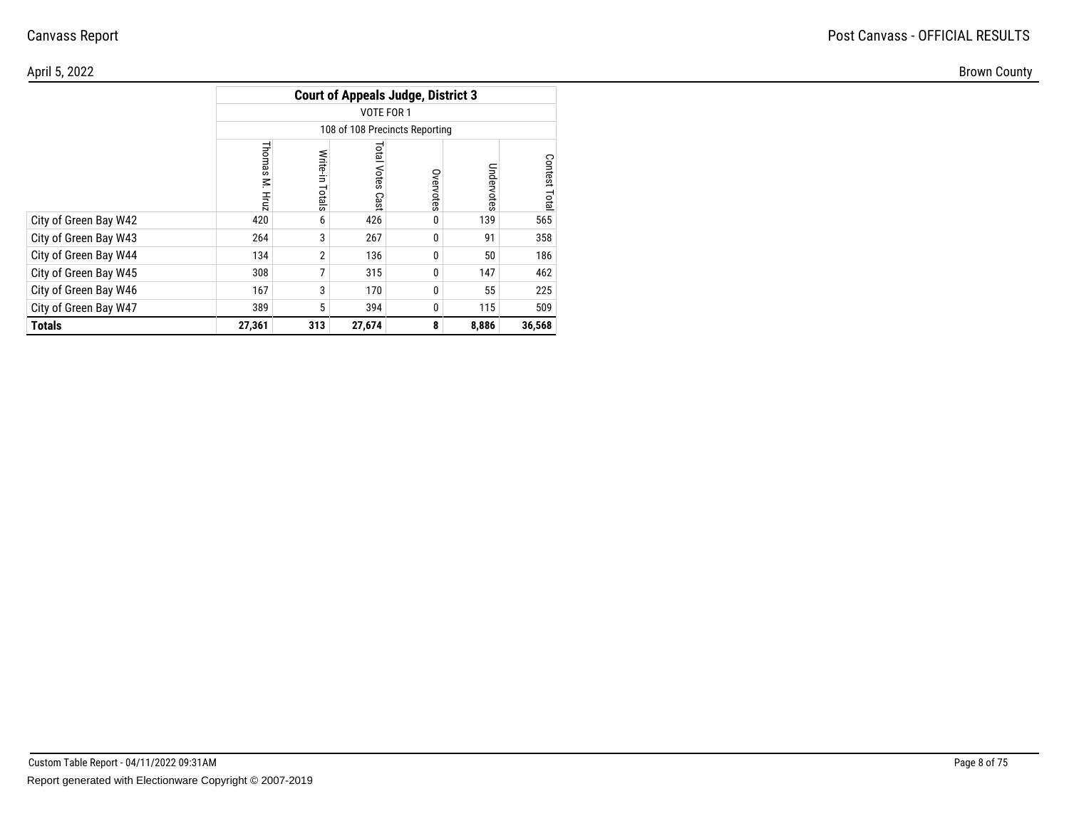| | Court of Appeals Judge, District 3 | | | | | |
|---|---|---|---|---|---|---|
| | VOTE FOR 1 | | | | | |
| | 108 of 108 Precincts Reporting | | | | | |
| | Thomas M. Hruz | Write-in Totals | Total Votes Cast | Overvotes | Undervotes | Contest Total |
| City of Green Bay W42 | 420 | 6 | 426 | 0 | 139 | 565 |
| City of Green Bay W43 | 264 | 3 | 267 | 0 | 91 | 358 |
| City of Green Bay W44 | 134 | 2 | 136 | 0 | 50 | 186 |
| City of Green Bay W45 | 308 | 7 | 315 | 0 | 147 | 462 |
| City of Green Bay W46 | 167 | 3 | 170 | 0 | 55 | 225 |
| City of Green Bay W47 | 389 | 5 | 394 | 0 | 115 | 509 |
| **Totals** | **27,361** | **313** | **27,674** | **8** | **8,886** | **36,568** |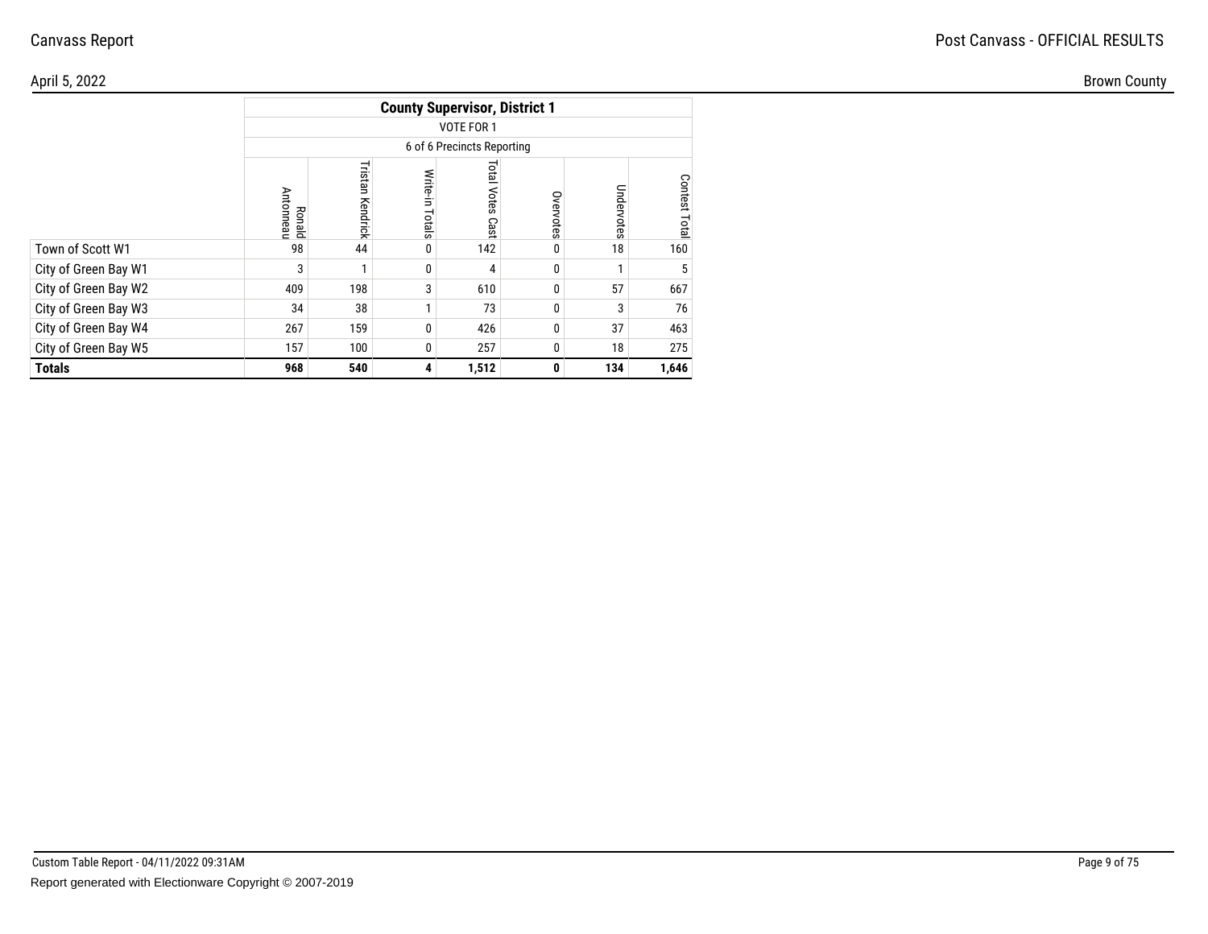| | County Supervisor, District 1 | | | | | | |
|---|---|---|---|---|---|---|---|
| | VOTE FOR 1 | | | | | | |
| | 6 of 6 Precincts Reporting | | | | | | |
| | Ronald Antonneau | Tristan Kendrick | Write-in Totals | Total Votes Cast | Overvotes | Undervotes | Contest Total |
| Town of Scott W1 | 98 | 44 | 0 | 142 | 0 | 18 | 160 |
| City of Green Bay W1 | 3 | 1 | 0 | 4 | 0 | 1 | 5 |
| City of Green Bay W2 | 409 | 198 | 3 | 610 | 0 | 57 | 667 |
| City of Green Bay W3 | 34 | 38 | 1 | 73 | 0 | 3 | 76 |
| City of Green Bay W4 | 267 | 159 | 0 | 426 | 0 | 37 | 463 |
| City of Green Bay W5 | 157 | 100 | 0 | 257 | 0 | 18 | 275 |
| **Totals** | **968** | **540** | **4** | **1,512** | **0** | **134** | **1,646** |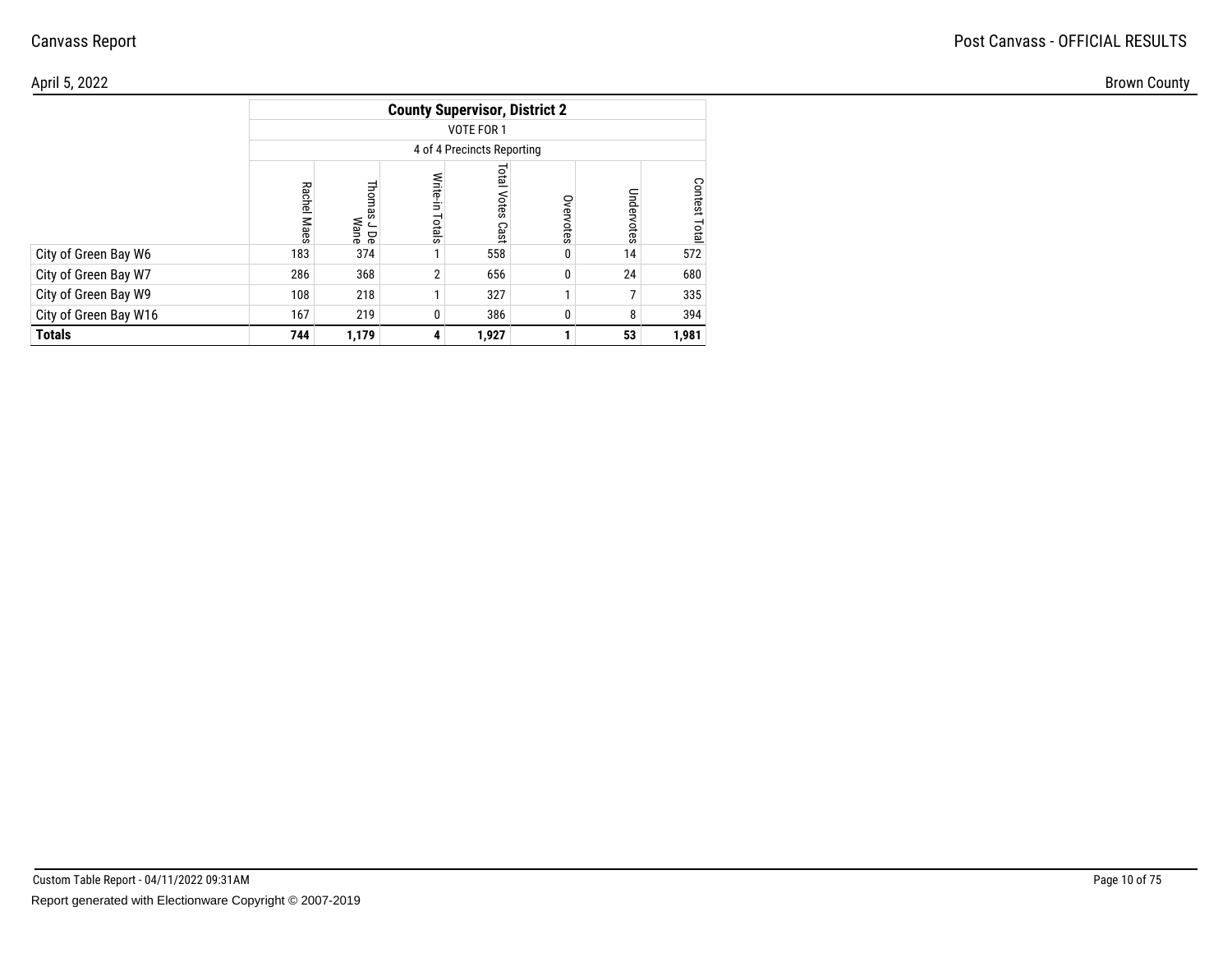| County Supervisor, District 2 | | | | | | | |
|---|---|---|---|---|---|---|---|
| | VOTE FOR 1 | | | | | | |
| | 4 of 4 Precincts Reporting | | | | | | |
| | Rachel Maes | Thomas J De Wane | Write-in Totals | Total Votes Cast | Overvotes | Undervotes | Contest Total |
| City of Green Bay W6 | 183 | 374 | 1 | 558 | 0 | 14 | 572 |
| City of Green Bay W7 | 286 | 368 | 2 | 656 | 0 | 24 | 680 |
| City of Green Bay W9 | 108 | 218 | 1 | 327 | 1 | 7 | 335 |
| City of Green Bay W16 | 167 | 219 | 0 | 386 | 0 | 8 | 394 |
| **Totals** | **744** | **1,179** | **4** | **1,927** | **1** | **53** | **1,981** |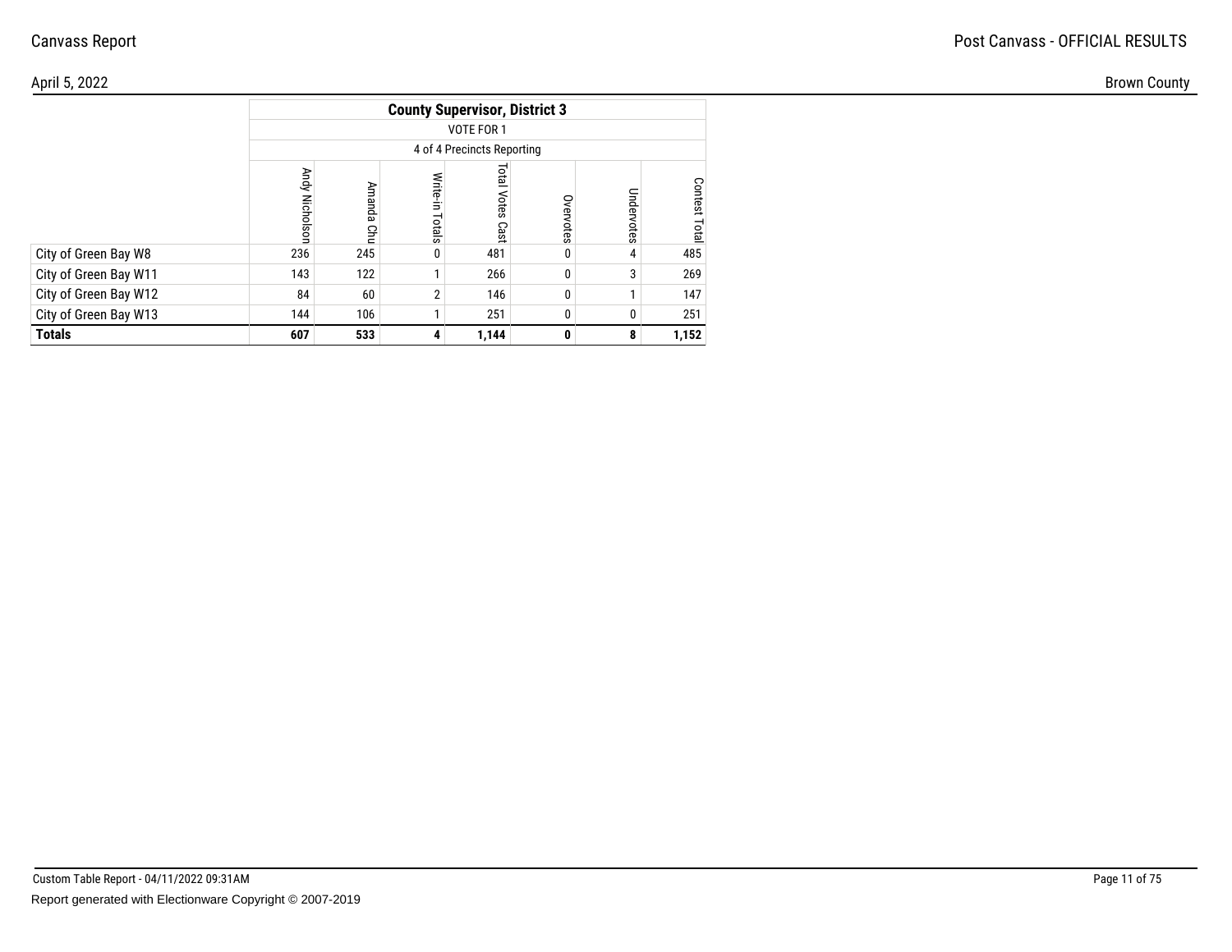Canvass Report

Post Canvass - OFFICIAL RESULTS

April 5, 2022

Brown County

| | County Supervisor, District 3 | | | | | | |
|---|---|---|---|---|---|---|---|
| | VOTE FOR 1 | | | | | | |
| | 4 of 4 Precincts Reporting | | | | | | |
| | Andy Nicholson | Amanda Chu | Write-in Totals | Total Votes Cast | Overvotes | Undervotes | Contest Total |
| City of Green Bay W8 | 236 | 245 | 0 | 481 | 0 | 4 | 485 |
| City of Green Bay W11 | 143 | 122 | 1 | 266 | 0 | 3 | 269 |
| City of Green Bay W12 | 84 | 60 | 2 | 146 | 0 | 1 | 147 |
| City of Green Bay W13 | 144 | 106 | 1 | 251 | 0 | 0 | 251 |
| **Totals** | **607** | **533** | **4** | **1,144** | **0** | **8** | **1,152** |

Custom Table Report - 04/11/2022 09:31AM

Report generated with Electionware Copyright © 2007-2019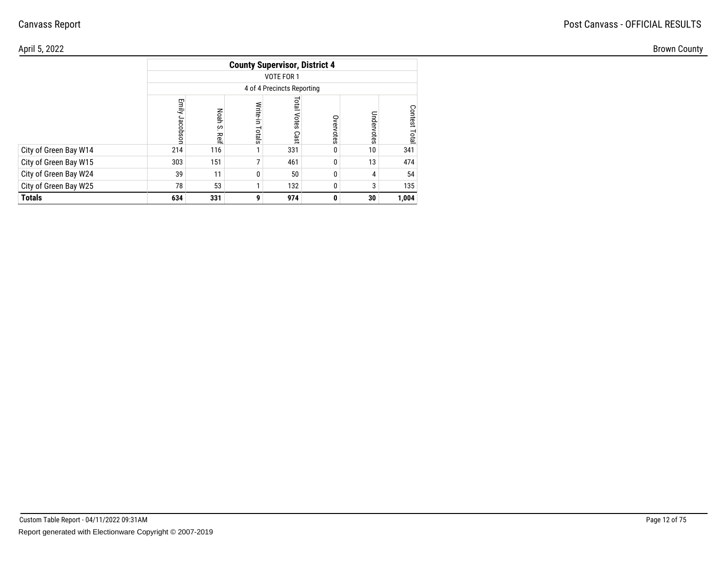Canvass Report

Post Canvass - OFFICIAL RESULTS

April 5, 2022

Brown County

| | County Supervisor, District 4 | | | | | | |
|---|---|---|---|---|---|---|---|
| | VOTE FOR 1 | | | | | | |
| | 4 of 4 Precincts Reporting | | | | | | |
| | Emily Jacobson | Noah S. Reif | Write-in Totals | Total Votes Cast | Overvotes | Undervotes | Contest Total |
| City of Green Bay W14 | 214 | 116 | 1 | 331 | 0 | 10 | 341 |
| City of Green Bay W15 | 303 | 151 | 7 | 461 | 0 | 13 | 474 |
| City of Green Bay W24 | 39 | 11 | 0 | 50 | 0 | 4 | 54 |
| City of Green Bay W25 | 78 | 53 | 1 | 132 | 0 | 3 | 135 |
| **Totals** | **634** | **331** | **9** | **974** | **0** | **30** | **1,004** |

Custom Table Report - 04/11/2022 09:31AM

Report generated with Electionware Copyright © 2007-2019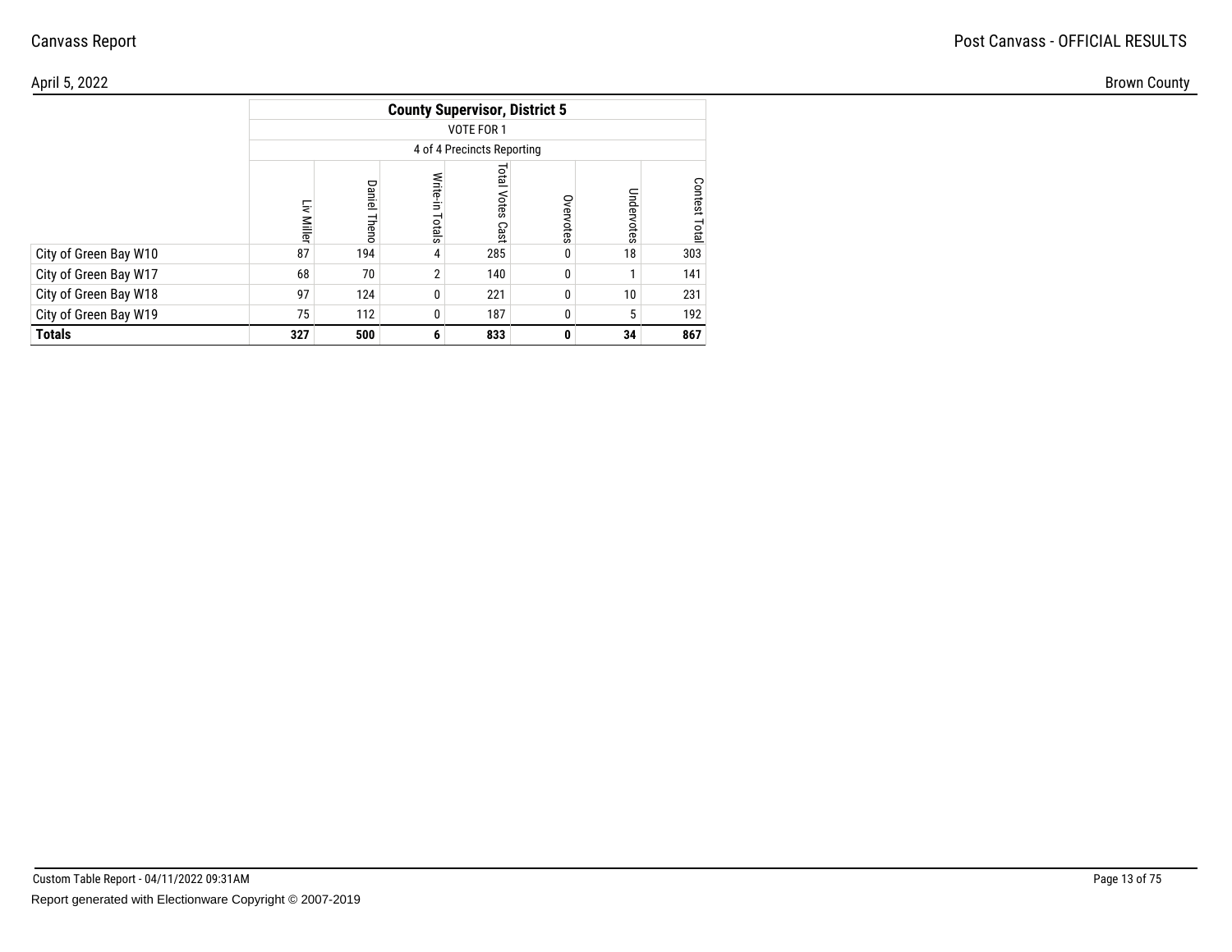| | County Supervisor, District 5 | | | | | | |
|---|---|---|---|---|---|---|---|
| | VOTE FOR 1 | | | | | | |
| | 4 of 4 Precincts Reporting | | | | | | |
| | Liv Miller | Daniel Theno | Write-in Totals | Total Votes Cast | Overvotes | Undervotes | Contest Total |
| City of Green Bay W10 | 87 | 194 | 4 | 285 | 0 | 18 | 303 |
| City of Green Bay W17 | 68 | 70 | 2 | 140 | 0 | 1 | 141 |
| City of Green Bay W18 | 97 | 124 | 0 | 221 | 0 | 10 | 231 |
| City of Green Bay W19 | 75 | 112 | 0 | 187 | 0 | 5 | 192 |
| **Totals** | **327** | **500** | **6** | **833** | **0** | **34** | **867** |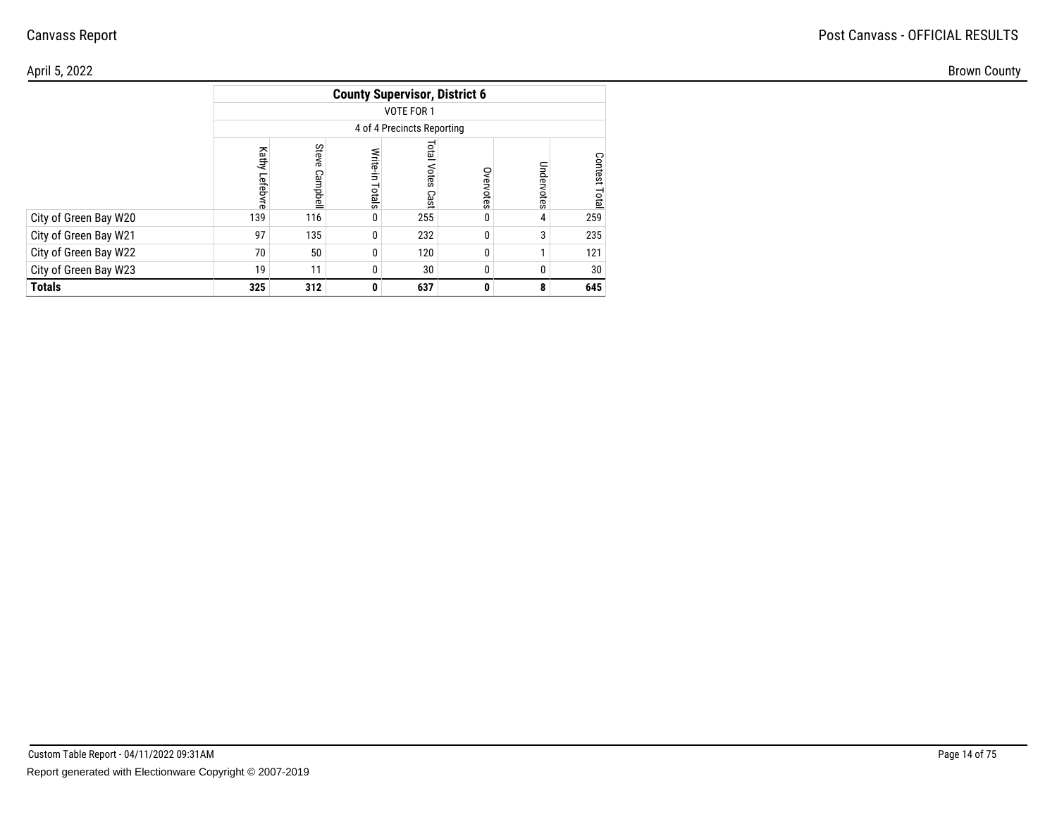Canvass Report

Post Canvass - OFFICIAL RESULTS

April 5, 2022

Brown County

| | County Supervisor, District 6 | | | | | | |
|---|---|---|---|---|---|---|---|
| | VOTE FOR 1 | | | | | | |
| | 4 of 4 Precincts Reporting | | | | | | |
| | Kathy Lefebvre | Steve Campbell | Write-in Totals | Total Votes Cast | Overvotes | Undervotes | Contest Total |
| City of Green Bay W20 | 139 | 116 | 0 | 255 | 0 | 4 | 259 |
| City of Green Bay W21 | 97 | 135 | 0 | 232 | 0 | 3 | 235 |
| City of Green Bay W22 | 70 | 50 | 0 | 120 | 0 | 1 | 121 |
| City of Green Bay W23 | 19 | 11 | 0 | 30 | 0 | 0 | 30 |
| **Totals** | **325** | **312** | **0** | **637** | **0** | **8** | **645** |

Custom Table Report - 04/11/2022 09:31AM

Report generated with Electionware Copyright © 2007-2019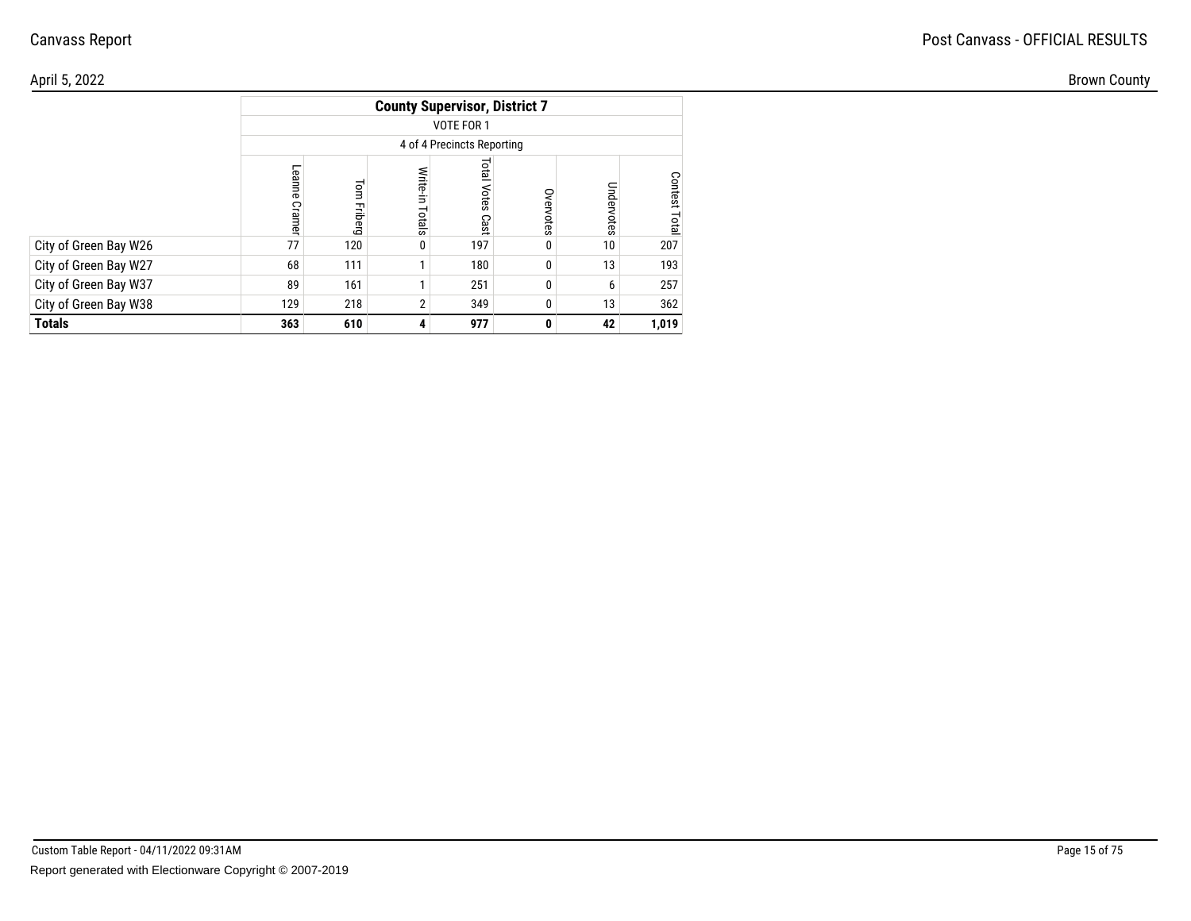Canvass Report

Post Canvass - OFFICIAL RESULTS

April 5, 2022

Brown County

| | County Supervisor, District 7 | | | | | | |
|---|---|---|---|---|---|---|---|
| | VOTE FOR 1 | | | | | | |
| | 4 of 4 Precincts Reporting | | | | | | |
| | Leanne Cramer | Tom Friberg | Write-in Totals | Total Votes Cast | Overvotes | Undervotes | Contest Total |
| City of Green Bay W26 | 77 | 120 | 0 | 197 | 0 | 10 | 207 |
| City of Green Bay W27 | 68 | 111 | 1 | 180 | 0 | 13 | 193 |
| City of Green Bay W37 | 89 | 161 | 1 | 251 | 0 | 6 | 257 |
| City of Green Bay W38 | 129 | 218 | 2 | 349 | 0 | 13 | 362 |
| **Totals** | **363** | **610** | **4** | **977** | **0** | **42** | **1,019** |

Custom Table Report - 04/11/2022 09:31AM

Report generated with Electionware Copyright © 2007-2019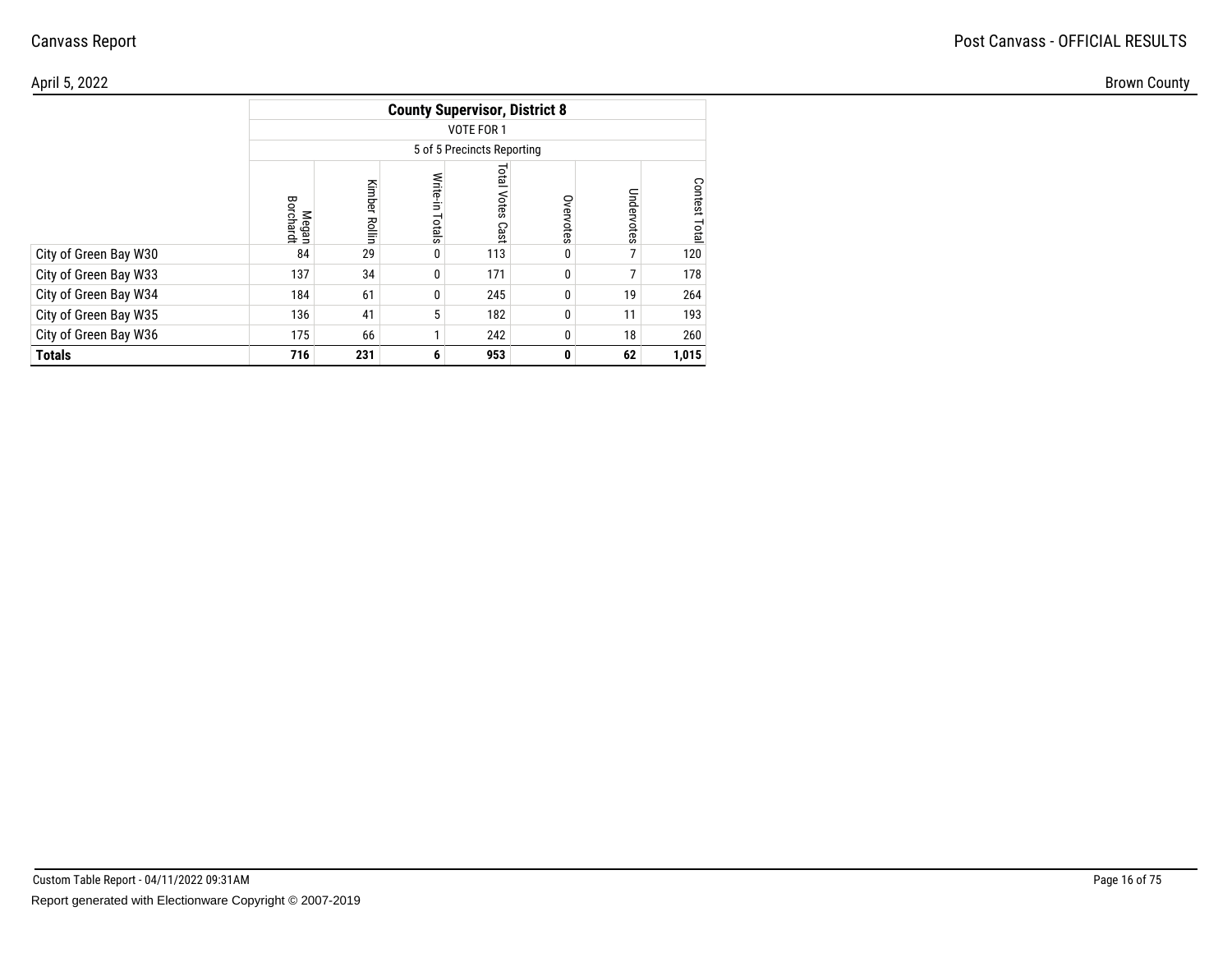## County Supervisor, District 8

VOTE FOR 1

5 of 5 Precincts Reporting

| | Megan Borchardt | Kimber Rollin | Write-in Totals | Total Votes Cast | Overvotes | Undervotes | Contest Total |
|---|---|---|---|---|---|---|---|
| City of Green Bay W30 | 84 | 29 | 0 | 113 | 0 | 7 | 120 |
| City of Green Bay W33 | 137 | 34 | 0 | 171 | 0 | 7 | 178 |
| City of Green Bay W34 | 184 | 61 | 0 | 245 | 0 | 19 | 264 |
| City of Green Bay W35 | 136 | 41 | 5 | 182 | 0 | 11 | 193 |
| City of Green Bay W36 | 175 | 66 | 1 | 242 | 0 | 18 | 260 |
| **Totals** | **716** | **231** | **6** | **953** | **0** | **62** | **1,015** |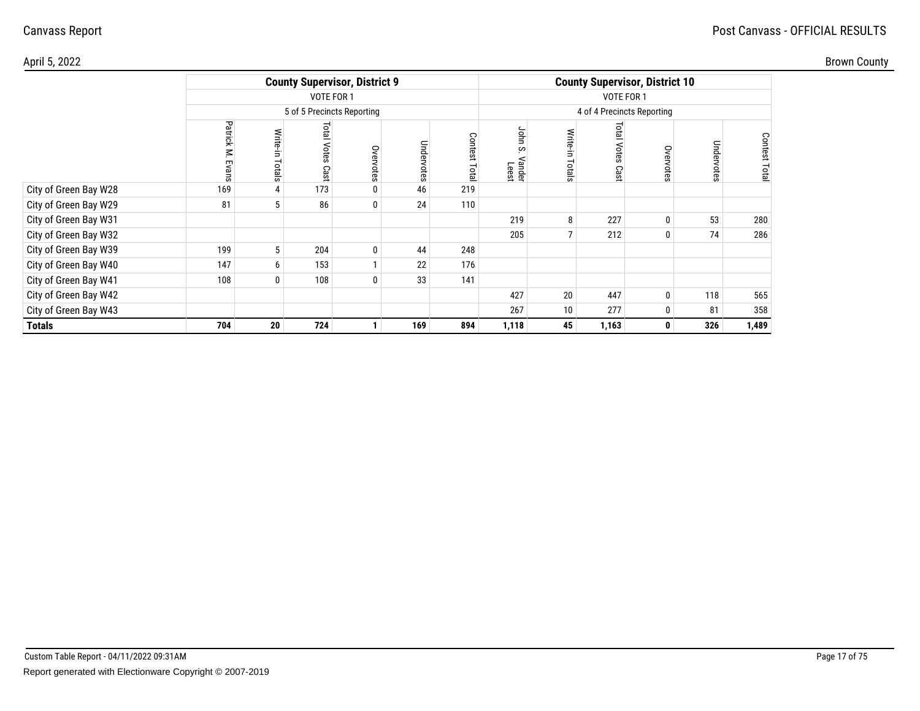Canvass Report — Post Canvass - OFFICIAL RESULTS

April 5, 2022 — Brown County

| | County Supervisor, District 9 | | | | | | County Supervisor, District 10 | | | | | |
|---|---|---|---|---|---|---|---|---|---|---|---|---|
| | VOTE FOR 1 | | | | | | VOTE FOR 1 | | | | | |
| | 5 of 5 Precincts Reporting | | | | | | 4 of 4 Precincts Reporting | | | | | |
| | Patrick M. Evans | Write-in Totals | Total Votes Cast | Overvotes | Undervotes | Contest Total | John S. Vander Leest | Write-in Totals | Total Votes Cast | Overvotes | Undervotes | Contest Total |
| City of Green Bay W28 | 169 | 4 | 173 | 0 | 46 | 219 | | | | | | |
| City of Green Bay W29 | 81 | 5 | 86 | 0 | 24 | 110 | | | | | | |
| City of Green Bay W31 | | | | | | | 219 | 8 | 227 | 0 | 53 | 280 |
| City of Green Bay W32 | | | | | | | 205 | 7 | 212 | 0 | 74 | 286 |
| City of Green Bay W39 | 199 | 5 | 204 | 0 | 44 | 248 | | | | | | |
| City of Green Bay W40 | 147 | 6 | 153 | 1 | 22 | 176 | | | | | | |
| City of Green Bay W41 | 108 | 0 | 108 | 0 | 33 | 141 | | | | | | |
| City of Green Bay W42 | | | | | | | 427 | 20 | 447 | 0 | 118 | 565 |
| City of Green Bay W43 | | | | | | | 267 | 10 | 277 | 0 | 81 | 358 |
| **Totals** | **704** | **20** | **724** | **1** | **169** | **894** | **1,118** | **45** | **1,163** | **0** | **326** | **1,489** |

Custom Table Report - 04/11/2022 09:31AM

Report generated with Electionware Copyright © 2007-2019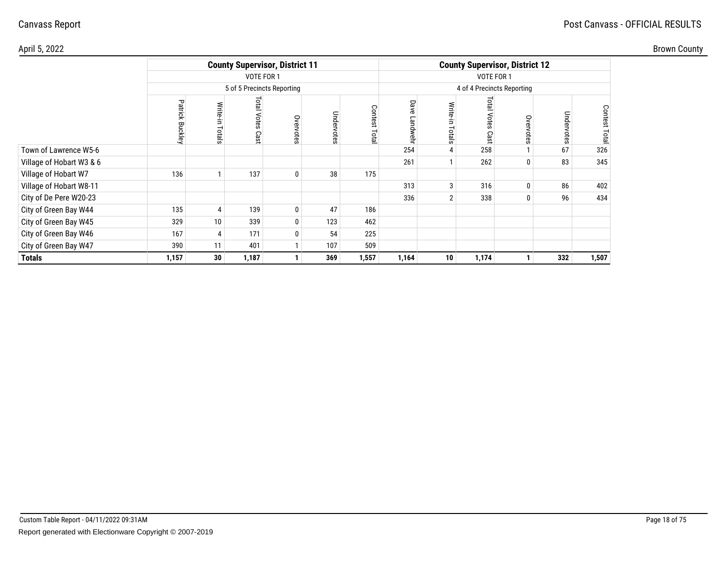| | County Supervisor, District 11 | | | | | | County Supervisor, District 12 | | | | | |
|---|---|---|---|---|---|---|---|---|---|---|---|---|
| | VOTE FOR 1 | | | | | | VOTE FOR 1 | | | | | |
| | 5 of 5 Precincts Reporting | | | | | | 4 of 4 Precincts Reporting | | | | | |
| | Patrick Buckley | Write-in Totals | Total Votes Cast | Overvotes | Undervotes | Contest Total | Dave Landwehr | Write-in Totals | Total Votes Cast | Overvotes | Undervotes | Contest Total |
| Town of Lawrence W5-6 | | | | | | | 254 | 4 | 258 | 1 | 67 | 326 |
| Village of Hobart W3 & 6 | | | | | | | 261 | 1 | 262 | 0 | 83 | 345 |
| Village of Hobart W7 | 136 | 1 | 137 | 0 | 38 | 175 | | | | | | |
| Village of Hobart W8-11 | | | | | | | 313 | 3 | 316 | 0 | 86 | 402 |
| City of De Pere W20-23 | | | | | | | 336 | 2 | 338 | 0 | 96 | 434 |
| City of Green Bay W44 | 135 | 4 | 139 | 0 | 47 | 186 | | | | | | |
| City of Green Bay W45 | 329 | 10 | 339 | 0 | 123 | 462 | | | | | | |
| City of Green Bay W46 | 167 | 4 | 171 | 0 | 54 | 225 | | | | | | |
| City of Green Bay W47 | 390 | 11 | 401 | 1 | 107 | 509 | | | | | | |
| **Totals** | **1,157** | **30** | **1,187** | **1** | **369** | **1,557** | **1,164** | **10** | **1,174** | **1** | **332** | **1,507** |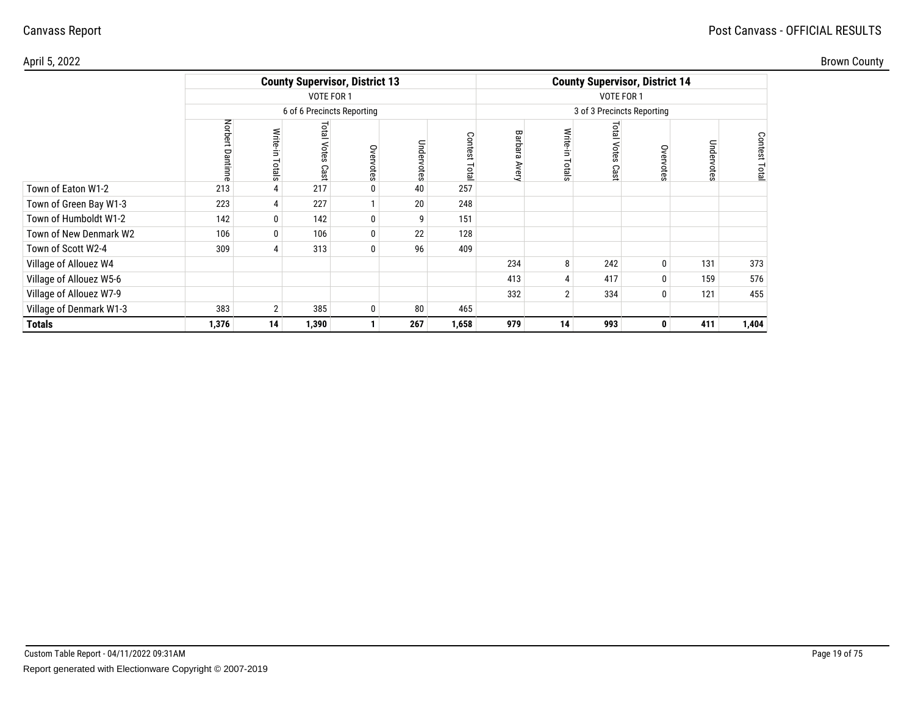Canvass Report

Post Canvass - OFFICIAL RESULTS

April 5, 2022

Brown County

| | County Supervisor, District 13 | | | | | | County Supervisor, District 14 | | | | | |
|---|---|---|---|---|---|---|---|---|---|---|---|---|
| | VOTE FOR 1 | | | | | | VOTE FOR 1 | | | | | |
| | 6 of 6 Precincts Reporting | | | | | | 3 of 3 Precincts Reporting | | | | | |
| | Norbert Dantinne | Write-in Totals | Total Votes Cast | Overvotes | Undervotes | Contest Total | Barbara Avery | Write-in Totals | Total Votes Cast | Overvotes | Undervotes | Contest Total |
| Town of Eaton W1-2 | 213 | 4 | 217 | 0 | 40 | 257 | | | | | | |
| Town of Green Bay W1-3 | 223 | 4 | 227 | 1 | 20 | 248 | | | | | | |
| Town of Humboldt W1-2 | 142 | 0 | 142 | 0 | 9 | 151 | | | | | | |
| Town of New Denmark W2 | 106 | 0 | 106 | 0 | 22 | 128 | | | | | | |
| Town of Scott W2-4 | 309 | 4 | 313 | 0 | 96 | 409 | | | | | | |
| Village of Allouez W4 | | | | | | | 234 | 8 | 242 | 0 | 131 | 373 |
| Village of Allouez W5-6 | | | | | | | 413 | 4 | 417 | 0 | 159 | 576 |
| Village of Allouez W7-9 | | | | | | | 332 | 2 | 334 | 0 | 121 | 455 |
| Village of Denmark W1-3 | 383 | 2 | 385 | 0 | 80 | 465 | | | | | | |
| **Totals** | **1,376** | **14** | **1,390** | **1** | **267** | **1,658** | **979** | **14** | **993** | **0** | **411** | **1,404** |

Custom Table Report - 04/11/2022 09:31AM

Report generated with Electionware Copyright © 2007-2019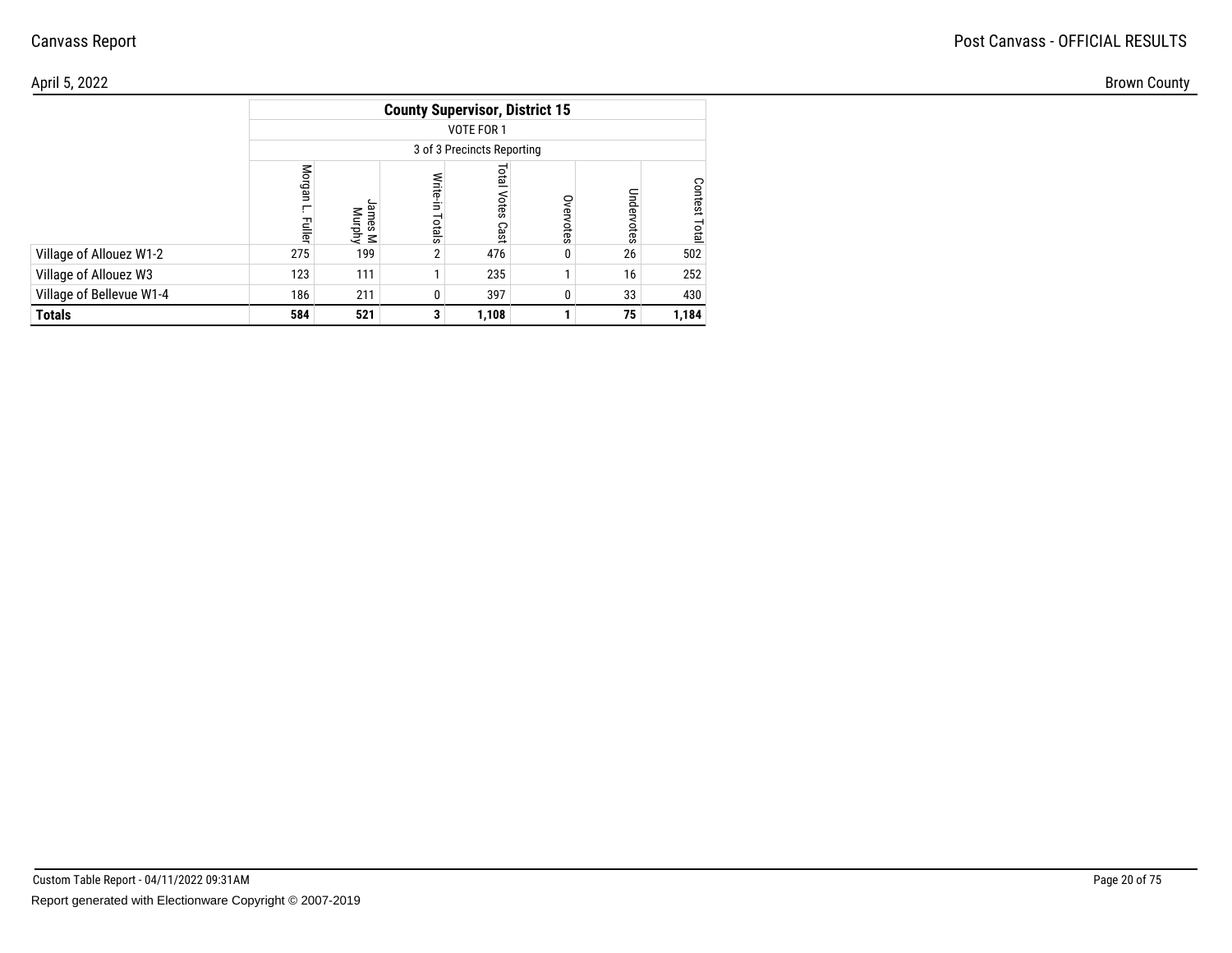| | County Supervisor, District 15 | | | | | | |
|---|---|---|---|---|---|---|---|
| | VOTE FOR 1 | | | | | | |
| | 3 of 3 Precincts Reporting | | | | | | |
| | Morgan L. Fuller | James M Murphy | Write-in Totals | Total Votes Cast | Overvotes | Undervotes | Contest Total |
| Village of Allouez W1-2 | 275 | 199 | 2 | 476 | 0 | 26 | 502 |
| Village of Allouez W3 | 123 | 111 | 1 | 235 | 1 | 16 | 252 |
| Village of Bellevue W1-4 | 186 | 211 | 0 | 397 | 0 | 33 | 430 |
| **Totals** | **584** | **521** | **3** | **1,108** | **1** | **75** | **1,184** |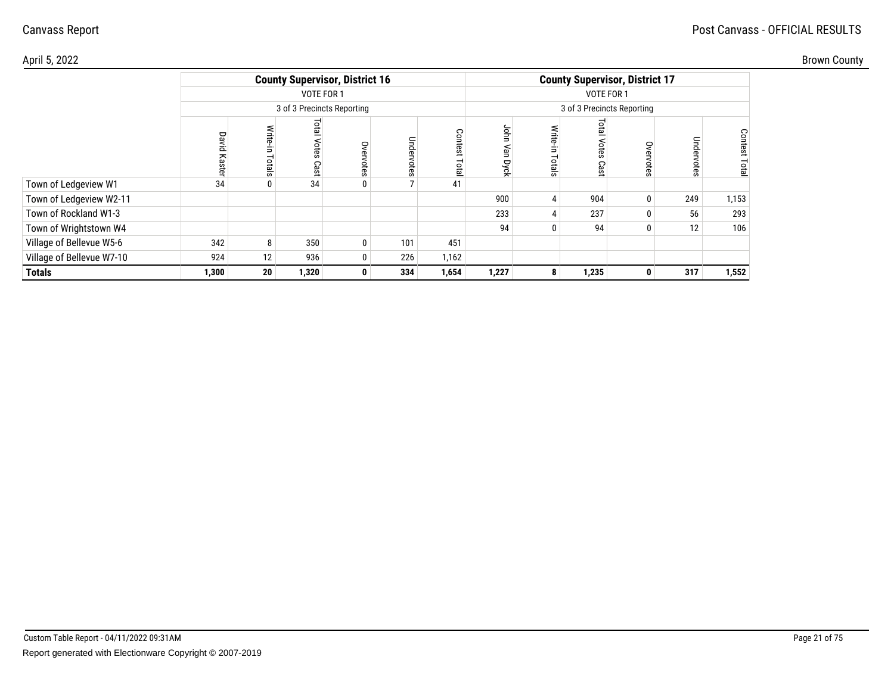|  | County Supervisor, District 16 |  |  |  |  |  | County Supervisor, District 17 |  |  |  |  |  |
|---|---|---|---|---|---|---|---|---|---|---|---|---|
|  | VOTE FOR 1 |  |  |  |  |  | VOTE FOR 1 |  |  |  |  |  |
|  | 3 of 3 Precincts Reporting |  |  |  |  |  | 3 of 3 Precincts Reporting |  |  |  |  |  |
|  | David Kaster | Write-in Totals | Total Votes Cast | Overvotes | Undervotes | Contest Total | John Van Dyck | Write-in Totals | Total Votes Cast | Overvotes | Undervotes | Contest Total |
| Town of Ledgeview W1 | 34 | 0 | 34 | 0 | 7 | 41 |  |  |  |  |  |  |
| Town of Ledgeview W2-11 |  |  |  |  |  |  | 900 | 4 | 904 | 0 | 249 | 1,153 |
| Town of Rockland W1-3 |  |  |  |  |  |  | 233 | 4 | 237 | 0 | 56 | 293 |
| Town of Wrightstown W4 |  |  |  |  |  |  | 94 | 0 | 94 | 0 | 12 | 106 |
| Village of Bellevue W5-6 | 342 | 8 | 350 | 0 | 101 | 451 |  |  |  |  |  |  |
| Village of Bellevue W7-10 | 924 | 12 | 936 | 0 | 226 | 1,162 |  |  |  |  |  |  |
| **Totals** | **1,300** | **20** | **1,320** | **0** | **334** | **1,654** | **1,227** | **8** | **1,235** | **0** | **317** | **1,552** |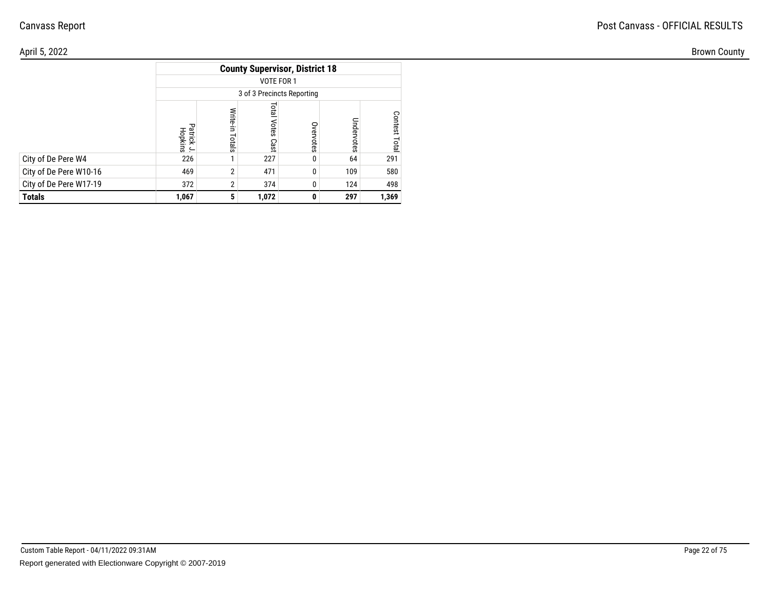| | County Supervisor, District 18 | | | | | |
|---|---|---|---|---|---|---|
| | VOTE FOR 1 | | | | | |
| | 3 of 3 Precincts Reporting | | | | | |
| | Patrick J. Hopkins | Write-in Totals | Total Votes Cast | Overvotes | Undervotes | Contest Total |
| City of De Pere W4 | 226 | 1 | 227 | 0 | 64 | 291 |
| City of De Pere W10-16 | 469 | 2 | 471 | 0 | 109 | 580 |
| City of De Pere W17-19 | 372 | 2 | 374 | 0 | 124 | 498 |
| **Totals** | **1,067** | **5** | **1,072** | **0** | **297** | **1,369** |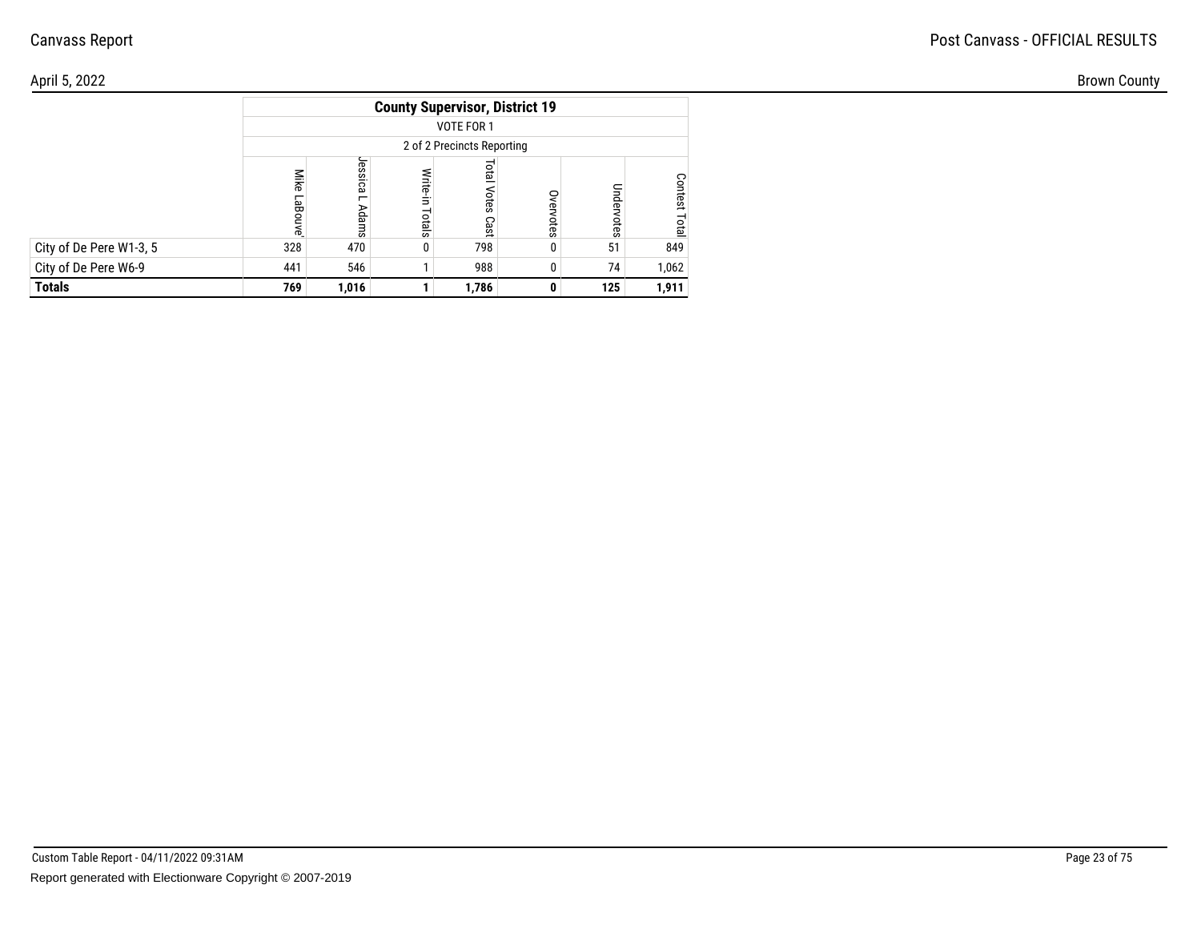| | County Supervisor, District 19 | | | | | | |
|---|---|---|---|---|---|---|---|
| | VOTE FOR 1 | | | | | | |
| | 2 of 2 Precincts Reporting | | | | | | |
| | Mike LaBouve' | Jessica L Adams | Write-in Totals | Total Votes Cast | Overvotes | Undervotes | Contest Total |
| City of De Pere W1-3, 5 | 328 | 470 | 0 | 798 | 0 | 51 | 849 |
| City of De Pere W6-9 | 441 | 546 | 1 | 988 | 0 | 74 | 1,062 |
| **Totals** | **769** | **1,016** | **1** | **1,786** | **0** | **125** | **1,911** |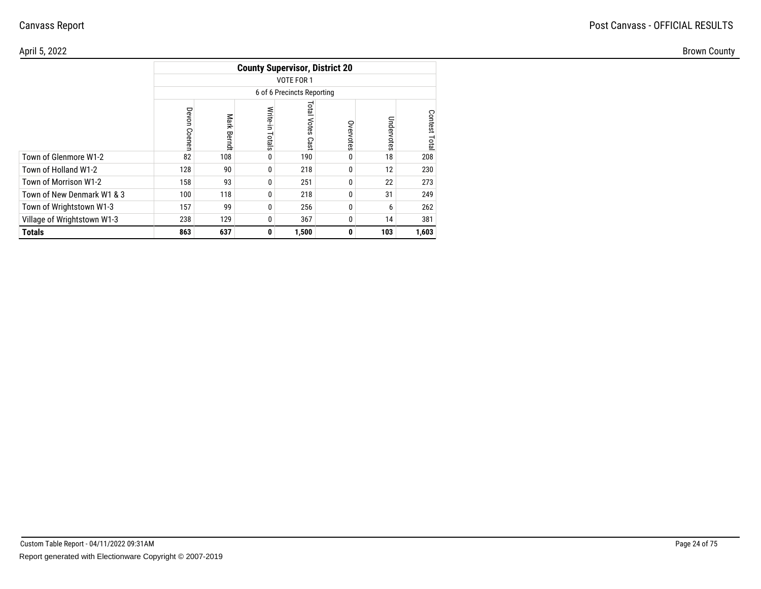Canvass Report

Post Canvass - OFFICIAL RESULTS

April 5, 2022

Brown County

## County Supervisor, District 20

VOTE FOR 1

6 of 6 Precincts Reporting

| | Devon Coenen | Mark Berndt | Write-in Totals | Total Votes Cast | Overvotes | Undervotes | Contest Total |
|---|---|---|---|---|---|---|---|
| Town of Glenmore W1-2 | 82 | 108 | 0 | 190 | 0 | 18 | 208 |
| Town of Holland W1-2 | 128 | 90 | 0 | 218 | 0 | 12 | 230 |
| Town of Morrison W1-2 | 158 | 93 | 0 | 251 | 0 | 22 | 273 |
| Town of New Denmark W1 & 3 | 100 | 118 | 0 | 218 | 0 | 31 | 249 |
| Town of Wrightstown W1-3 | 157 | 99 | 0 | 256 | 0 | 6 | 262 |
| Village of Wrightstown W1-3 | 238 | 129 | 0 | 367 | 0 | 14 | 381 |
| **Totals** | **863** | **637** | **0** | **1,500** | **0** | **103** | **1,603** |

Custom Table Report - 04/11/2022 09:31AM

Report generated with Electionware Copyright © 2007-2019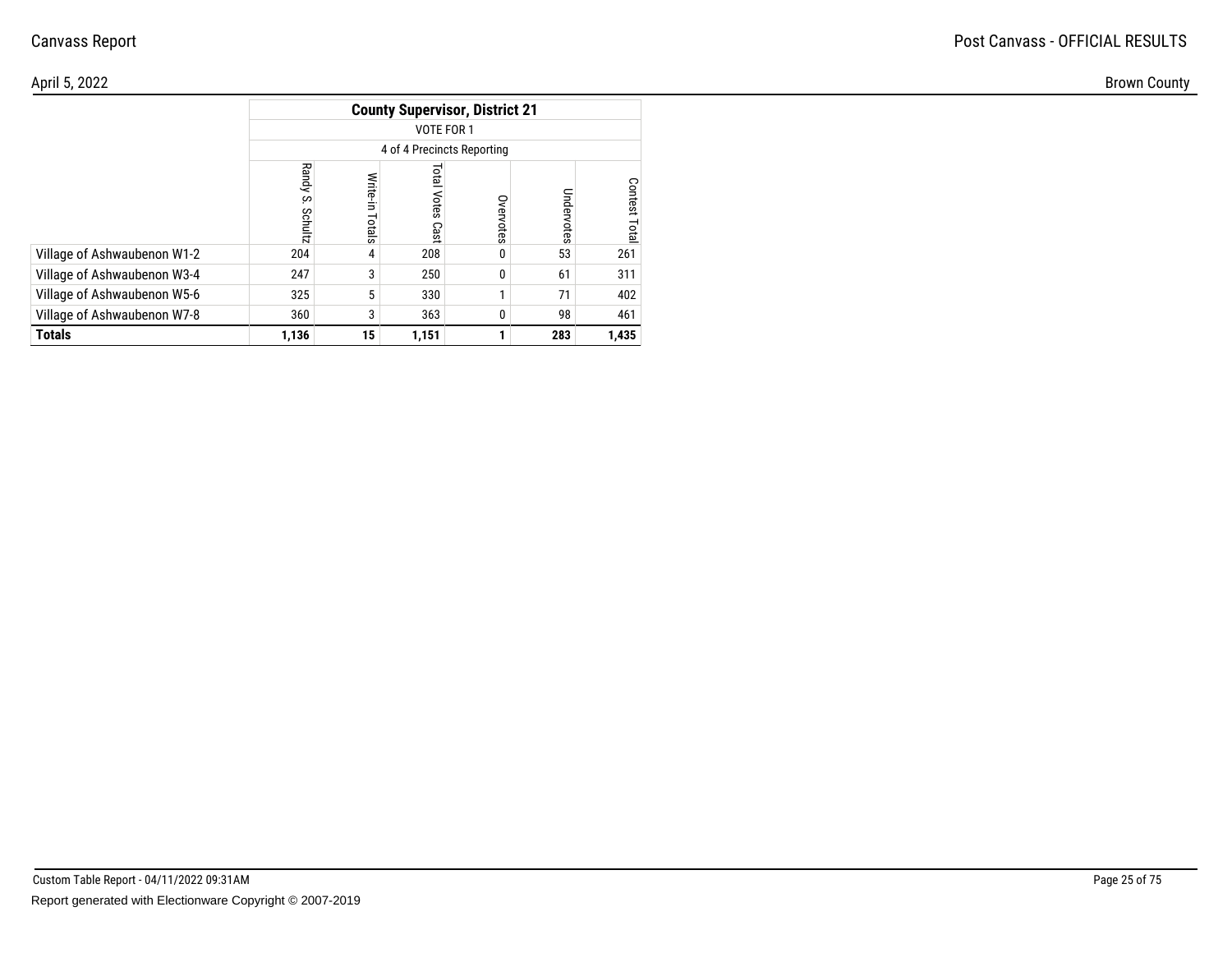Canvass Report

Post Canvass - OFFICIAL RESULTS

April 5, 2022

Brown County

| | County Supervisor, District 21 | | | | | |
|---|---|---|---|---|---|---|
| | VOTE FOR 1 | | | | | |
| | 4 of 4 Precincts Reporting | | | | | |
| | Randy S. Schultz | Write-in Totals | Total Votes Cast | Overvotes | Undervotes | Contest Total |
| Village of Ashwaubenon W1-2 | 204 | 4 | 208 | 0 | 53 | 261 |
| Village of Ashwaubenon W3-4 | 247 | 3 | 250 | 0 | 61 | 311 |
| Village of Ashwaubenon W5-6 | 325 | 5 | 330 | 1 | 71 | 402 |
| Village of Ashwaubenon W7-8 | 360 | 3 | 363 | 0 | 98 | 461 |
| **Totals** | **1,136** | **15** | **1,151** | **1** | **283** | **1,435** |

Custom Table Report - 04/11/2022 09:31AM

Report generated with Electionware Copyright © 2007-2019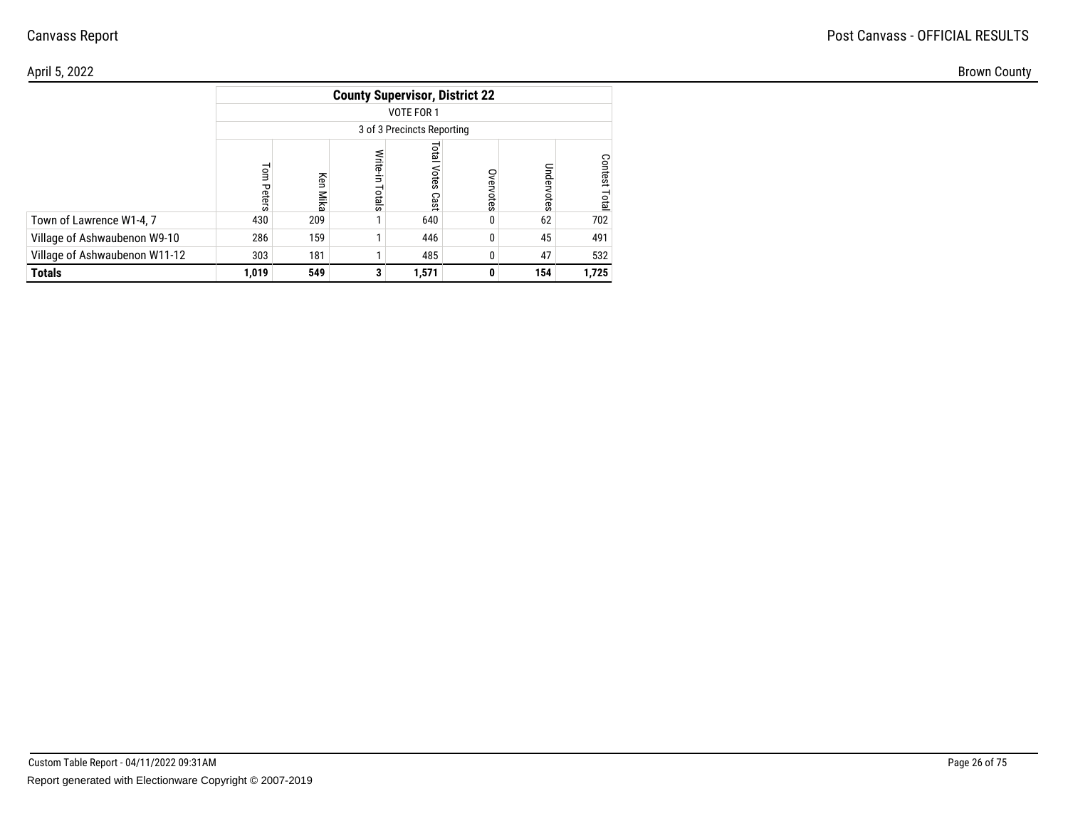Canvass Report

Post Canvass - OFFICIAL RESULTS

April 5, 2022

Brown County

| | County Supervisor, District 22 | | | | | | |
|---|---|---|---|---|---|---|---|
| | VOTE FOR 1 | | | | | | |
| | 3 of 3 Precincts Reporting | | | | | | |
| | Tom Peters | Ken Mika | Write-in Totals | Total Votes Cast | Overvotes | Undervotes | Contest Total |
| Town of Lawrence W1-4, 7 | 430 | 209 | 1 | 640 | 0 | 62 | 702 |
| Village of Ashwaubenon W9-10 | 286 | 159 | 1 | 446 | 0 | 45 | 491 |
| Village of Ashwaubenon W11-12 | 303 | 181 | 1 | 485 | 0 | 47 | 532 |
| **Totals** | **1,019** | **549** | **3** | **1,571** | **0** | **154** | **1,725** |

Custom Table Report - 04/11/2022 09:31AM

Report generated with Electionware Copyright © 2007-2019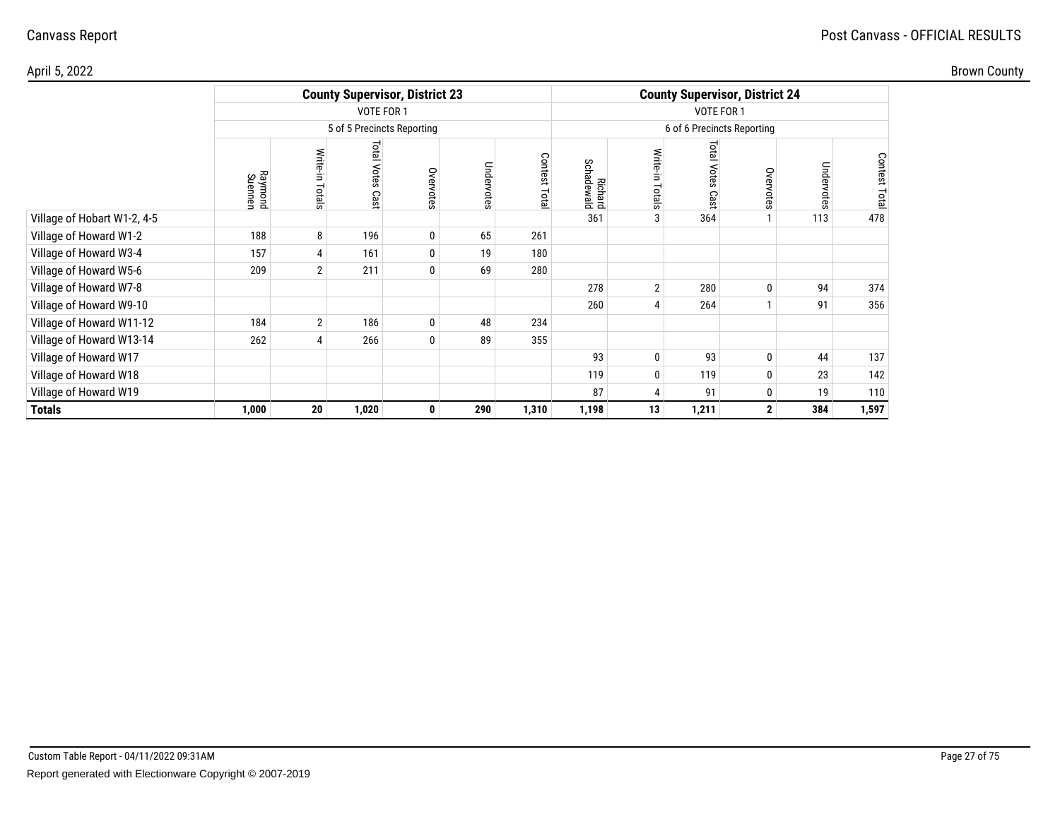Canvass Report

Post Canvass - OFFICIAL RESULTS

April 5, 2022

Brown County

| | County Supervisor, District 23 | | | | | | County Supervisor, District 24 | | | | | |
|---|---|---|---|---|---|---|---|---|---|---|---|---|
| | VOTE FOR 1 | | | | | | VOTE FOR 1 | | | | | |
| | 5 of 5 Precincts Reporting | | | | | | 6 of 6 Precincts Reporting | | | | | |
| | Raymond Suennen | Write-in Totals | Total Votes Cast | Overvotes | Undervotes | Contest Total | Richard Schadewald | Write-in Totals | Total Votes Cast | Overvotes | Undervotes | Contest Total |
| Village of Hobart W1-2, 4-5 | | | | | | | 361 | 3 | 364 | 1 | 113 | 478 |
| Village of Howard W1-2 | 188 | 8 | 196 | 0 | 65 | 261 | | | | | | |
| Village of Howard W3-4 | 157 | 4 | 161 | 0 | 19 | 180 | | | | | | |
| Village of Howard W5-6 | 209 | 2 | 211 | 0 | 69 | 280 | | | | | | |
| Village of Howard W7-8 | | | | | | | 278 | 2 | 280 | 0 | 94 | 374 |
| Village of Howard W9-10 | | | | | | | 260 | 4 | 264 | 1 | 91 | 356 |
| Village of Howard W11-12 | 184 | 2 | 186 | 0 | 48 | 234 | | | | | | |
| Village of Howard W13-14 | 262 | 4 | 266 | 0 | 89 | 355 | | | | | | |
| Village of Howard W17 | | | | | | | 93 | 0 | 93 | 0 | 44 | 137 |
| Village of Howard W18 | | | | | | | 119 | 0 | 119 | 0 | 23 | 142 |
| Village of Howard W19 | | | | | | | 87 | 4 | 91 | 0 | 19 | 110 |
| **Totals** | **1,000** | **20** | **1,020** | **0** | **290** | **1,310** | **1,198** | **13** | **1,211** | **2** | **384** | **1,597** |

Custom Table Report - 04/11/2022 09:31AM

Report generated with Electionware Copyright © 2007-2019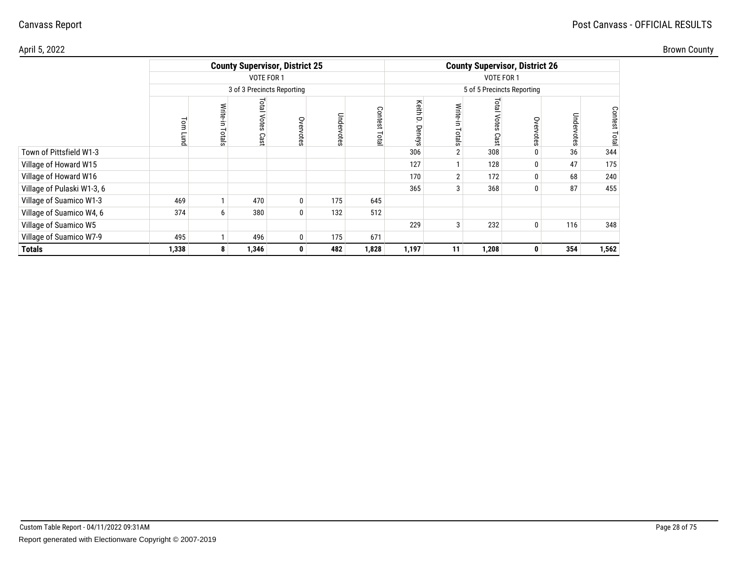Canvass Report

Post Canvass - OFFICIAL RESULTS

April 5, 2022

Brown County

| | County Supervisor, District 25 | | | | | | County Supervisor, District 26 | | | | | |
|---|---|---|---|---|---|---|---|---|---|---|---|---|
| | VOTE FOR 1 | | | | | | VOTE FOR 1 | | | | | |
| | 3 of 3 Precincts Reporting | | | | | | 5 of 5 Precincts Reporting | | | | | |
| | Tom Lund | Write-in Totals | Total Votes Cast | Overvotes | Undervotes | Contest Total | Keith D. Deneys | Write-in Totals | Total Votes Cast | Overvotes | Undervotes | Contest Total |
| Town of Pittsfield W1-3 | | | | | | | 306 | 2 | 308 | 0 | 36 | 344 |
| Village of Howard W15 | | | | | | | 127 | 1 | 128 | 0 | 47 | 175 |
| Village of Howard W16 | | | | | | | 170 | 2 | 172 | 0 | 68 | 240 |
| Village of Pulaski W1-3, 6 | | | | | | | 365 | 3 | 368 | 0 | 87 | 455 |
| Village of Suamico W1-3 | 469 | 1 | 470 | 0 | 175 | 645 | | | | | | |
| Village of Suamico W4, 6 | 374 | 6 | 380 | 0 | 132 | 512 | | | | | | |
| Village of Suamico W5 | | | | | | | 229 | 3 | 232 | 0 | 116 | 348 |
| Village of Suamico W7-9 | 495 | 1 | 496 | 0 | 175 | 671 | | | | | | |
| **Totals** | **1,338** | **8** | **1,346** | **0** | **482** | **1,828** | **1,197** | **11** | **1,208** | **0** | **354** | **1,562** |

Custom Table Report - 04/11/2022 09:31AM

Report generated with Electionware Copyright © 2007-2019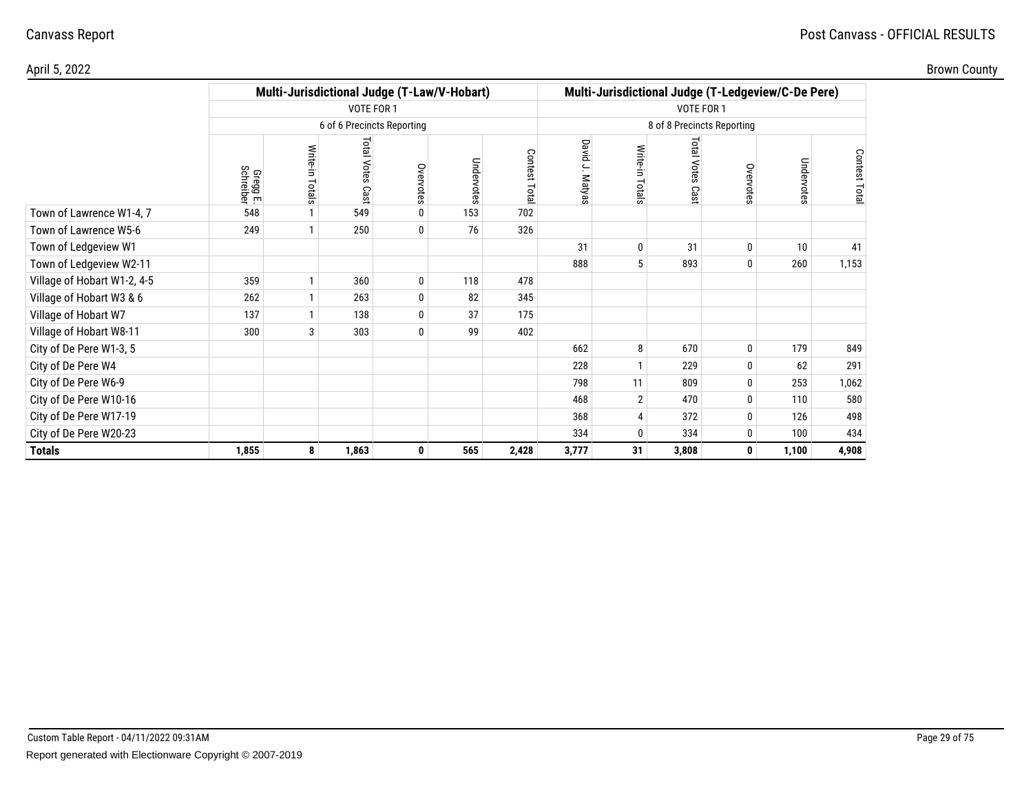Canvass Report

Post Canvass - OFFICIAL RESULTS

April 5, 2022

Brown County

| | Multi-Jurisdictional Judge (T-Law/V-Hobart) | | | | | | Multi-Jurisdictional Judge (T-Ledgeview/C-De Pere) | | | | | |
|---|---|---|---|---|---|---|---|---|---|---|---|---|
| | VOTE FOR 1 | | | | | | VOTE FOR 1 | | | | | |
| | 6 of 6 Precincts Reporting | | | | | | 8 of 8 Precincts Reporting | | | | | |
| | Gregg E. Schreiber | Write-in Totals | Total Votes Cast | Overvotes | Undervotes | Contest Total | David J. Matyas | Write-in Totals | Total Votes Cast | Overvotes | Undervotes | Contest Total |
| Town of Lawrence W1-4, 7 | 548 | 1 | 549 | 0 | 153 | 702 | | | | | | |
| Town of Lawrence W5-6 | 249 | 1 | 250 | 0 | 76 | 326 | | | | | | |
| Town of Ledgeview W1 | | | | | | | 31 | 0 | 31 | 0 | 10 | 41 |
| Town of Ledgeview W2-11 | | | | | | | 888 | 5 | 893 | 0 | 260 | 1,153 |
| Village of Hobart W1-2, 4-5 | 359 | 1 | 360 | 0 | 118 | 478 | | | | | | |
| Village of Hobart W3 & 6 | 262 | 1 | 263 | 0 | 82 | 345 | | | | | | |
| Village of Hobart W7 | 137 | 1 | 138 | 0 | 37 | 175 | | | | | | |
| Village of Hobart W8-11 | 300 | 3 | 303 | 0 | 99 | 402 | | | | | | |
| City of De Pere W1-3, 5 | | | | | | | 662 | 8 | 670 | 0 | 179 | 849 |
| City of De Pere W4 | | | | | | | 228 | 1 | 229 | 0 | 62 | 291 |
| City of De Pere W6-9 | | | | | | | 798 | 11 | 809 | 0 | 253 | 1,062 |
| City of De Pere W10-16 | | | | | | | 468 | 2 | 470 | 0 | 110 | 580 |
| City of De Pere W17-19 | | | | | | | 368 | 4 | 372 | 0 | 126 | 498 |
| City of De Pere W20-23 | | | | | | | 334 | 0 | 334 | 0 | 100 | 434 |
| **Totals** | **1,855** | **8** | **1,863** | **0** | **565** | **2,428** | **3,777** | **31** | **3,808** | **0** | **1,100** | **4,908** |

Custom Table Report - 04/11/2022 09:31AM

Report generated with Electionware Copyright © 2007-2019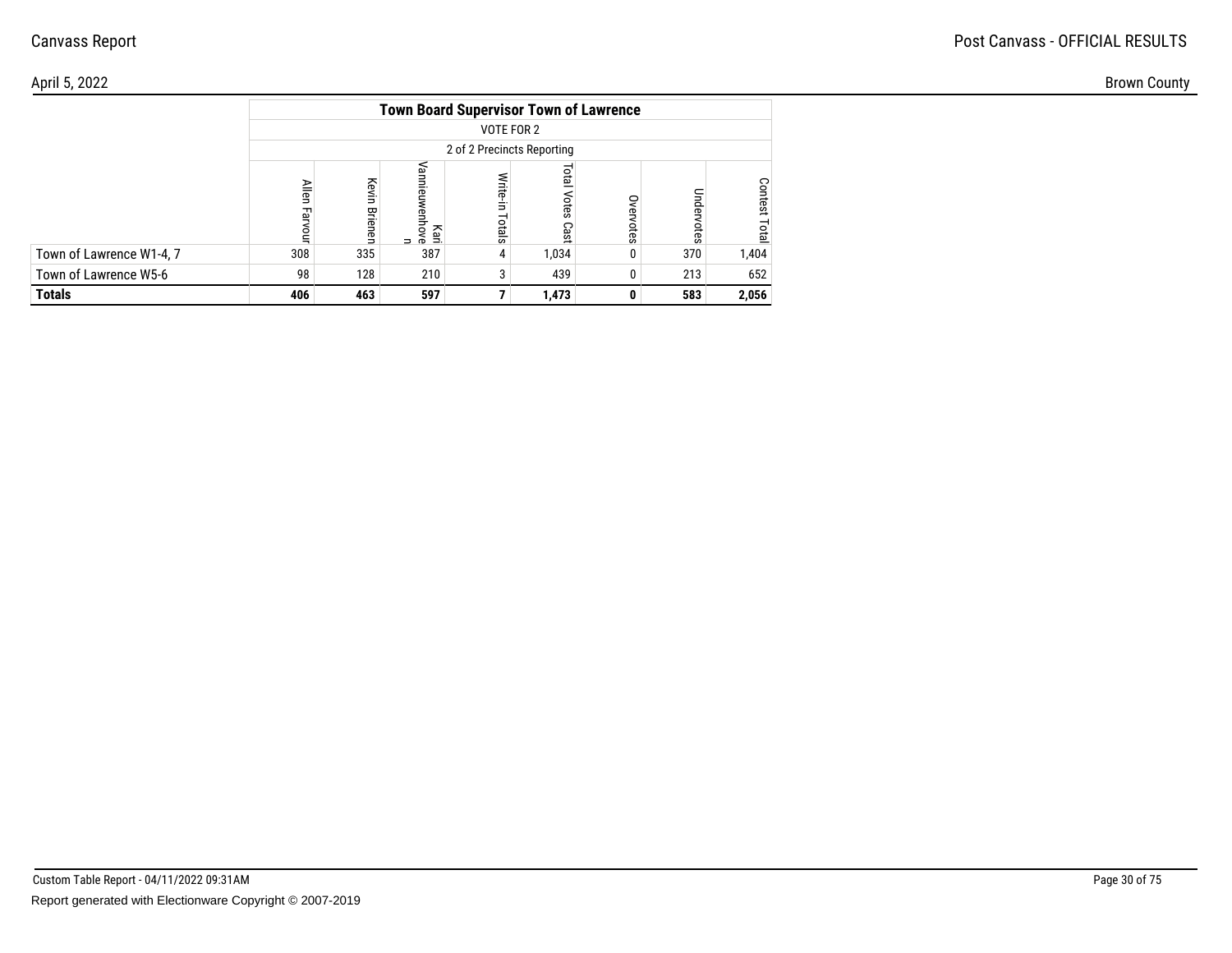Canvass Report

Post Canvass - OFFICIAL RESULTS

April 5, 2022

Brown County

| | Town Board Supervisor Town of Lawrence | | | | | | | |
|---|---|---|---|---|---|---|---|---|
| | VOTE FOR 2 | | | | | | | |
| | 2 of 2 Precincts Reporting | | | | | | | |
| | Allen Farvour | Kevin Brienen | Kari Vanmieuwenhoven | Write-in Totals | Total Votes Cast | Overvotes | Undervotes | Contest Total |
| Town of Lawrence W1-4, 7 | 308 | 335 | 387 | 4 | 1,034 | 0 | 370 | 1,404 |
| Town of Lawrence W5-6 | 98 | 128 | 210 | 3 | 439 | 0 | 213 | 652 |
| **Totals** | **406** | **463** | **597** | **7** | **1,473** | **0** | **583** | **2,056** |

Custom Table Report - 04/11/2022 09:31AM

Report generated with Electionware Copyright © 2007-2019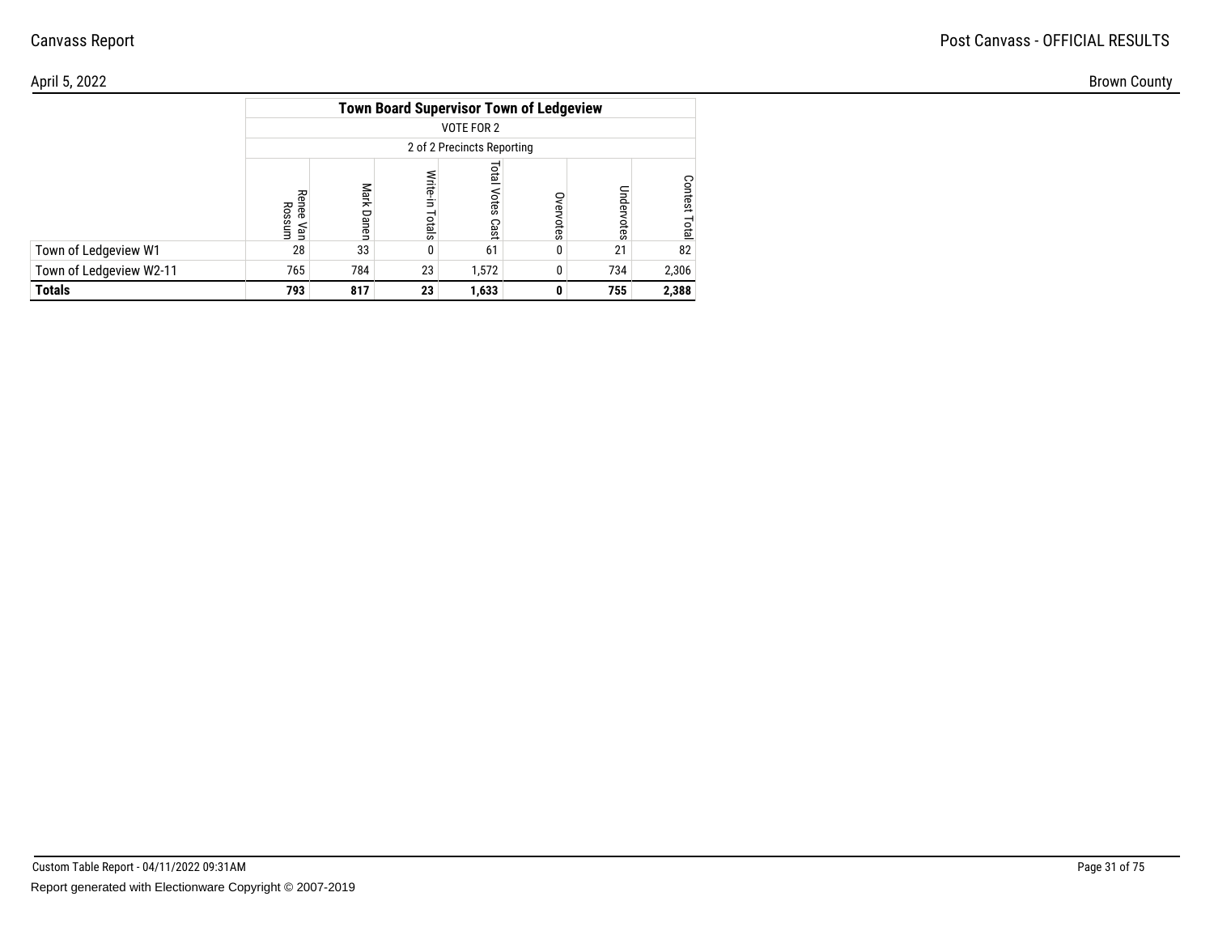| | Town Board Supervisor Town of Ledgeview | | | | | | |
|---|---|---|---|---|---|---|---|
| | VOTE FOR 2 | | | | | | |
| | 2 of 2 Precincts Reporting | | | | | | |
| | Renee Van Rossum | Mark Danen | Write-in Totals | Total Votes Cast | Overvotes | Undervotes | Contest Total |
| Town of Ledgeview W1 | 28 | 33 | 0 | 61 | 0 | 21 | 82 |
| Town of Ledgeview W2-11 | 765 | 784 | 23 | 1,572 | 0 | 734 | 2,306 |
| **Totals** | **793** | **817** | **23** | **1,633** | **0** | **755** | **2,388** |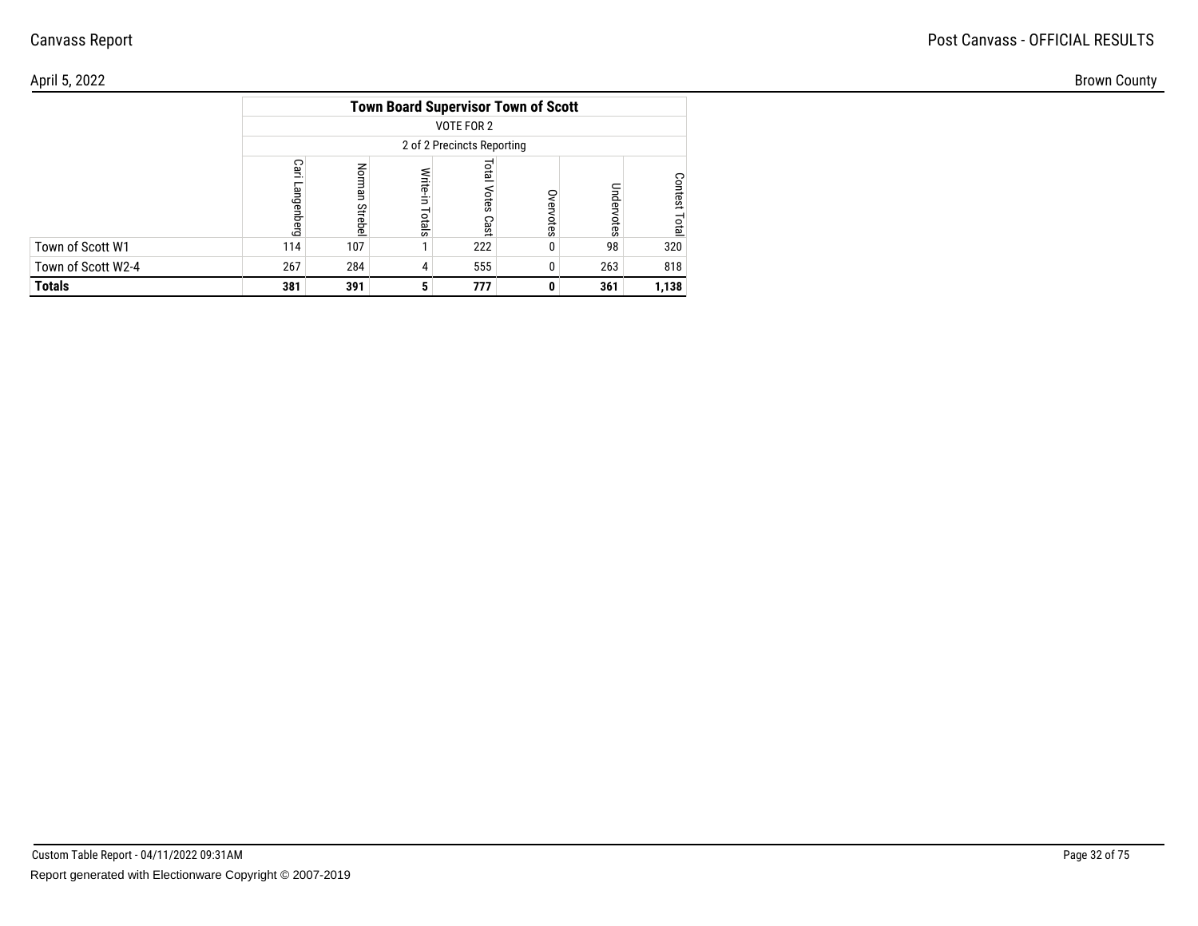| | Town Board Supervisor Town of Scott | | | | | | |
|---|---|---|---|---|---|---|---|
| | VOTE FOR 2 | | | | | | |
| | 2 of 2 Precincts Reporting | | | | | | |
| | Cari Langenberg | Norman Strebel | Write-in Totals | Total Votes Cast | Overvotes | Undervotes | Contest Total |
| Town of Scott W1 | 114 | 107 | 1 | 222 | 0 | 98 | 320 |
| Town of Scott W2-4 | 267 | 284 | 4 | 555 | 0 | 263 | 818 |
| **Totals** | **381** | **391** | **5** | **777** | **0** | **361** | **1,138** |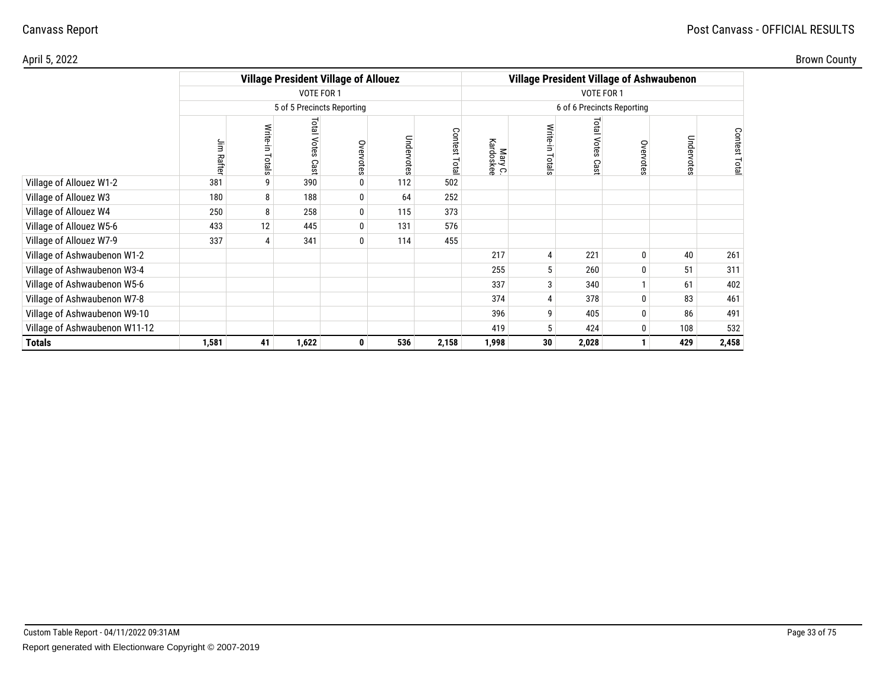Canvass Report

Post Canvass - OFFICIAL RESULTS

April 5, 2022

Brown County

| | Village President Village of Allouez | | | | | | Village President Village of Ashwaubenon | | | | | |
|---|---|---|---|---|---|---|---|---|---|---|---|---|
| | VOTE FOR 1 | | | | | | VOTE FOR 1 | | | | | |
| | 5 of 5 Precincts Reporting | | | | | | 6 of 6 Precincts Reporting | | | | | |
| | Jim Rafter | Write-in Totals | Total Votes Cast | Overvotes | Undervotes | Contest Total | Mary C. Kardoskee | Write-in Totals | Total Votes Cast | Overvotes | Undervotes | Contest Total |
| Village of Allouez W1-2 | 381 | 9 | 390 | 0 | 112 | 502 | | | | | | |
| Village of Allouez W3 | 180 | 8 | 188 | 0 | 64 | 252 | | | | | | |
| Village of Allouez W4 | 250 | 8 | 258 | 0 | 115 | 373 | | | | | | |
| Village of Allouez W5-6 | 433 | 12 | 445 | 0 | 131 | 576 | | | | | | |
| Village of Allouez W7-9 | 337 | 4 | 341 | 0 | 114 | 455 | | | | | | |
| Village of Ashwaubenon W1-2 | | | | | | | 217 | 4 | 221 | 0 | 40 | 261 |
| Village of Ashwaubenon W3-4 | | | | | | | 255 | 5 | 260 | 0 | 51 | 311 |
| Village of Ashwaubenon W5-6 | | | | | | | 337 | 3 | 340 | 1 | 61 | 402 |
| Village of Ashwaubenon W7-8 | | | | | | | 374 | 4 | 378 | 0 | 83 | 461 |
| Village of Ashwaubenon W9-10 | | | | | | | 396 | 9 | 405 | 0 | 86 | 491 |
| Village of Ashwaubenon W11-12 | | | | | | | 419 | 5 | 424 | 0 | 108 | 532 |
| **Totals** | **1,581** | **41** | **1,622** | **0** | **536** | **2,158** | **1,998** | **30** | **2,028** | **1** | **429** | **2,458** |

Custom Table Report - 04/11/2022 09:31AM

Report generated with Electionware Copyright © 2007-2019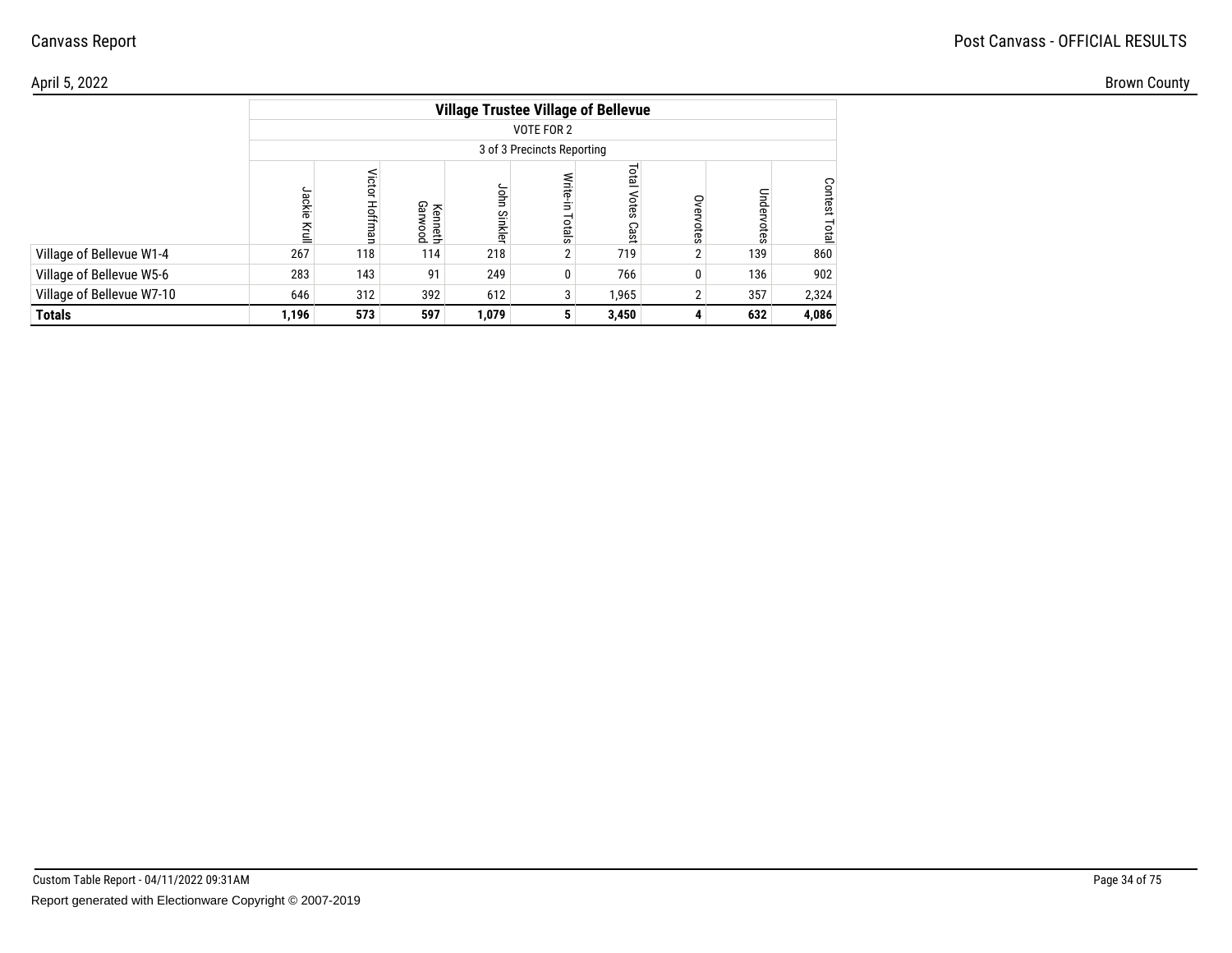Canvass Report

Post Canvass - OFFICIAL RESULTS

April 5, 2022

Brown County

| | Village Trustee Village of Bellevue | | | | | | | | |
|---|---|---|---|---|---|---|---|---|---|
| | VOTE FOR 2 | | | | | | | | |
| | 3 of 3 Precincts Reporting | | | | | | | | |
| | Jackie Krull | Victor Hoffman | Kenneth Garwood | John Sinkler | Write-in Totals | Total Votes Cast | Overvotes | Undervotes | Contest Total |
| Village of Bellevue W1-4 | 267 | 118 | 114 | 218 | 2 | 719 | 2 | 139 | 860 |
| Village of Bellevue W5-6 | 283 | 143 | 91 | 249 | 0 | 766 | 0 | 136 | 902 |
| Village of Bellevue W7-10 | 646 | 312 | 392 | 612 | 3 | 1,965 | 2 | 357 | 2,324 |
| **Totals** | **1,196** | **573** | **597** | **1,079** | **5** | **3,450** | **4** | **632** | **4,086** |

Custom Table Report - 04/11/2022 09:31AM

Report generated with Electionware Copyright © 2007-2019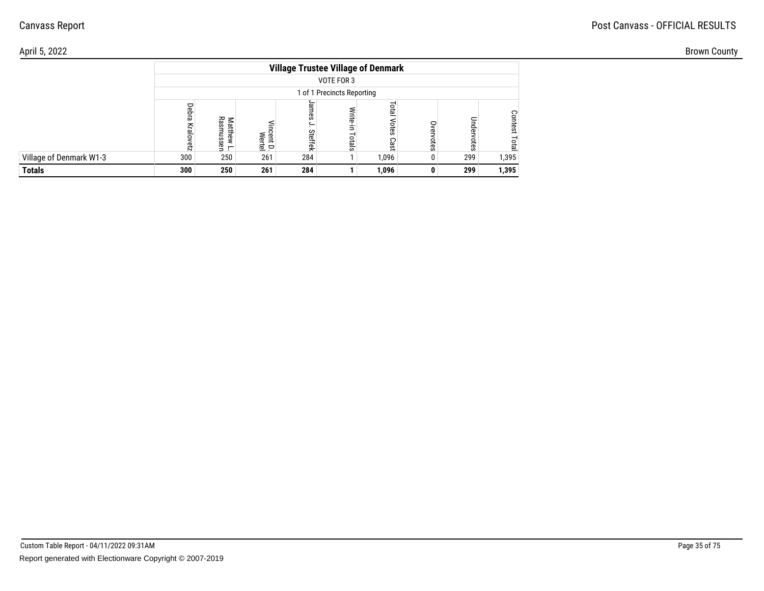## Village Trustee Village of Denmark

VOTE FOR 3

1 of 1 Precincts Reporting

| | Debra Kralovetz | Matthew L. Rasmussen | Vincent D. Wertel | James J. Steffek | Write-in Totals | Total Votes Cast | Overvotes | Undervotes | Contest Total |
|---|---|---|---|---|---|---|---|---|---|
| Village of Denmark W1-3 | 300 | 250 | 261 | 284 | 1 | 1,096 | 0 | 299 | 1,395 |
| **Totals** | **300** | **250** | **261** | **284** | **1** | **1,096** | **0** | **299** | **1,395** |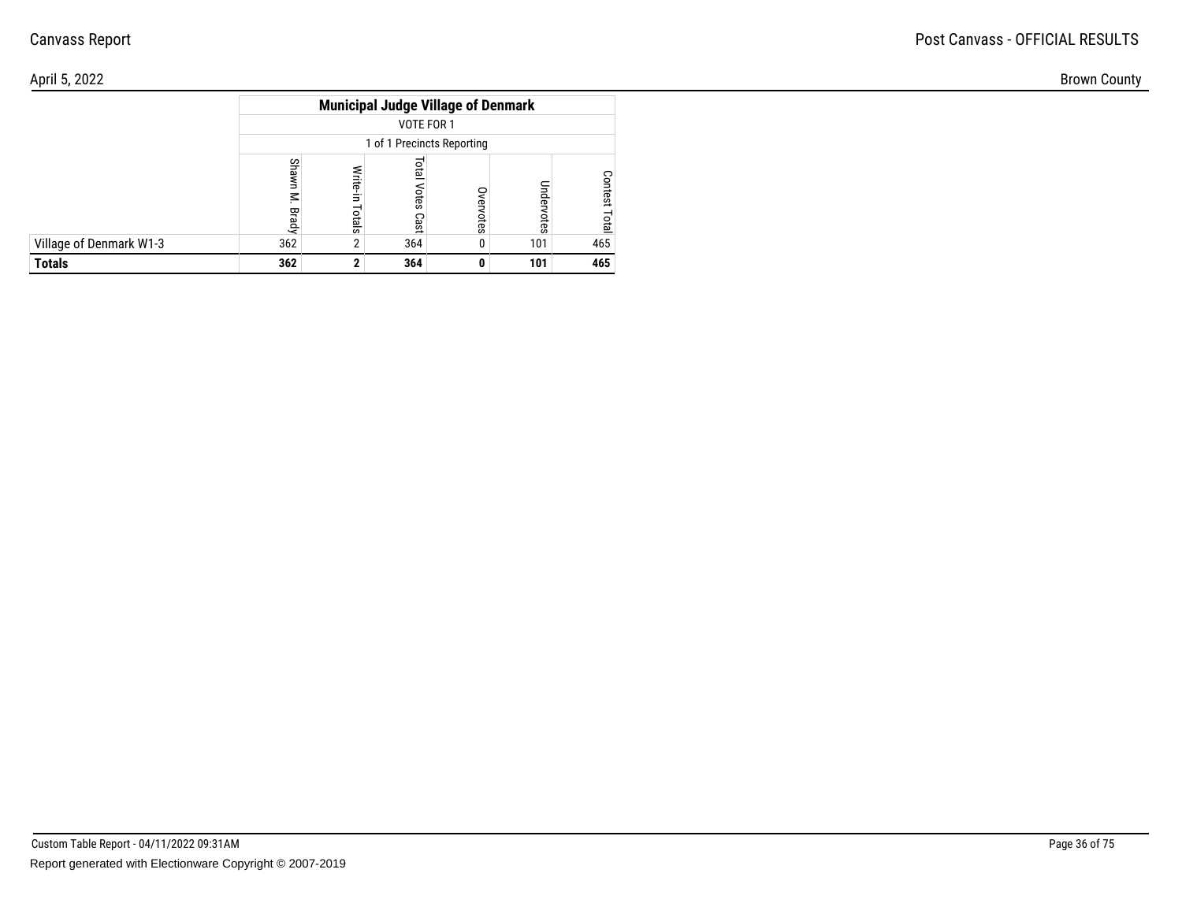| | Municipal Judge Village of Denmark | | | | | |
|---|---|---|---|---|---|---|
| | VOTE FOR 1 | | | | | |
| | 1 of 1 Precincts Reporting | | | | | |
| | Shawn M. Brady | Write-in Totals | Total Votes Cast | Overvotes | Undervotes | Contest Total |
| Village of Denmark W1-3 | 362 | 2 | 364 | 0 | 101 | 465 |
| **Totals** | **362** | **2** | **364** | **0** | **101** | **465** |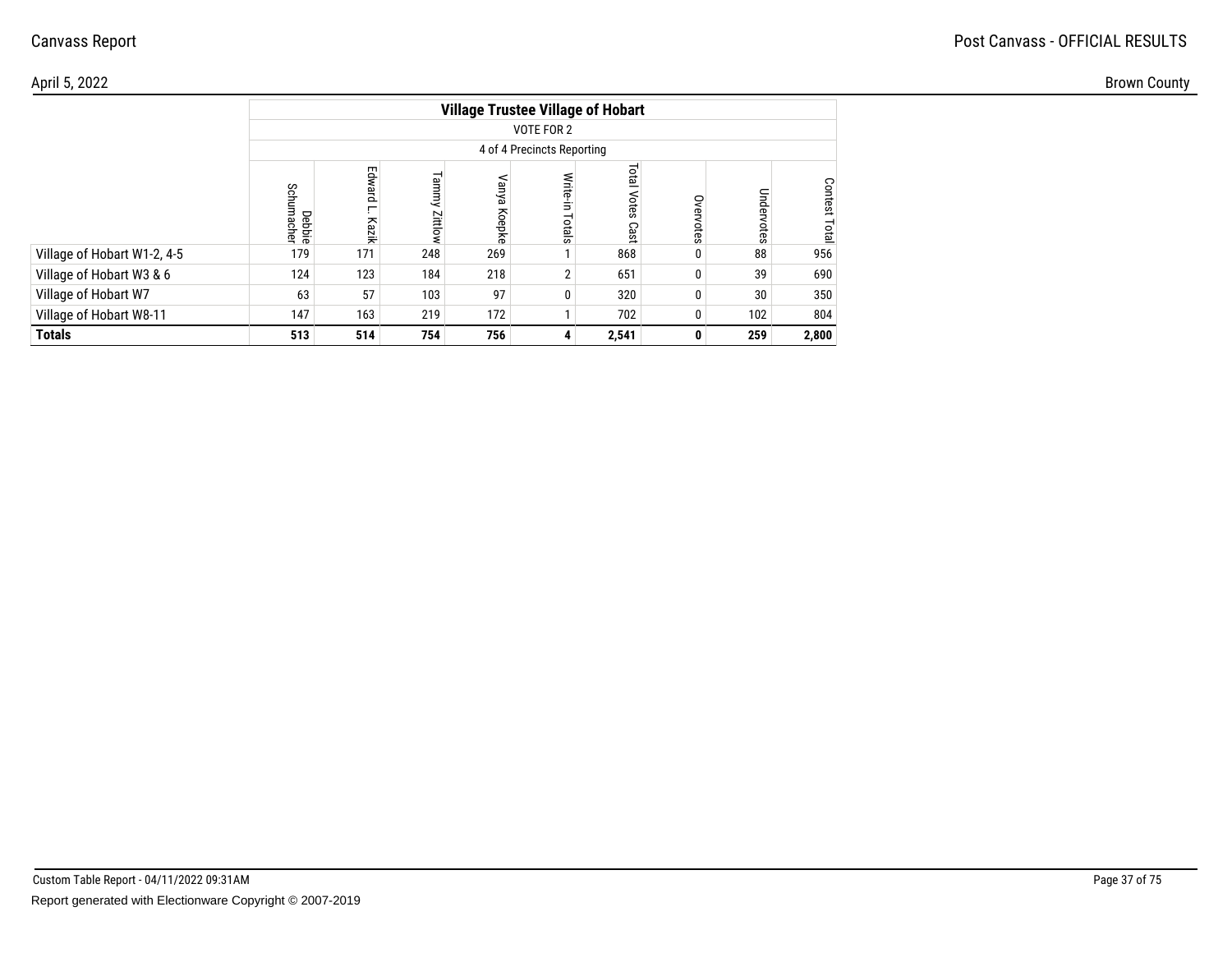## Village Trustee Village of Hobart

VOTE FOR 2

4 of 4 Precincts Reporting

| | Debbie Schumacher | Edward L. Kazik | Tammy Zittlow | Vanya Koepke | Write-in Totals | Total Votes Cast | Overvotes | Undervotes | Contest Total |
|---|---|---|---|---|---|---|---|---|---|
| Village of Hobart W1-2, 4-5 | 179 | 171 | 248 | 269 | 1 | 868 | 0 | 88 | 956 |
| Village of Hobart W3 & 6 | 124 | 123 | 184 | 218 | 2 | 651 | 0 | 39 | 690 |
| Village of Hobart W7 | 63 | 57 | 103 | 97 | 0 | 320 | 0 | 30 | 350 |
| Village of Hobart W8-11 | 147 | 163 | 219 | 172 | 1 | 702 | 0 | 102 | 804 |
| **Totals** | **513** | **514** | **754** | **756** | **4** | **2,541** | **0** | **259** | **2,800** |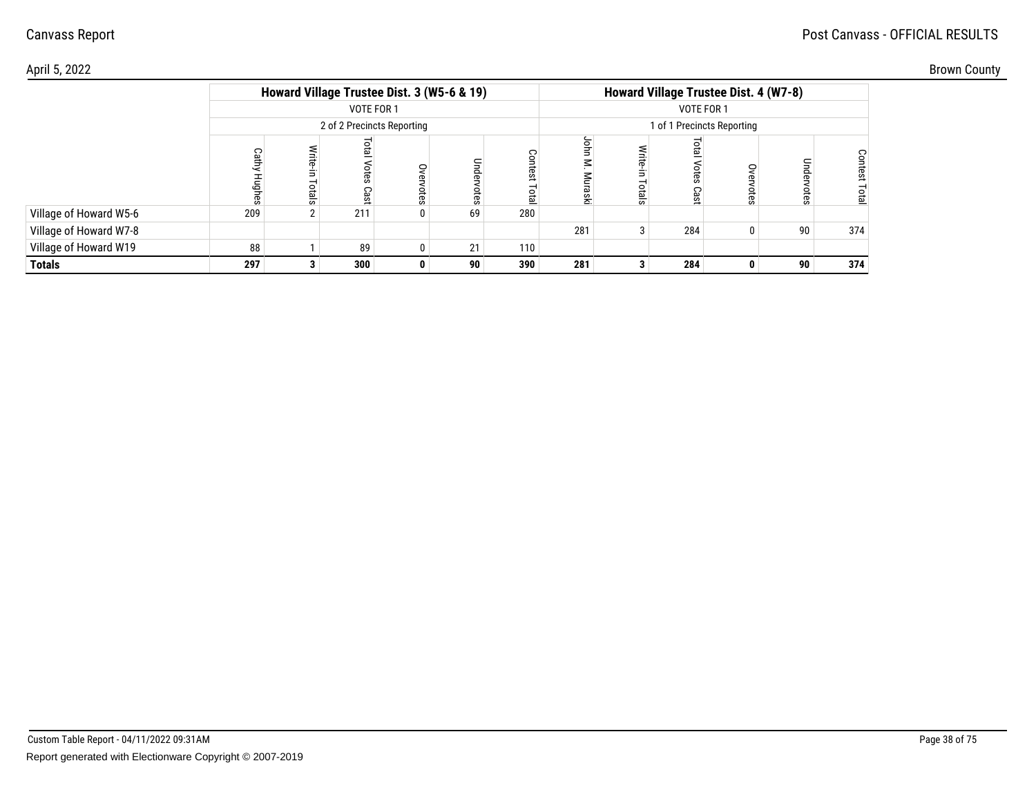| | Howard Village Trustee Dist. 3 (W5-6 & 19) | | | | | | Howard Village Trustee Dist. 4 (W7-8) | | | | | |
|---|---|---|---|---|---|---|---|---|---|---|---|---|
| | VOTE FOR 1 | | | | | | VOTE FOR 1 | | | | | |
| | 2 of 2 Precincts Reporting | | | | | | 1 of 1 Precincts Reporting | | | | | |
| | Cathy Hughes | Write-in Totals | Total Votes Cast | Overvotes | Undervotes | Contest Total | John M. Muraski | Write-in Totals | Total Votes Cast | Overvotes | Undervotes | Contest Total |
| Village of Howard W5-6 | 209 | 2 | 211 | 0 | 69 | 280 | | | | | | |
| Village of Howard W7-8 | | | | | | | 281 | 3 | 284 | 0 | 90 | 374 |
| Village of Howard W19 | 88 | 1 | 89 | 0 | 21 | 110 | | | | | | |
| **Totals** | **297** | **3** | **300** | **0** | **90** | **390** | **281** | **3** | **284** | **0** | **90** | **374** |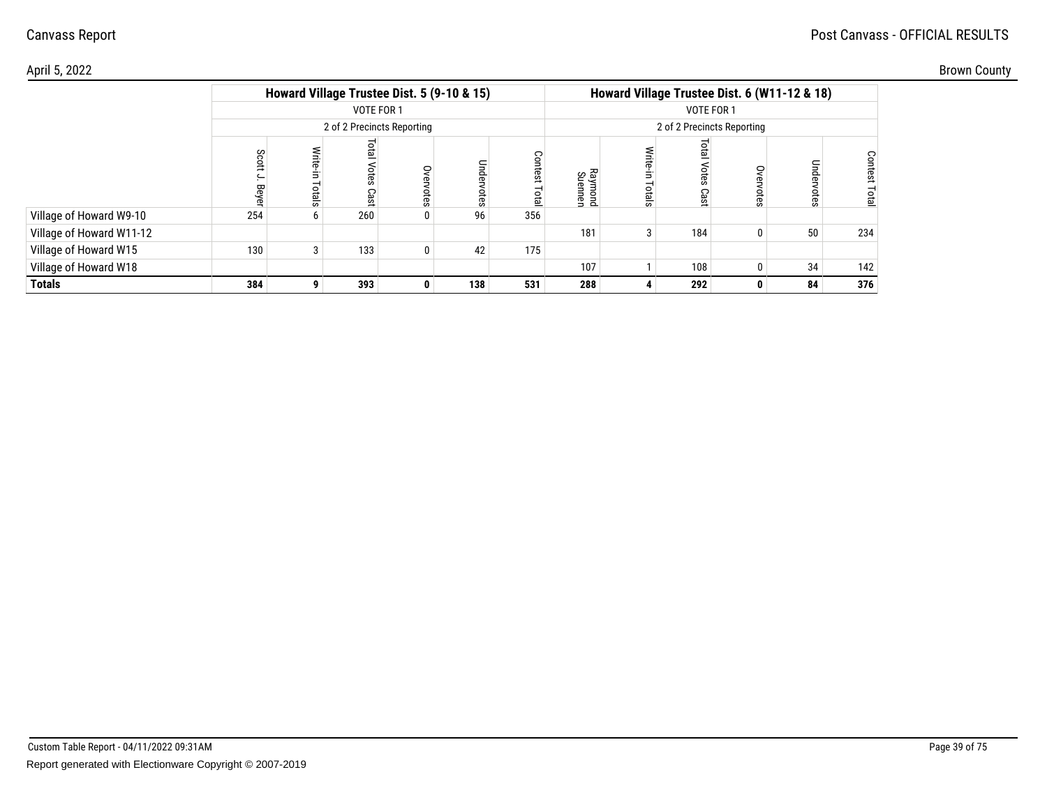Canvass Report

Post Canvass - OFFICIAL RESULTS

April 5, 2022

Brown County

| | Howard Village Trustee Dist. 5 (9-10 & 15) | | | | | | Howard Village Trustee Dist. 6 (W11-12 & 18) | | | | | |
|---|---|---|---|---|---|---|---|---|---|---|---|---|
| | VOTE FOR 1 | | | | | | VOTE FOR 1 | | | | | |
| | 2 of 2 Precincts Reporting | | | | | | 2 of 2 Precincts Reporting | | | | | |
| | Scott J. Beyer | Write-in Totals | Total Votes Cast | Overvotes | Undervotes | Contest Total | Raymond Suennen | Write-in Totals | Total Votes Cast | Overvotes | Undervotes | Contest Total |
| Village of Howard W9-10 | 254 | 6 | 260 | 0 | 96 | 356 | | | | | | |
| Village of Howard W11-12 | | | | | | | 181 | 3 | 184 | 0 | 50 | 234 |
| Village of Howard W15 | 130 | 3 | 133 | 0 | 42 | 175 | | | | | | |
| Village of Howard W18 | | | | | | | 107 | 1 | 108 | 0 | 34 | 142 |
| **Totals** | **384** | **9** | **393** | **0** | **138** | **531** | **288** | **4** | **292** | **0** | **84** | **376** |

Custom Table Report - 04/11/2022 09:31AM

Report generated with Electionware Copyright © 2007-2019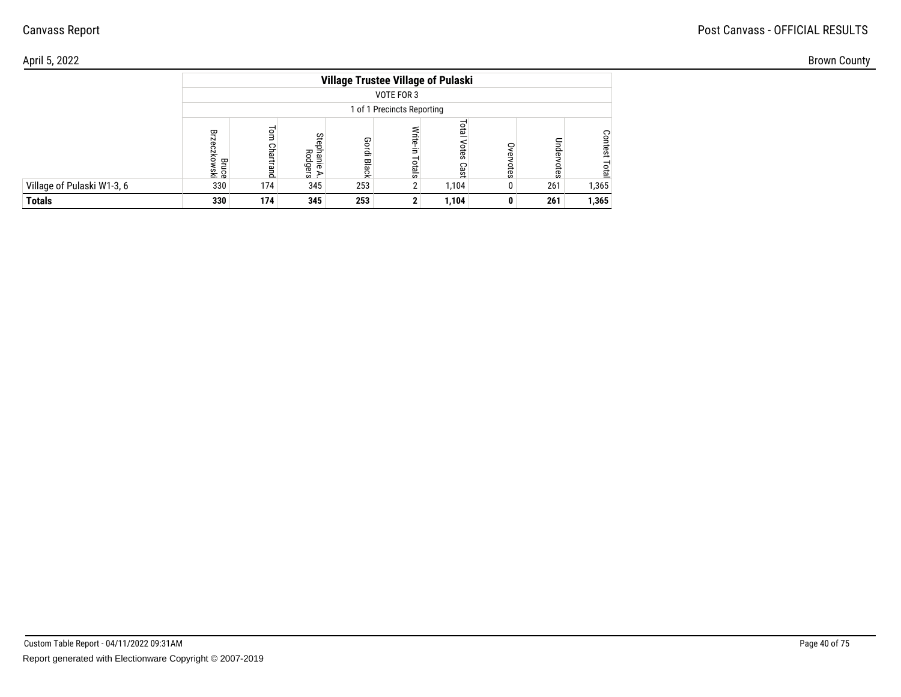Canvass Report

Post Canvass - OFFICIAL RESULTS

April 5, 2022

Brown County

| | Village Trustee Village of Pulaski | | | | | | | | |
|---|---|---|---|---|---|---|---|---|---|
| | VOTE FOR 3 | | | | | | | | |
| | 1 of 1 Precincts Reporting | | | | | | | | |
| | Bruce Brzeczkowski | Tom Chartrand | Stephanie A. Rodgers | Gordi Black | Write-in Totals | Total Votes Cast | Overvotes | Undervotes | Contest Total |
| Village of Pulaski W1-3, 6 | 330 | 174 | 345 | 253 | 2 | 1,104 | 0 | 261 | 1,365 |
| **Totals** | **330** | **174** | **345** | **253** | **2** | **1,104** | **0** | **261** | **1,365** |

Custom Table Report - 04/11/2022 09:31AM

Report generated with Electionware Copyright © 2007-2019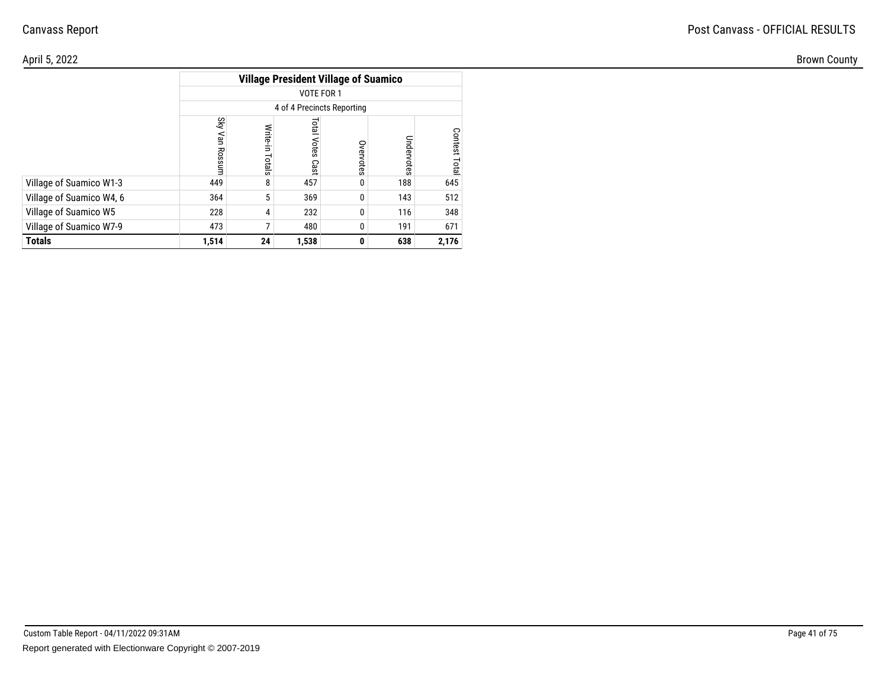Canvass Report

Post Canvass - OFFICIAL RESULTS

April 5, 2022

Brown County

| | Village President Village of Suamico | | | | | |
|---|---|---|---|---|---|---|
| | VOTE FOR 1 | | | | | |
| | 4 of 4 Precincts Reporting | | | | | |
| | Sky Van Rossum | Write-in Totals | Total Votes Cast | Overvotes | Undervotes | Contest Total |
| Village of Suamico W1-3 | 449 | 8 | 457 | 0 | 188 | 645 |
| Village of Suamico W4, 6 | 364 | 5 | 369 | 0 | 143 | 512 |
| Village of Suamico W5 | 228 | 4 | 232 | 0 | 116 | 348 |
| Village of Suamico W7-9 | 473 | 7 | 480 | 0 | 191 | 671 |
| **Totals** | **1,514** | **24** | **1,538** | **0** | **638** | **2,176** |

Custom Table Report - 04/11/2022 09:31AM

Report generated with Electionware Copyright © 2007-2019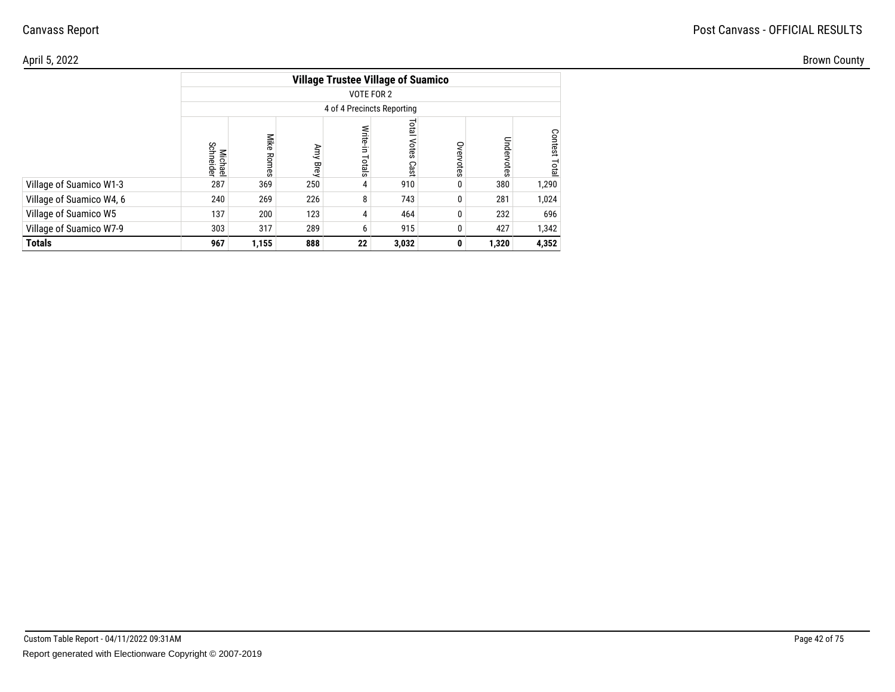Canvass Report

Post Canvass - OFFICIAL RESULTS

April 5, 2022

Brown County

| | Village Trustee Village of Suamico | | | | | | | |
|---|---|---|---|---|---|---|---|---|
| | VOTE FOR 2 | | | | | | | |
| | 4 of 4 Precincts Reporting | | | | | | | |
| | Michael Schneider | Mike Romes | Amy Brey | Write-in Totals | Total Votes Cast | Overvotes | Undervotes | Contest Total |
| Village of Suamico W1-3 | 287 | 369 | 250 | 4 | 910 | 0 | 380 | 1,290 |
| Village of Suamico W4, 6 | 240 | 269 | 226 | 8 | 743 | 0 | 281 | 1,024 |
| Village of Suamico W5 | 137 | 200 | 123 | 4 | 464 | 0 | 232 | 696 |
| Village of Suamico W7-9 | 303 | 317 | 289 | 6 | 915 | 0 | 427 | 1,342 |
| **Totals** | **967** | **1,155** | **888** | **22** | **3,032** | **0** | **1,320** | **4,352** |

Custom Table Report - 04/11/2022 09:31AM

Report generated with Electionware Copyright © 2007-2019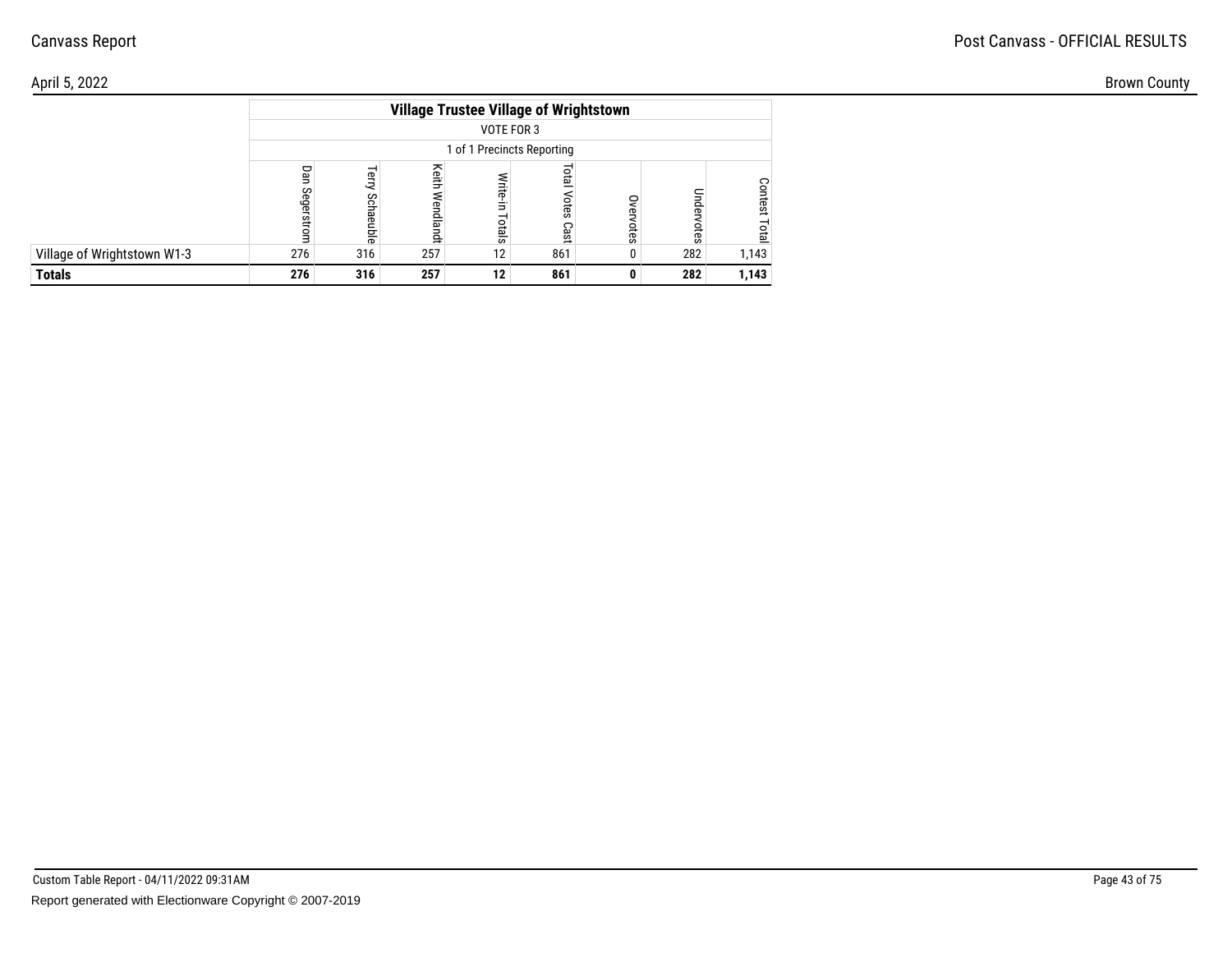## Village Trustee Village of Wrightstown

VOTE FOR 3

1 of 1 Precincts Reporting

| | Dan Segerstrom | Terry Schaeuble | Keith Wendlandt | Write-in Totals | Total Votes Cast | Overvotes | Undervotes | Contest Total |
|---|---|---|---|---|---|---|---|---|
| Village of Wrightstown W1-3 | 276 | 316 | 257 | 12 | 861 | 0 | 282 | 1,143 |
| **Totals** | **276** | **316** | **257** | **12** | **861** | **0** | **282** | **1,143** |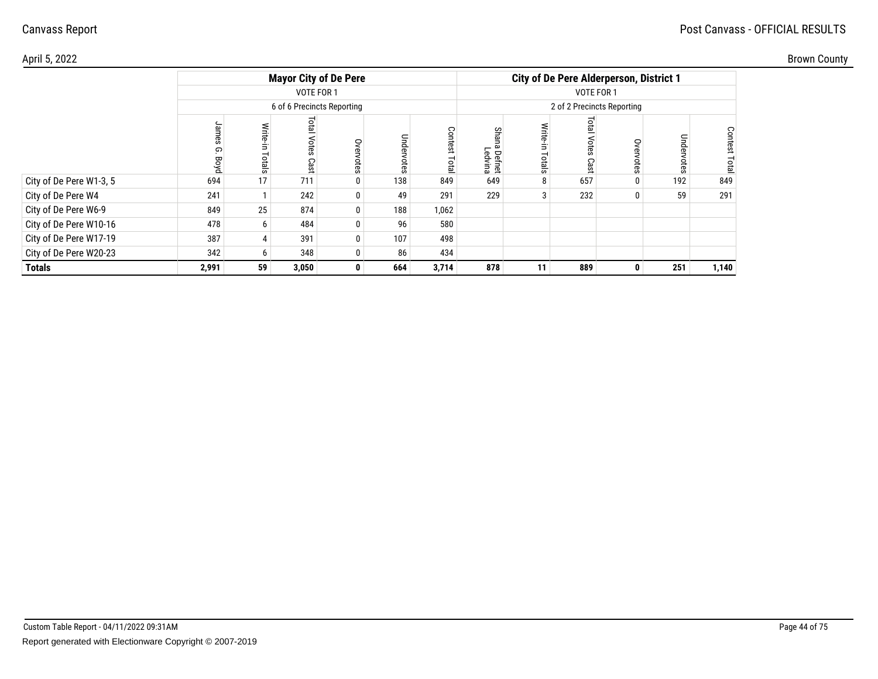Canvass Report

Post Canvass - OFFICIAL RESULTS

April 5, 2022

Brown County

| | Mayor City of De Pere | | | | | | City of De Pere Alderperson, District 1 | | | | | |
|---|---|---|---|---|---|---|---|---|---|---|---|---|
| | VOTE FOR 1 | | | | | | VOTE FOR 1 | | | | | |
| | 6 of 6 Precincts Reporting | | | | | | 2 of 2 Precincts Reporting | | | | | |
| | James G. Boyd | Write-in Totals | Total Votes Cast | Overvotes | Undervotes | Contest Total | Shana Defnet Ledvina | Write-in Totals | Total Votes Cast | Overvotes | Undervotes | Contest Total |
| City of De Pere W1-3, 5 | 694 | 17 | 711 | 0 | 138 | 849 | 649 | 8 | 657 | 0 | 192 | 849 |
| City of De Pere W4 | 241 | 1 | 242 | 0 | 49 | 291 | 229 | 3 | 232 | 0 | 59 | 291 |
| City of De Pere W6-9 | 849 | 25 | 874 | 0 | 188 | 1,062 | | | | | | |
| City of De Pere W10-16 | 478 | 6 | 484 | 0 | 96 | 580 | | | | | | |
| City of De Pere W17-19 | 387 | 4 | 391 | 0 | 107 | 498 | | | | | | |
| City of De Pere W20-23 | 342 | 6 | 348 | 0 | 86 | 434 | | | | | | |
| **Totals** | **2,991** | **59** | **3,050** | **0** | **664** | **3,714** | **878** | **11** | **889** | **0** | **251** | **1,140** |

Custom Table Report - 04/11/2022 09:31AM

Report generated with Electionware Copyright © 2007-2019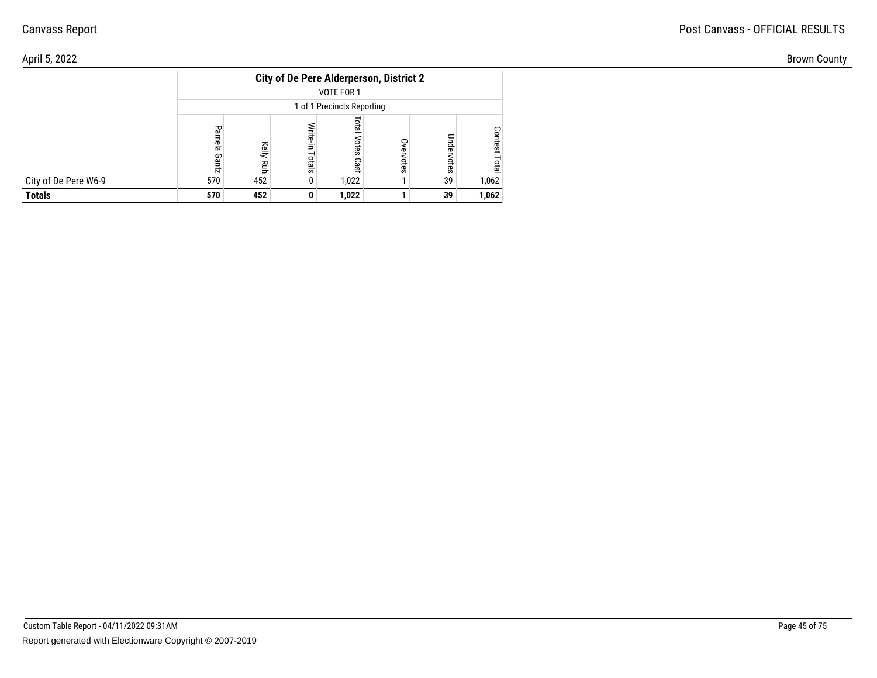## City of De Pere Alderperson, District 2

VOTE FOR 1

1 of 1 Precincts Reporting

| | Pamela Gantz | Kelly Ruh | Write-in Totals | Total Votes Cast | Overvotes | Undervotes | Contest Total |
|---|---|---|---|---|---|---|---|
| City of De Pere W6-9 | 570 | 452 | 0 | 1,022 | 1 | 39 | 1,062 |
| **Totals** | **570** | **452** | **0** | **1,022** | **1** | **39** | **1,062** |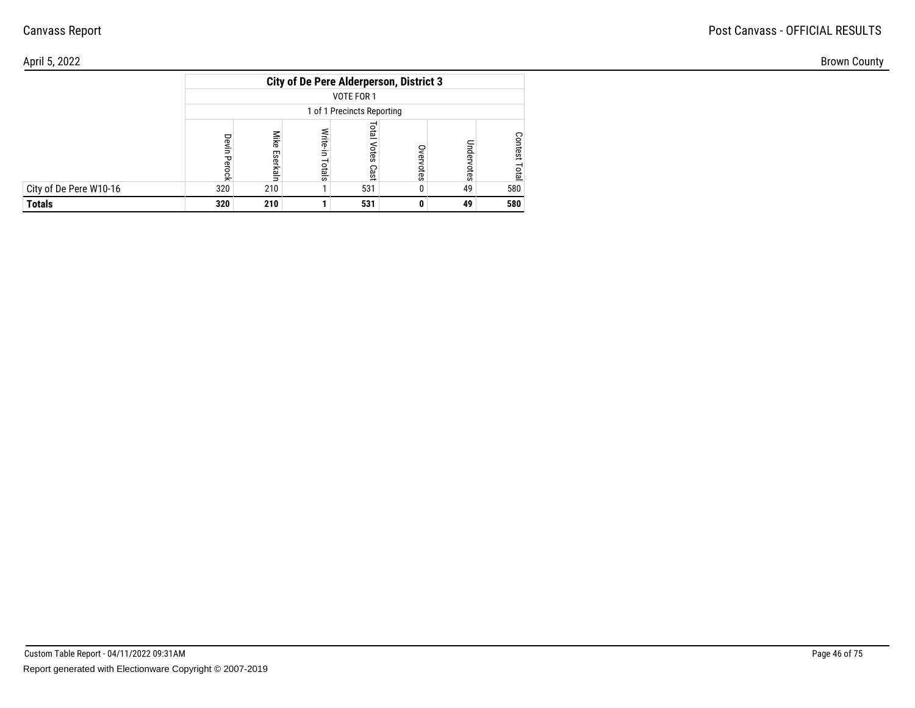| | City of De Pere Alderperson, District 3 | | | | | | |
|---|---|---|---|---|---|---|---|
| | VOTE FOR 1 | | | | | | |
| | 1 of 1 Precincts Reporting | | | | | | |
| | Devin Perock | Mike Eserkaln | Write-in Totals | Total Votes Cast | Overvotes | Undervotes | Contest Total |
| City of De Pere W10-16 | 320 | 210 | 1 | 531 | 0 | 49 | 580 |
| **Totals** | **320** | **210** | **1** | **531** | **0** | **49** | **580** |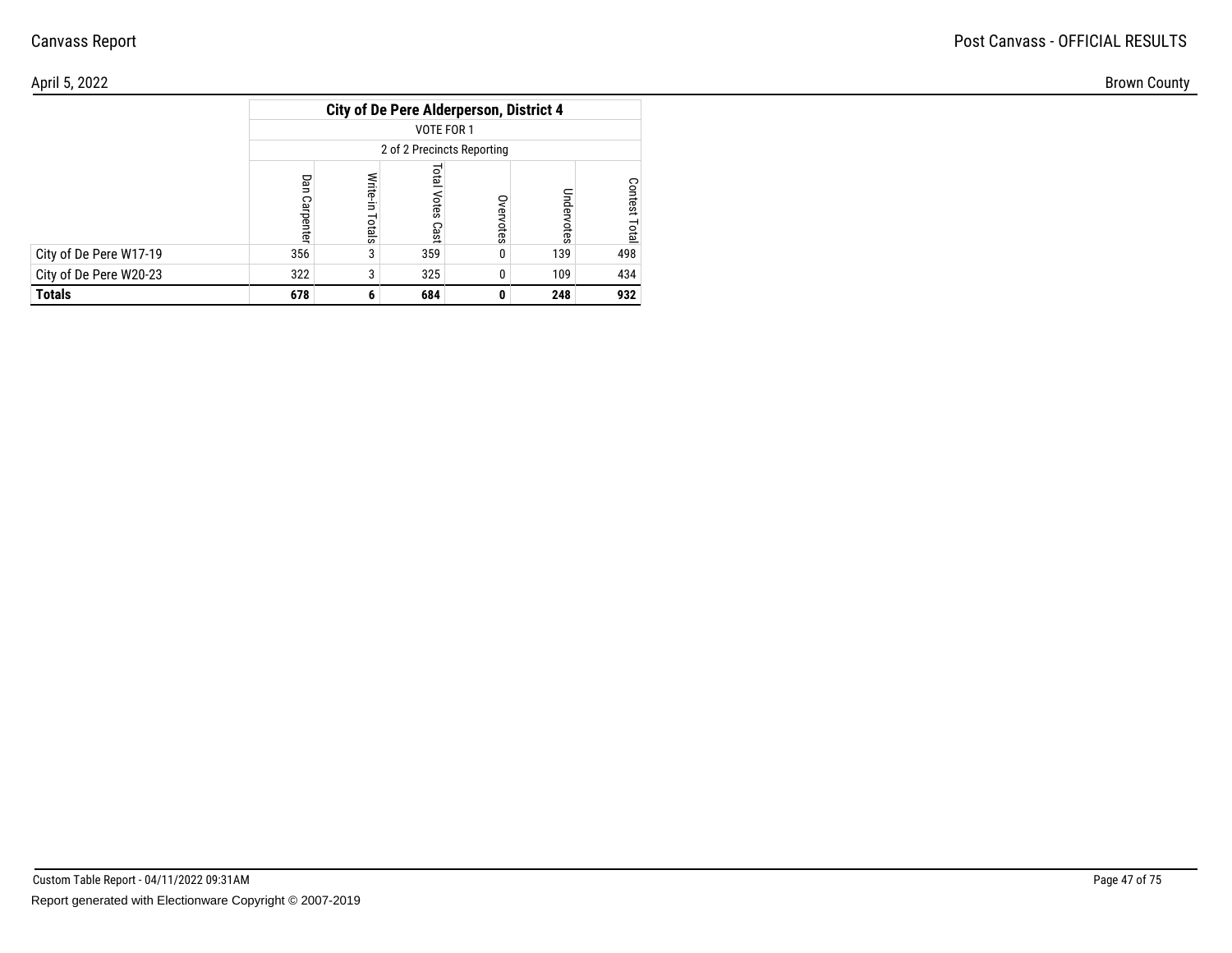| | City of De Pere Alderperson, District 4 | | | | | |
|---|---|---|---|---|---|---|
| | VOTE FOR 1 | | | | | |
| | 2 of 2 Precincts Reporting | | | | | |
| | Dan Carpenter | Write-in Totals | Total Votes Cast | Overvotes | Undervotes | Contest Total |
| City of De Pere W17-19 | 356 | 3 | 359 | 0 | 139 | 498 |
| City of De Pere W20-23 | 322 | 3 | 325 | 0 | 109 | 434 |
| **Totals** | **678** | **6** | **684** | **0** | **248** | **932** |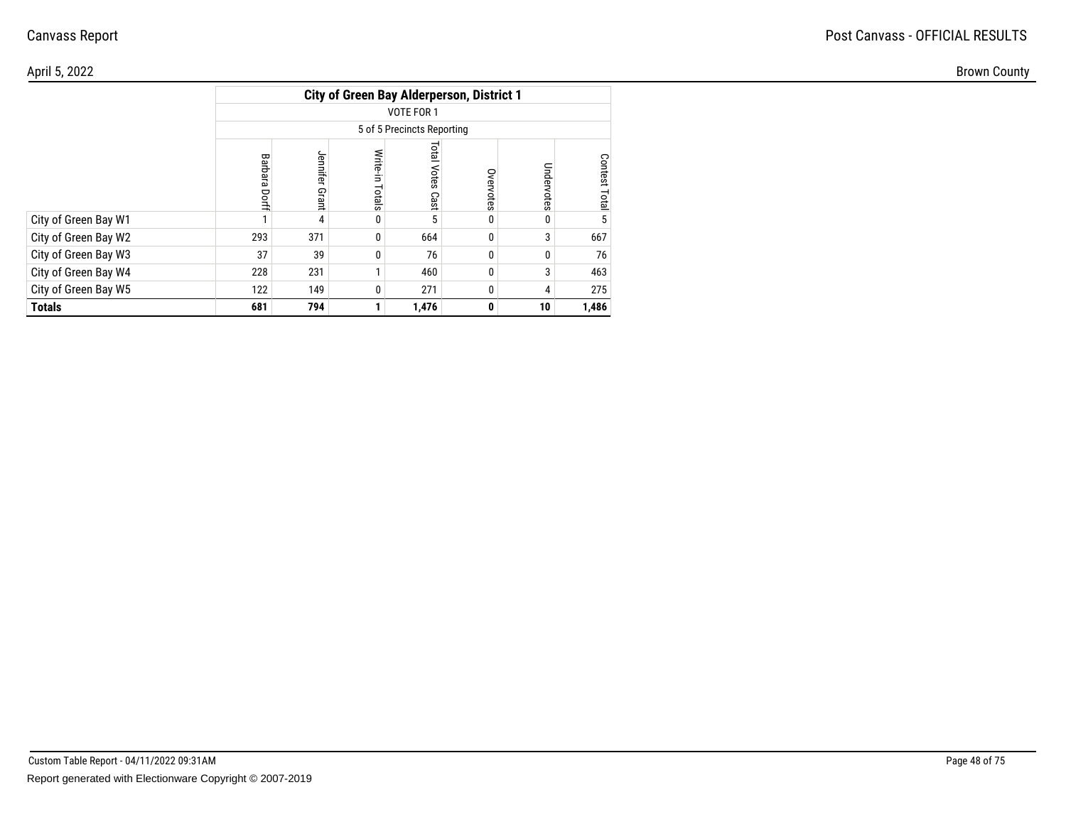| | City of Green Bay Alderperson, District 1 | | | | | | |
|---|---|---|---|---|---|---|---|
| | VOTE FOR 1 | | | | | | |
| | 5 of 5 Precincts Reporting | | | | | | |
| | Barbara Dorff | Jennifer Grant | Write-in Totals | Total Votes Cast | Overvotes | Undervotes | Contest Total |
| City of Green Bay W1 | 1 | 4 | 0 | 5 | 0 | 0 | 5 |
| City of Green Bay W2 | 293 | 371 | 0 | 664 | 0 | 3 | 667 |
| City of Green Bay W3 | 37 | 39 | 0 | 76 | 0 | 0 | 76 |
| City of Green Bay W4 | 228 | 231 | 1 | 460 | 0 | 3 | 463 |
| City of Green Bay W5 | 122 | 149 | 0 | 271 | 0 | 4 | 275 |
| **Totals** | **681** | **794** | **1** | **1,476** | **0** | **10** | **1,486** |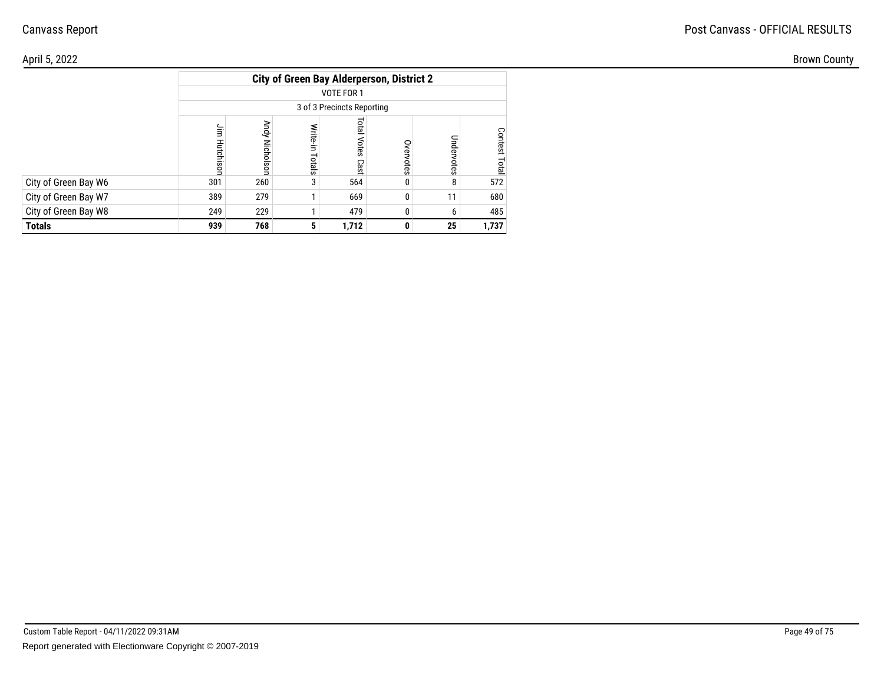## City of Green Bay Alderperson, District 2

VOTE FOR 1

3 of 3 Precincts Reporting

| | Jim Hutchison | Andy Nicholson | Write-in Totals | Total Votes Cast | Overvotes | Undervotes | Contest Total |
|---|---|---|---|---|---|---|---|
| City of Green Bay W6 | 301 | 260 | 3 | 564 | 0 | 8 | 572 |
| City of Green Bay W7 | 389 | 279 | 1 | 669 | 0 | 11 | 680 |
| City of Green Bay W8 | 249 | 229 | 1 | 479 | 0 | 6 | 485 |
| **Totals** | **939** | **768** | **5** | **1,712** | **0** | **25** | **1,737** |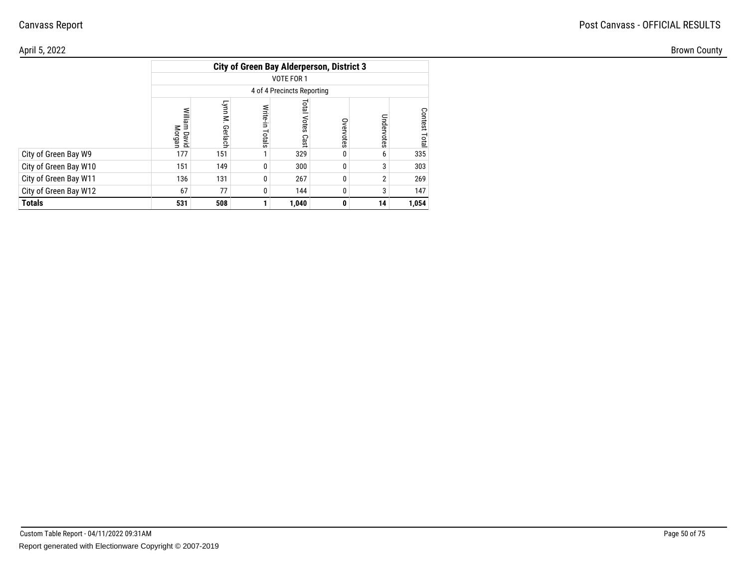Canvass Report

Post Canvass - OFFICIAL RESULTS

April 5, 2022

Brown County

| | City of Green Bay Alderperson, District 3 | | | | | | |
|---|---|---|---|---|---|---|---|
| | VOTE FOR 1 | | | | | | |
| | 4 of 4 Precincts Reporting | | | | | | |
| | William David Morgan | Lynn M. Gerlach | Write-in Totals | Total Votes Cast | Overvotes | Undervotes | Contest Total |
| City of Green Bay W9 | 177 | 151 | 1 | 329 | 0 | 6 | 335 |
| City of Green Bay W10 | 151 | 149 | 0 | 300 | 0 | 3 | 303 |
| City of Green Bay W11 | 136 | 131 | 0 | 267 | 0 | 2 | 269 |
| City of Green Bay W12 | 67 | 77 | 0 | 144 | 0 | 3 | 147 |
| **Totals** | **531** | **508** | **1** | **1,040** | **0** | **14** | **1,054** |

Custom Table Report - 04/11/2022 09:31AM

Report generated with Electionware Copyright © 2007-2019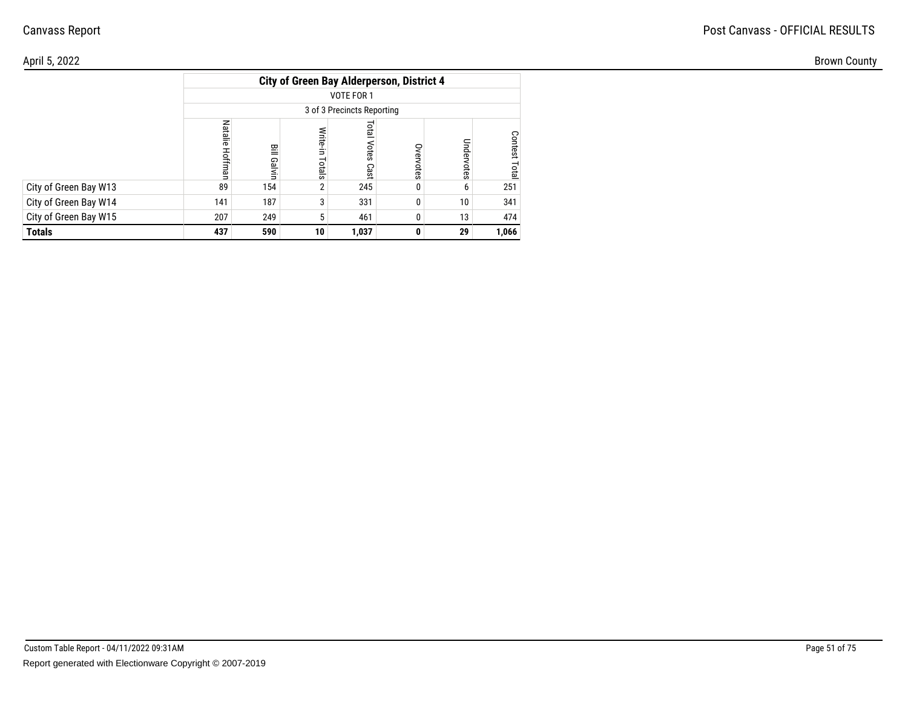Canvass Report

Post Canvass - OFFICIAL RESULTS

April 5, 2022

Brown County

| | City of Green Bay Alderperson, District 4 | | | | | | |
|---|---|---|---|---|---|---|---|
| | VOTE FOR 1 | | | | | | |
| | 3 of 3 Precincts Reporting | | | | | | |
| | Natalie Hoffman | Bill Galvin | Write-in Totals | Total Votes Cast | Overvotes | Undervotes | Contest Total |
| City of Green Bay W13 | 89 | 154 | 2 | 245 | 0 | 6 | 251 |
| City of Green Bay W14 | 141 | 187 | 3 | 331 | 0 | 10 | 341 |
| City of Green Bay W15 | 207 | 249 | 5 | 461 | 0 | 13 | 474 |
| **Totals** | **437** | **590** | **10** | **1,037** | **0** | **29** | **1,066** |

Custom Table Report - 04/11/2022 09:31AM

Report generated with Electionware Copyright © 2007-2019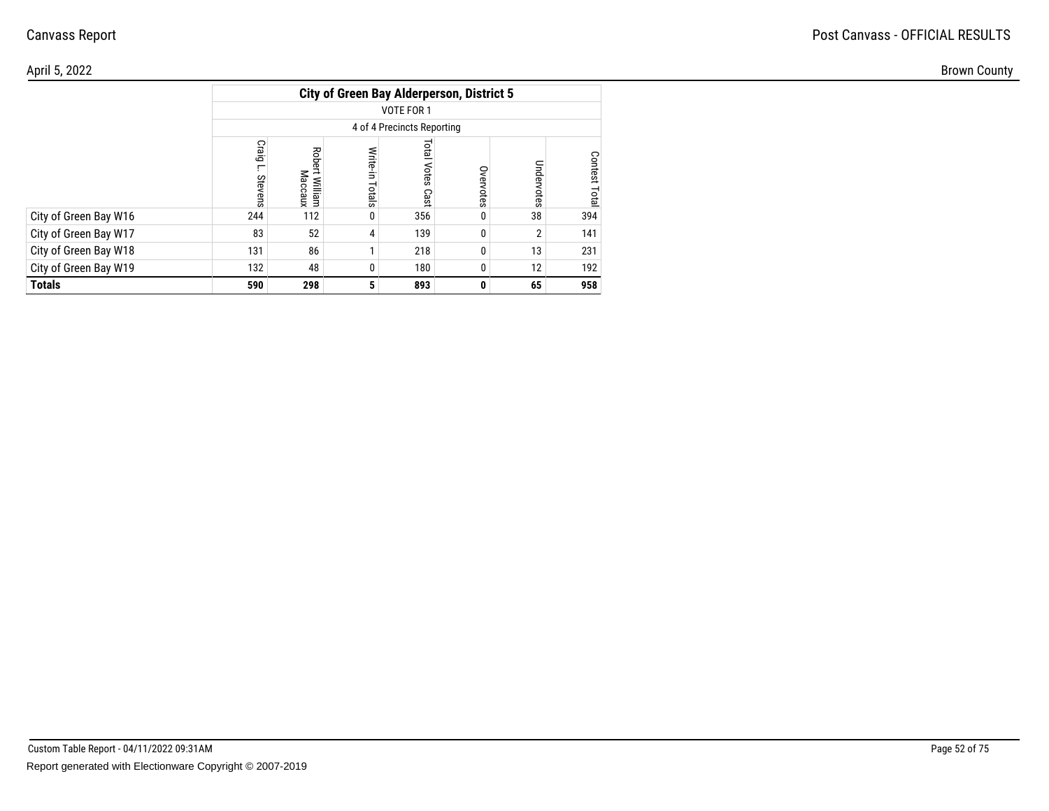Canvass Report

Post Canvass - OFFICIAL RESULTS

April 5, 2022

Brown County

| | City of Green Bay Alderperson, District 5 | | | | | | |
|---|---|---|---|---|---|---|---|
| | VOTE FOR 1 | | | | | | |
| | 4 of 4 Precincts Reporting | | | | | | |
| | Craig L. Stevens | Robert William Maccaux | Write-in Totals | Total Votes Cast | Overvotes | Undervotes | Contest Total |
| City of Green Bay W16 | 244 | 112 | 0 | 356 | 0 | 38 | 394 |
| City of Green Bay W17 | 83 | 52 | 4 | 139 | 0 | 2 | 141 |
| City of Green Bay W18 | 131 | 86 | 1 | 218 | 0 | 13 | 231 |
| City of Green Bay W19 | 132 | 48 | 0 | 180 | 0 | 12 | 192 |
| **Totals** | **590** | **298** | **5** | **893** | **0** | **65** | **958** |

Custom Table Report - 04/11/2022 09:31AM

Report generated with Electionware Copyright © 2007-2019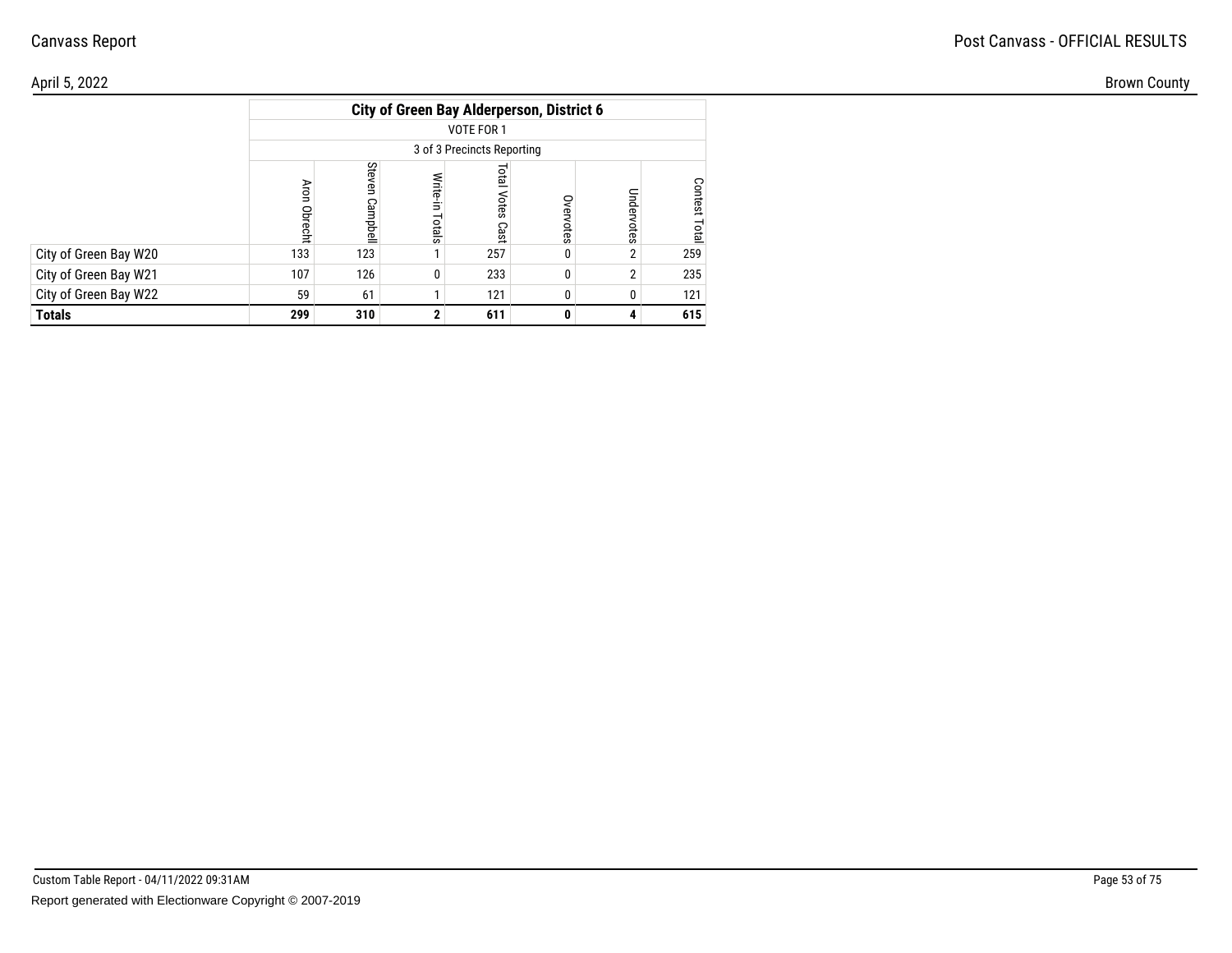Canvass Report

Post Canvass - OFFICIAL RESULTS

April 5, 2022

Brown County

| | City of Green Bay Alderperson, District 6 | | | | | | |
|---|---|---|---|---|---|---|---|
| | VOTE FOR 1 | | | | | | |
| | 3 of 3 Precincts Reporting | | | | | | |
| | Aron Obrecht | Steven Campbell | Write-in Totals | Total Votes Cast | Overvotes | Undervotes | Contest Total |
| City of Green Bay W20 | 133 | 123 | 1 | 257 | 0 | 2 | 259 |
| City of Green Bay W21 | 107 | 126 | 0 | 233 | 0 | 2 | 235 |
| City of Green Bay W22 | 59 | 61 | 1 | 121 | 0 | 0 | 121 |
| **Totals** | **299** | **310** | **2** | **611** | **0** | **4** | **615** |

Custom Table Report - 04/11/2022 09:31AM

Report generated with Electionware Copyright © 2007-2019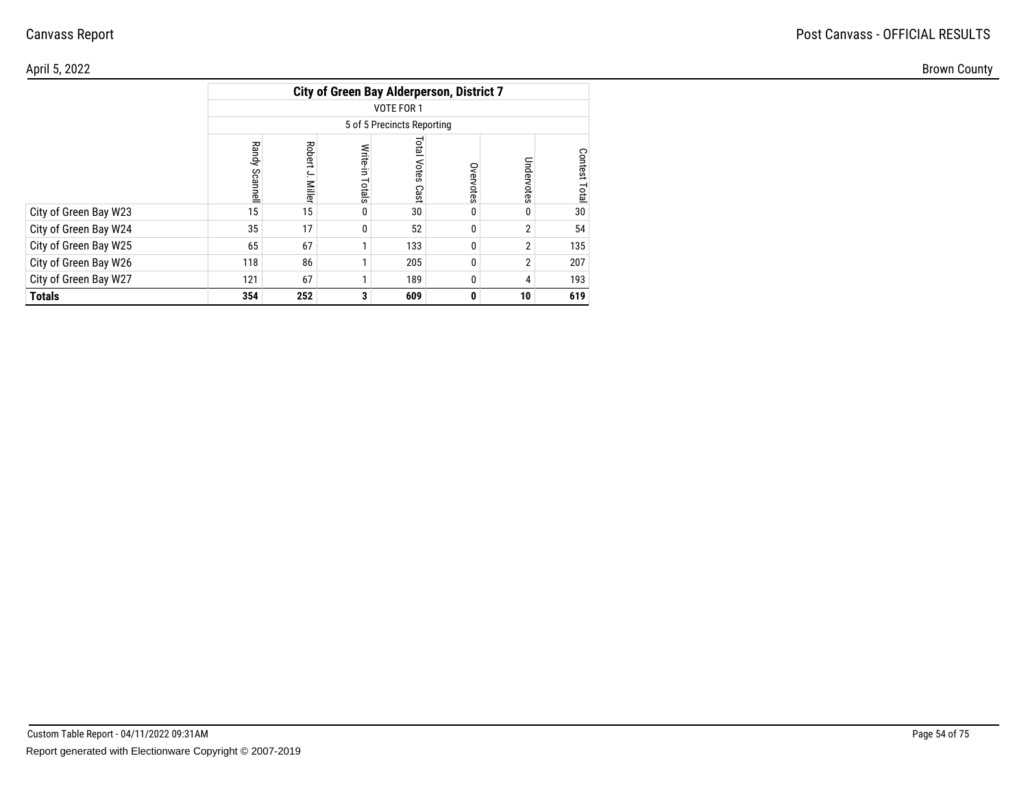| | City of Green Bay Alderperson, District 7 | | | | | | |
|---|---|---|---|---|---|---|---|
| | VOTE FOR 1 | | | | | | |
| | 5 of 5 Precincts Reporting | | | | | | |
| | Randy Scannell | Robert J. Miller | Write-in Totals | Total Votes Cast | Overvotes | Undervotes | Contest Total |
| City of Green Bay W23 | 15 | 15 | 0 | 30 | 0 | 0 | 30 |
| City of Green Bay W24 | 35 | 17 | 0 | 52 | 0 | 2 | 54 |
| City of Green Bay W25 | 65 | 67 | 1 | 133 | 0 | 2 | 135 |
| City of Green Bay W26 | 118 | 86 | 1 | 205 | 0 | 2 | 207 |
| City of Green Bay W27 | 121 | 67 | 1 | 189 | 0 | 4 | 193 |
| **Totals** | **354** | **252** | **3** | **609** | **0** | **10** | **619** |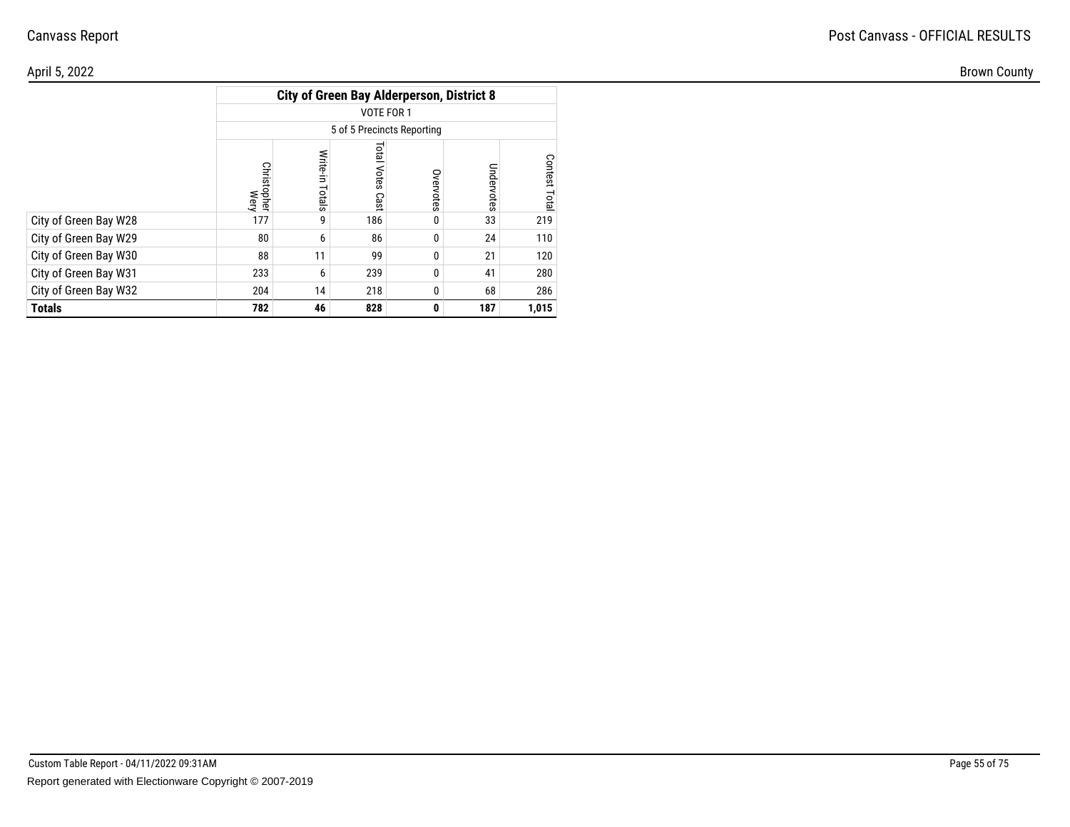| | City of Green Bay Alderperson, District 8 | | | | | |
|---|---|---|---|---|---|---|
| | VOTE FOR 1 | | | | | |
| | 5 of 5 Precincts Reporting | | | | | |
| | Christopher Wery | Write-in Totals | Total Votes Cast | Overvotes | Undervotes | Contest Total |
| City of Green Bay W28 | 177 | 9 | 186 | 0 | 33 | 219 |
| City of Green Bay W29 | 80 | 6 | 86 | 0 | 24 | 110 |
| City of Green Bay W30 | 88 | 11 | 99 | 0 | 21 | 120 |
| City of Green Bay W31 | 233 | 6 | 239 | 0 | 41 | 280 |
| City of Green Bay W32 | 204 | 14 | 218 | 0 | 68 | 286 |
| **Totals** | **782** | **46** | **828** | **0** | **187** | **1,015** |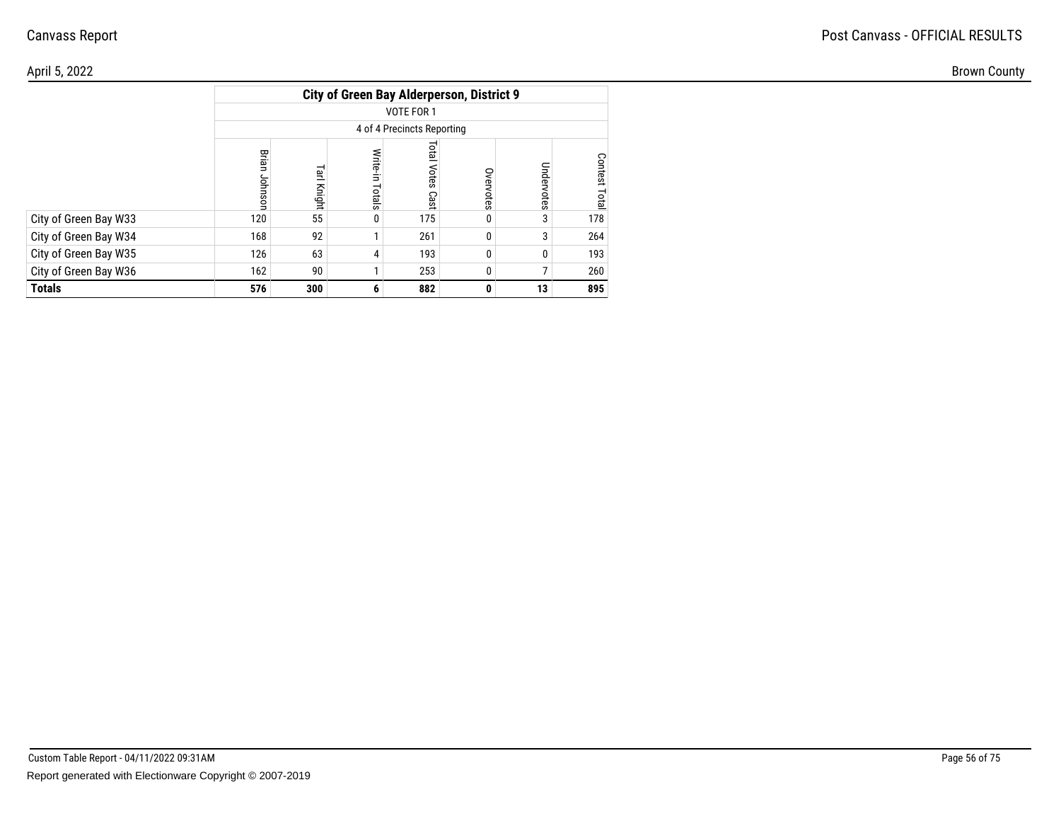Canvass Report

Post Canvass - OFFICIAL RESULTS

April 5, 2022

Brown County

| | City of Green Bay Alderperson, District 9 | | | | | | |
|---|---|---|---|---|---|---|---|
| | VOTE FOR 1 | | | | | | |
| | 4 of 4 Precincts Reporting | | | | | | |
| | Brian Johnson | Tarl Knight | Write-in Totals | Total Votes Cast | Overvotes | Undervotes | Contest Total |
| City of Green Bay W33 | 120 | 55 | 0 | 175 | 0 | 3 | 178 |
| City of Green Bay W34 | 168 | 92 | 1 | 261 | 0 | 3 | 264 |
| City of Green Bay W35 | 126 | 63 | 4 | 193 | 0 | 0 | 193 |
| City of Green Bay W36 | 162 | 90 | 1 | 253 | 0 | 7 | 260 |
| **Totals** | **576** | **300** | **6** | **882** | **0** | **13** | **895** |

Custom Table Report - 04/11/2022 09:31AM

Report generated with Electionware Copyright © 2007-2019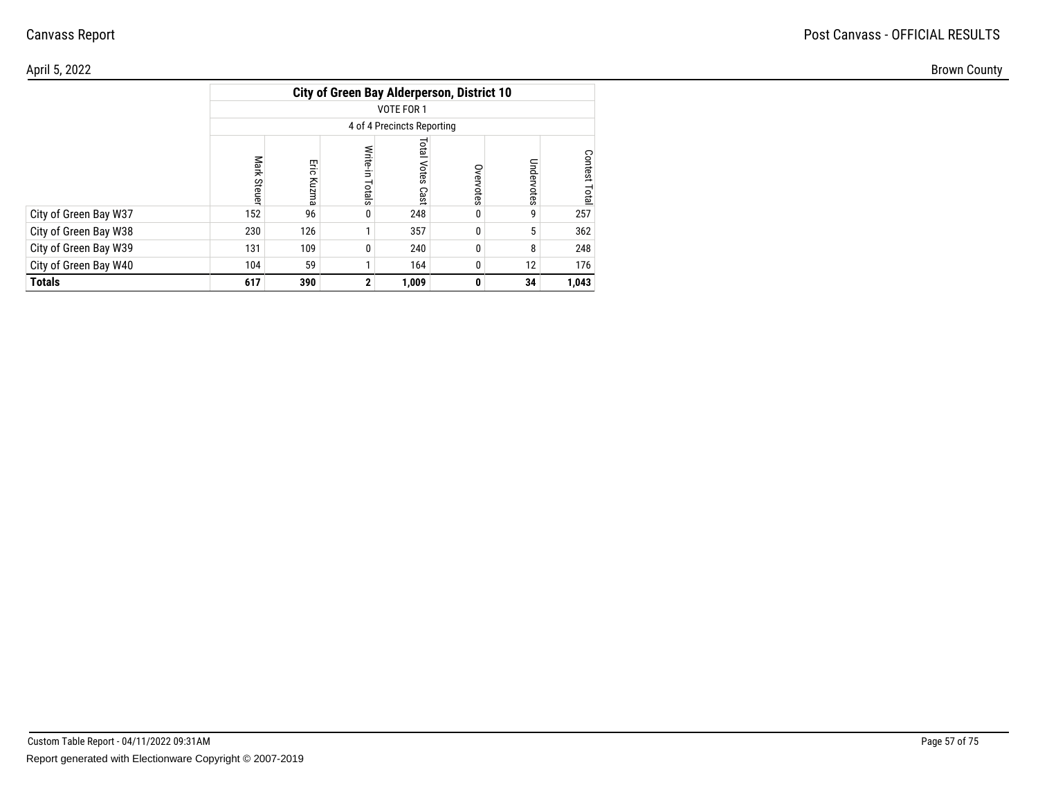Canvass Report

Post Canvass - OFFICIAL RESULTS

April 5, 2022

Brown County

| | City of Green Bay Alderperson, District 10 | | | | | | |
|---|---|---|---|---|---|---|---|
| | VOTE FOR 1 | | | | | | |
| | 4 of 4 Precincts Reporting | | | | | | |
| | Mark Steuer | Eric Kuzma | Write-in Totals | Total Votes Cast | Overvotes | Undervotes | Contest Total |
| City of Green Bay W37 | 152 | 96 | 0 | 248 | 0 | 9 | 257 |
| City of Green Bay W38 | 230 | 126 | 1 | 357 | 0 | 5 | 362 |
| City of Green Bay W39 | 131 | 109 | 0 | 240 | 0 | 8 | 248 |
| City of Green Bay W40 | 104 | 59 | 1 | 164 | 0 | 12 | 176 |
| **Totals** | **617** | **390** | **2** | **1,009** | **0** | **34** | **1,043** |

Custom Table Report - 04/11/2022 09:31AM

Report generated with Electionware Copyright © 2007-2019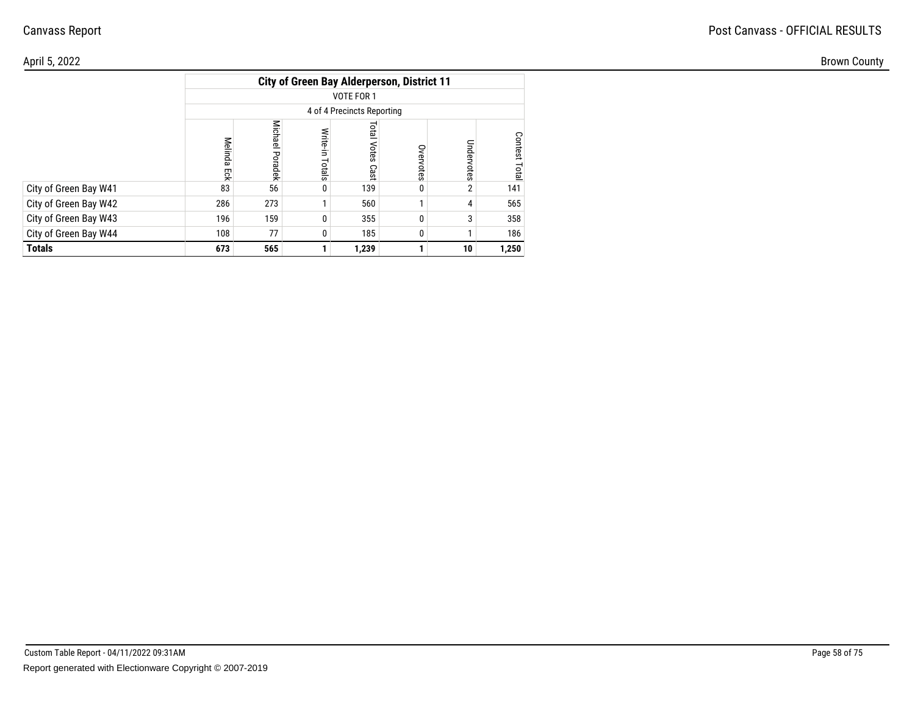Canvass Report

Post Canvass - OFFICIAL RESULTS

April 5, 2022

Brown County

| | City of Green Bay Alderperson, District 11 | | | | | | |
|---|---|---|---|---|---|---|---|
| | VOTE FOR 1 | | | | | | |
| | 4 of 4 Precincts Reporting | | | | | | |
| | Melinda Eck | Michael Poradek | Write-in Totals | Total Votes Cast | Overvotes | Undervotes | Contest Total |
| City of Green Bay W41 | 83 | 56 | 0 | 139 | 0 | 2 | 141 |
| City of Green Bay W42 | 286 | 273 | 1 | 560 | 1 | 4 | 565 |
| City of Green Bay W43 | 196 | 159 | 0 | 355 | 0 | 3 | 358 |
| City of Green Bay W44 | 108 | 77 | 0 | 185 | 0 | 1 | 186 |
| **Totals** | **673** | **565** | **1** | **1,239** | **1** | **10** | **1,250** |

Custom Table Report - 04/11/2022 09:31AM

Report generated with Electionware Copyright © 2007-2019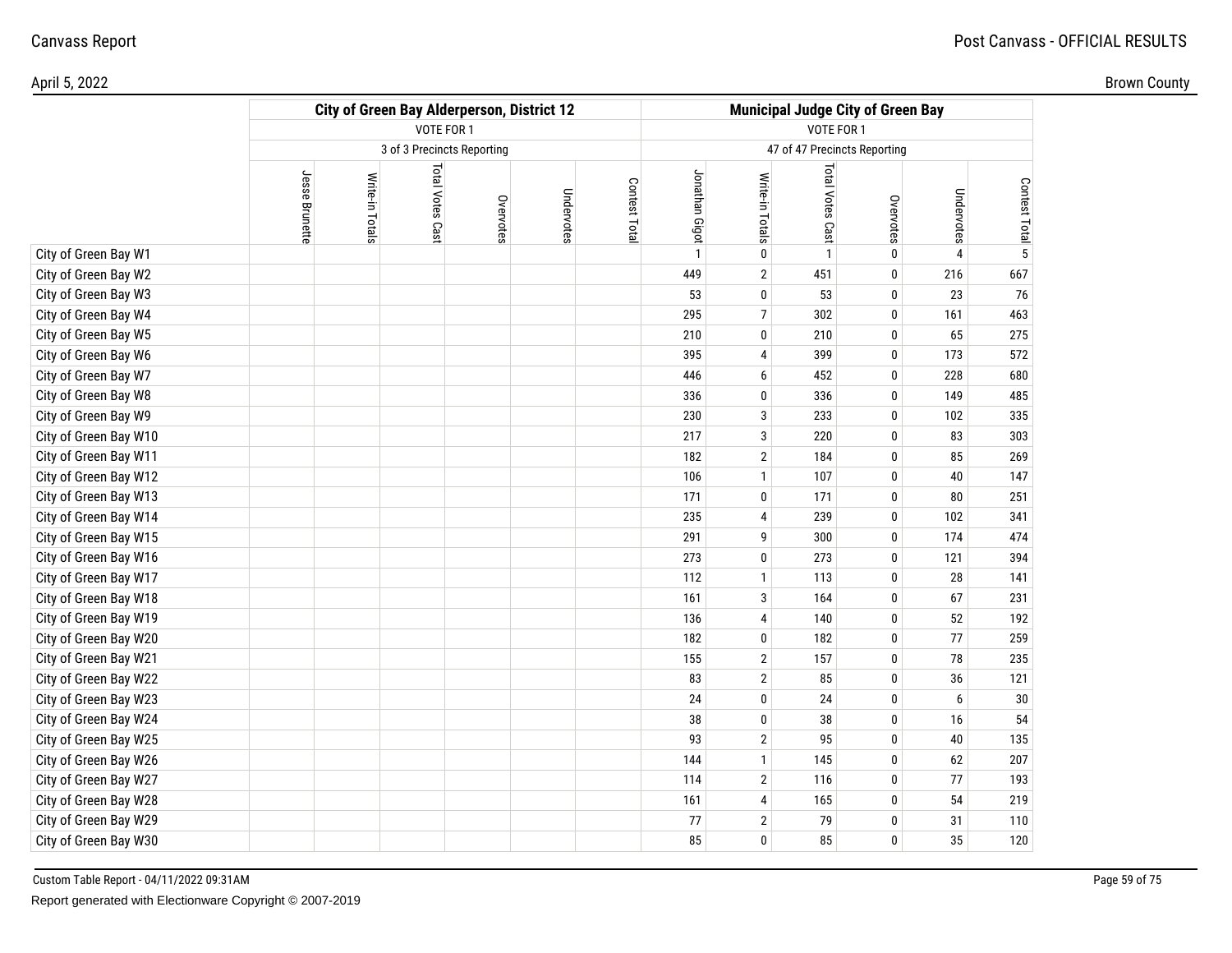| | City of Green Bay Alderperson, District 12 | | | | | | Municipal Judge City of Green Bay | | | | | |
|---|---|---|---|---|---|---|---|---|---|---|---|---|
| | VOTE FOR 1 | | | | | | VOTE FOR 1 | | | | | |
| | 3 of 3 Precincts Reporting | | | | | | 47 of 47 Precincts Reporting | | | | | |
| | Jesse Brunette | Write-in Totals | Total Votes Cast | Overvotes | Undervotes | Contest Total | Jonathan Gigot | Write-in Totals | Total Votes Cast | Overvotes | Undervotes | Contest Total |
| City of Green Bay W1 | | | | | | | 1 | 0 | 1 | 0 | 4 | 5 |
| City of Green Bay W2 | | | | | | | 449 | 2 | 451 | 0 | 216 | 667 |
| City of Green Bay W3 | | | | | | | 53 | 0 | 53 | 0 | 23 | 76 |
| City of Green Bay W4 | | | | | | | 295 | 7 | 302 | 0 | 161 | 463 |
| City of Green Bay W5 | | | | | | | 210 | 0 | 210 | 0 | 65 | 275 |
| City of Green Bay W6 | | | | | | | 395 | 4 | 399 | 0 | 173 | 572 |
| City of Green Bay W7 | | | | | | | 446 | 6 | 452 | 0 | 228 | 680 |
| City of Green Bay W8 | | | | | | | 336 | 0 | 336 | 0 | 149 | 485 |
| City of Green Bay W9 | | | | | | | 230 | 3 | 233 | 0 | 102 | 335 |
| City of Green Bay W10 | | | | | | | 217 | 3 | 220 | 0 | 83 | 303 |
| City of Green Bay W11 | | | | | | | 182 | 2 | 184 | 0 | 85 | 269 |
| City of Green Bay W12 | | | | | | | 106 | 1 | 107 | 0 | 40 | 147 |
| City of Green Bay W13 | | | | | | | 171 | 0 | 171 | 0 | 80 | 251 |
| City of Green Bay W14 | | | | | | | 235 | 4 | 239 | 0 | 102 | 341 |
| City of Green Bay W15 | | | | | | | 291 | 9 | 300 | 0 | 174 | 474 |
| City of Green Bay W16 | | | | | | | 273 | 0 | 273 | 0 | 121 | 394 |
| City of Green Bay W17 | | | | | | | 112 | 1 | 113 | 0 | 28 | 141 |
| City of Green Bay W18 | | | | | | | 161 | 3 | 164 | 0 | 67 | 231 |
| City of Green Bay W19 | | | | | | | 136 | 4 | 140 | 0 | 52 | 192 |
| City of Green Bay W20 | | | | | | | 182 | 0 | 182 | 0 | 77 | 259 |
| City of Green Bay W21 | | | | | | | 155 | 2 | 157 | 0 | 78 | 235 |
| City of Green Bay W22 | | | | | | | 83 | 2 | 85 | 0 | 36 | 121 |
| City of Green Bay W23 | | | | | | | 24 | 0 | 24 | 0 | 6 | 30 |
| City of Green Bay W24 | | | | | | | 38 | 0 | 38 | 0 | 16 | 54 |
| City of Green Bay W25 | | | | | | | 93 | 2 | 95 | 0 | 40 | 135 |
| City of Green Bay W26 | | | | | | | 144 | 1 | 145 | 0 | 62 | 207 |
| City of Green Bay W27 | | | | | | | 114 | 2 | 116 | 0 | 77 | 193 |
| City of Green Bay W28 | | | | | | | 161 | 4 | 165 | 0 | 54 | 219 |
| City of Green Bay W29 | | | | | | | 77 | 2 | 79 | 0 | 31 | 110 |
| City of Green Bay W30 | | | | | | | 85 | 0 | 85 | 0 | 35 | 120 |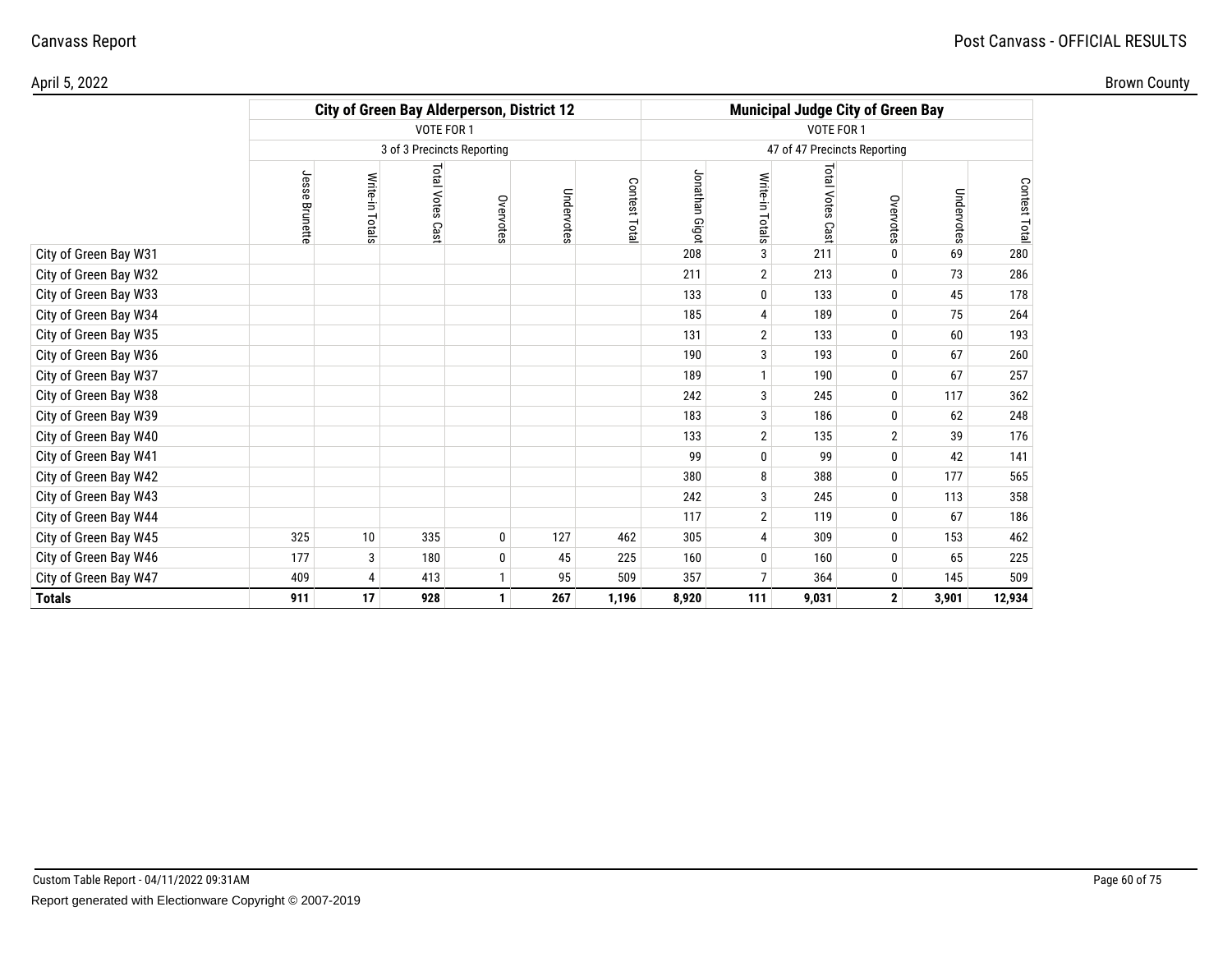Canvass Report

Post Canvass - OFFICIAL RESULTS

April 5, 2022

Brown County

| | City of Green Bay Alderperson, District 12 | | | | | | Municipal Judge City of Green Bay | | | | | |
|---|---|---|---|---|---|---|---|---|---|---|---|---|
| | VOTE FOR 1 | | | | | | VOTE FOR 1 | | | | | |
| | 3 of 3 Precincts Reporting | | | | | | 47 of 47 Precincts Reporting | | | | | |
| | Jesse Brunette | Write-in Totals | Total Votes Cast | Overvotes | Undervotes | Contest Total | Jonathan Gigot | Write-in Totals | Total Votes Cast | Overvotes | Undervotes | Contest Total |
| City of Green Bay W31 | | | | | | | 208 | 3 | 211 | 0 | 69 | 280 |
| City of Green Bay W32 | | | | | | | 211 | 2 | 213 | 0 | 73 | 286 |
| City of Green Bay W33 | | | | | | | 133 | 0 | 133 | 0 | 45 | 178 |
| City of Green Bay W34 | | | | | | | 185 | 4 | 189 | 0 | 75 | 264 |
| City of Green Bay W35 | | | | | | | 131 | 2 | 133 | 0 | 60 | 193 |
| City of Green Bay W36 | | | | | | | 190 | 3 | 193 | 0 | 67 | 260 |
| City of Green Bay W37 | | | | | | | 189 | 1 | 190 | 0 | 67 | 257 |
| City of Green Bay W38 | | | | | | | 242 | 3 | 245 | 0 | 117 | 362 |
| City of Green Bay W39 | | | | | | | 183 | 3 | 186 | 0 | 62 | 248 |
| City of Green Bay W40 | | | | | | | 133 | 2 | 135 | 2 | 39 | 176 |
| City of Green Bay W41 | | | | | | | 99 | 0 | 99 | 0 | 42 | 141 |
| City of Green Bay W42 | | | | | | | 380 | 8 | 388 | 0 | 177 | 565 |
| City of Green Bay W43 | | | | | | | 242 | 3 | 245 | 0 | 113 | 358 |
| City of Green Bay W44 | | | | | | | 117 | 2 | 119 | 0 | 67 | 186 |
| City of Green Bay W45 | 325 | 10 | 335 | 0 | 127 | 462 | 305 | 4 | 309 | 0 | 153 | 462 |
| City of Green Bay W46 | 177 | 3 | 180 | 0 | 45 | 225 | 160 | 0 | 160 | 0 | 65 | 225 |
| City of Green Bay W47 | 409 | 4 | 413 | 1 | 95 | 509 | 357 | 7 | 364 | 0 | 145 | 509 |
| **Totals** | **911** | **17** | **928** | **1** | **267** | **1,196** | **8,920** | **111** | **9,031** | **2** | **3,901** | **12,934** |

Custom Table Report - 04/11/2022 09:31AM

Report generated with Electionware Copyright © 2007-2019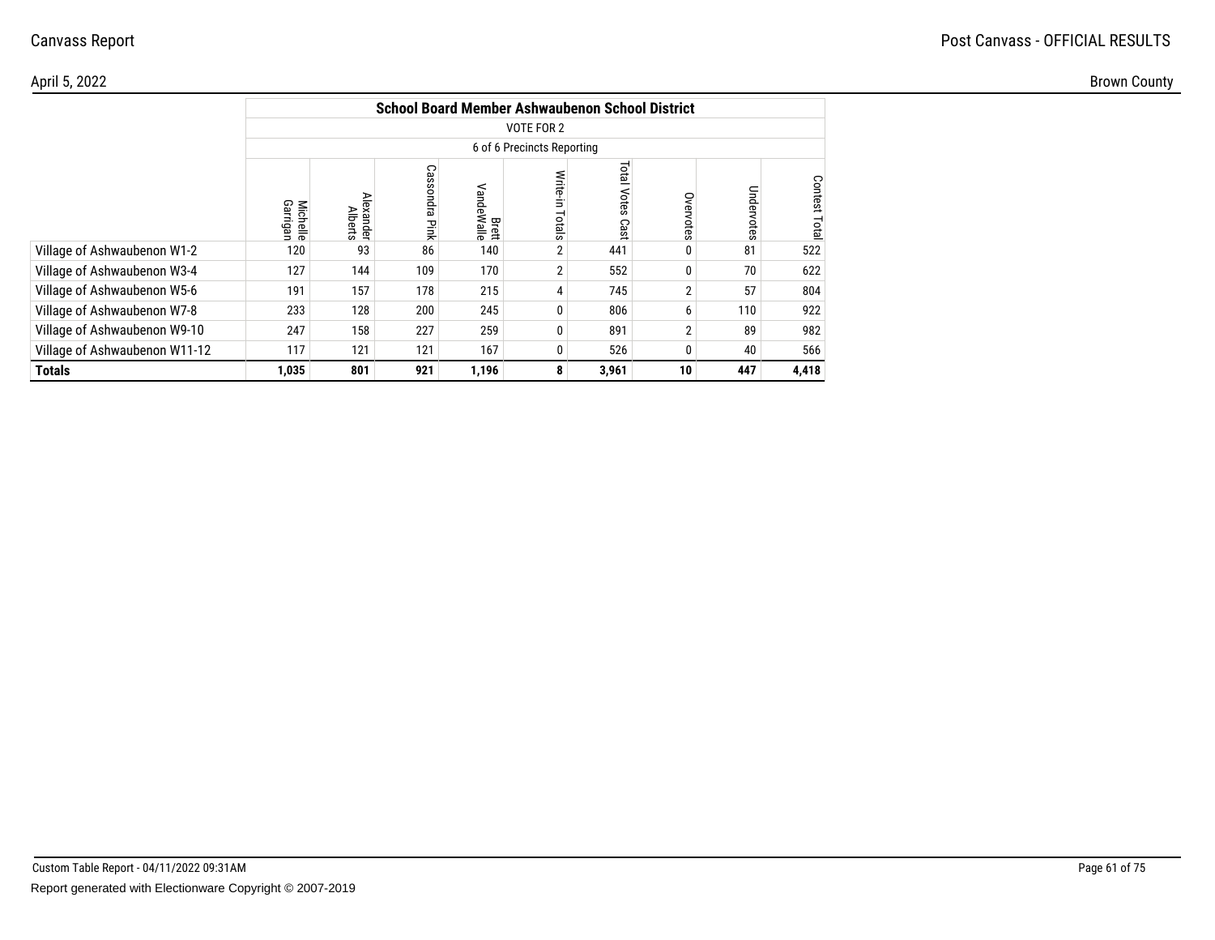| | School Board Member Ashwaubenon School District | | | | | | | | |
|---|---|---|---|---|---|---|---|---|---|
| | VOTE FOR 2 | | | | | | | | |
| | 6 of 6 Precincts Reporting | | | | | | | | |
| | Michelle Garrigan | Alexander Alberts | Cassondra Pink | Brett VandeWalle | Write-in Totals | Total Votes Cast | Overvotes | Undervotes | Contest Total |
| Village of Ashwaubenon W1-2 | 120 | 93 | 86 | 140 | 2 | 441 | 0 | 81 | 522 |
| Village of Ashwaubenon W3-4 | 127 | 144 | 109 | 170 | 2 | 552 | 0 | 70 | 622 |
| Village of Ashwaubenon W5-6 | 191 | 157 | 178 | 215 | 4 | 745 | 2 | 57 | 804 |
| Village of Ashwaubenon W7-8 | 233 | 128 | 200 | 245 | 0 | 806 | 6 | 110 | 922 |
| Village of Ashwaubenon W9-10 | 247 | 158 | 227 | 259 | 0 | 891 | 2 | 89 | 982 |
| Village of Ashwaubenon W11-12 | 117 | 121 | 121 | 167 | 0 | 526 | 0 | 40 | 566 |
| **Totals** | **1,035** | **801** | **921** | **1,196** | **8** | **3,961** | **10** | **447** | **4,418** |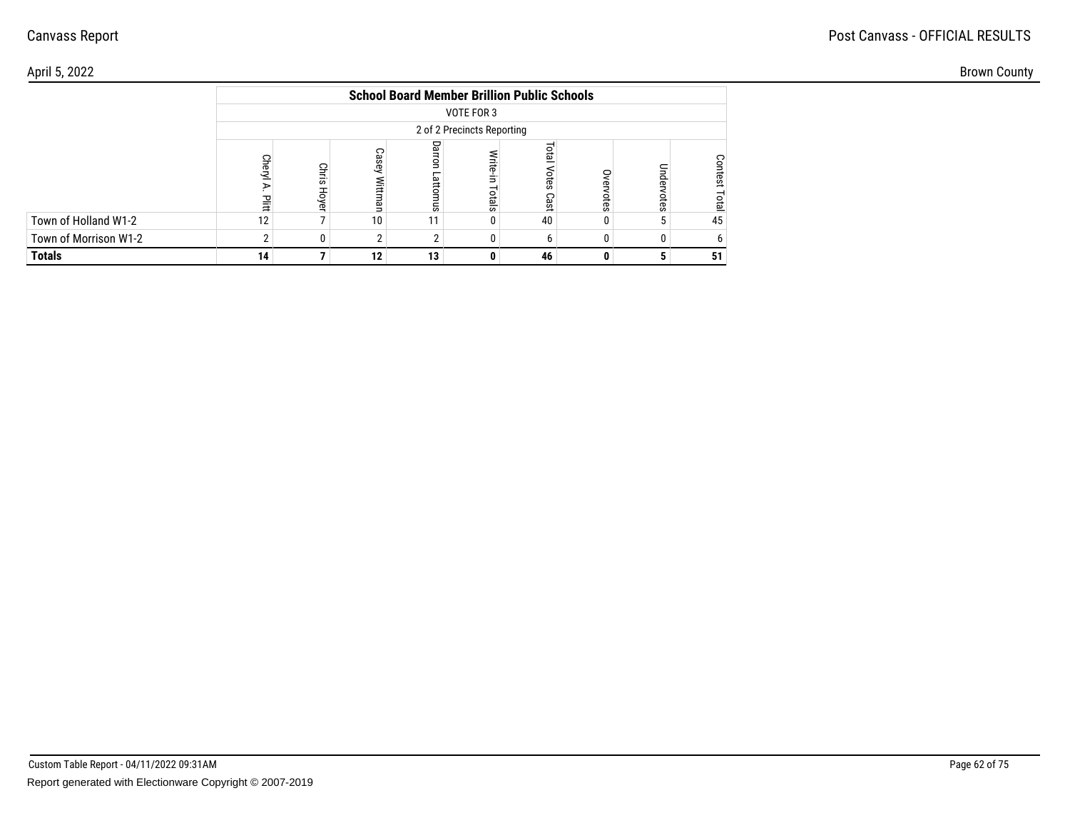Canvass Report

Post Canvass - OFFICIAL RESULTS

April 5, 2022

Brown County

| | School Board Member Brillion Public Schools | | | | | | | | |
|---|---|---|---|---|---|---|---|---|---|
| | VOTE FOR 3 | | | | | | | | |
| | 2 of 2 Precincts Reporting | | | | | | | | |
| | Cheryl A. Plitt | Chris Hoyer | Casey Wittman | Darron Lattomus | Write-in Totals | Total Votes Cast | Overvotes | Undervotes | Contest Total |
| Town of Holland W1-2 | 12 | 7 | 10 | 11 | 0 | 40 | 0 | 5 | 45 |
| Town of Morrison W1-2 | 2 | 0 | 2 | 2 | 0 | 6 | 0 | 0 | 6 |
| **Totals** | **14** | **7** | **12** | **13** | **0** | **46** | **0** | **5** | **51** |

Custom Table Report - 04/11/2022 09:31AM

Report generated with Electionware Copyright © 2007-2019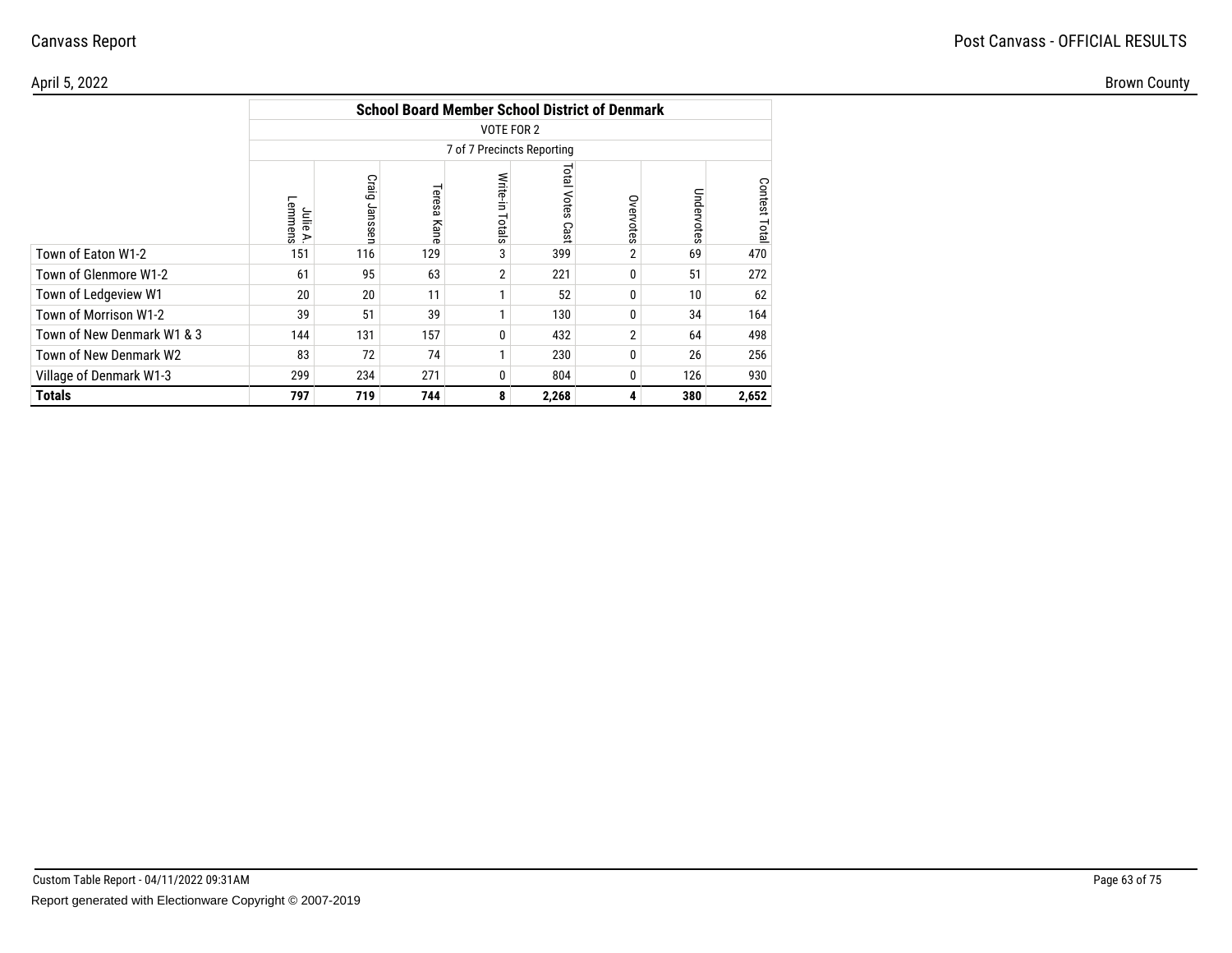Canvass Report

Post Canvass - OFFICIAL RESULTS

April 5, 2022

Brown County

| | School Board Member School District of Denmark | | | | | | | |
|---|---|---|---|---|---|---|---|---|
| | VOTE FOR 2 | | | | | | | |
| | 7 of 7 Precincts Reporting | | | | | | | |
| | Julie A. Lemmens | Craig Janssen | Teresa Kane | Write-in Totals | Total Votes Cast | Overvotes | Undervotes | Contest Total |
| Town of Eaton W1-2 | 151 | 116 | 129 | 3 | 399 | 2 | 69 | 470 |
| Town of Glenmore W1-2 | 61 | 95 | 63 | 2 | 221 | 0 | 51 | 272 |
| Town of Ledgeview W1 | 20 | 20 | 11 | 1 | 52 | 0 | 10 | 62 |
| Town of Morrison W1-2 | 39 | 51 | 39 | 1 | 130 | 0 | 34 | 164 |
| Town of New Denmark W1 & 3 | 144 | 131 | 157 | 0 | 432 | 2 | 64 | 498 |
| Town of New Denmark W2 | 83 | 72 | 74 | 1 | 230 | 0 | 26 | 256 |
| Village of Denmark W1-3 | 299 | 234 | 271 | 0 | 804 | 0 | 126 | 930 |
| **Totals** | **797** | **719** | **744** | **8** | **2,268** | **4** | **380** | **2,652** |

Custom Table Report - 04/11/2022 09:31AM

Report generated with Electionware Copyright © 2007-2019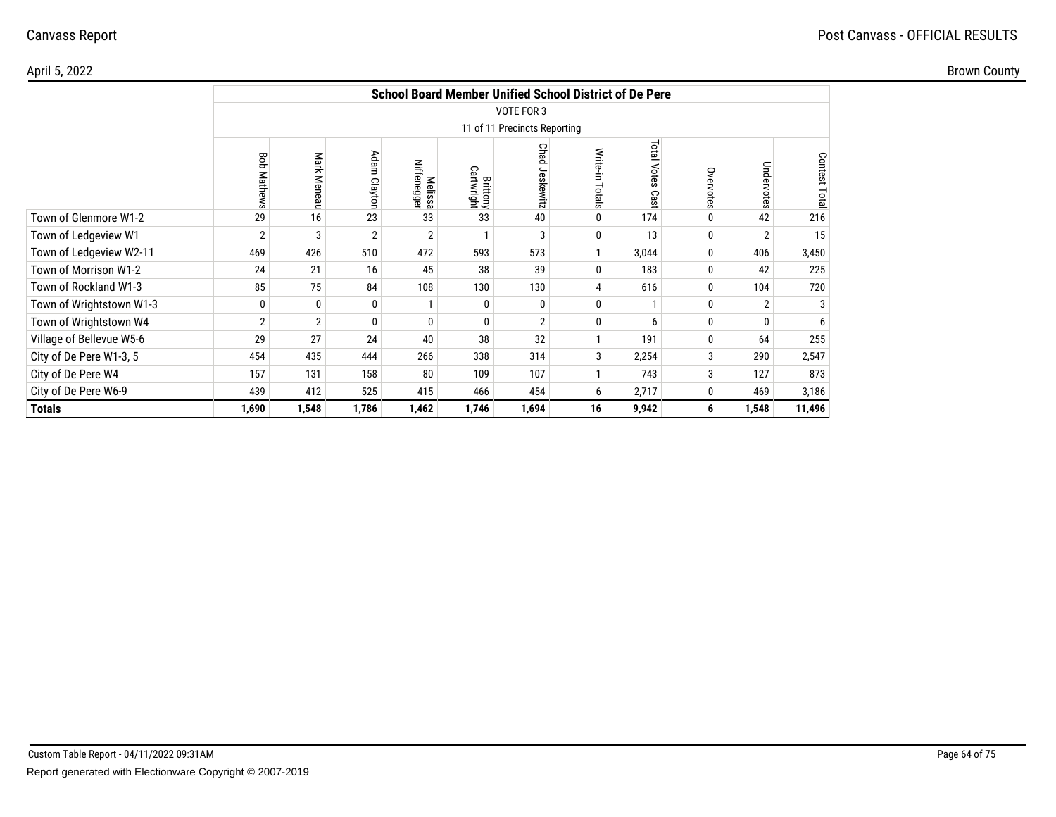Canvass Report

Post Canvass - OFFICIAL RESULTS

April 5, 2022

Brown County

| | School Board Member Unified School District of De Pere | | | | | | | | | | |
|---|---|---|---|---|---|---|---|---|---|---|---|
| | VOTE FOR 3 | | | | | | | | | | |
| | 11 of 11 Precincts Reporting | | | | | | | | | | |
| | Bob Mathews | Mark Meneau | Adam Clayton | Melissa Niffenegger | Brittony Cartwright | Chad Jeskewitz | Write-in Totals | Total Votes Cast | Overvotes | Undervotes | Contest Total |
| Town of Glenmore W1-2 | 29 | 16 | 23 | 33 | 33 | 40 | 0 | 174 | 0 | 42 | 216 |
| Town of Ledgeview W1 | 2 | 3 | 2 | 2 | 1 | 3 | 0 | 13 | 0 | 2 | 15 |
| Town of Ledgeview W2-11 | 469 | 426 | 510 | 472 | 593 | 573 | 1 | 3,044 | 0 | 406 | 3,450 |
| Town of Morrison W1-2 | 24 | 21 | 16 | 45 | 38 | 39 | 0 | 183 | 0 | 42 | 225 |
| Town of Rockland W1-3 | 85 | 75 | 84 | 108 | 130 | 130 | 4 | 616 | 0 | 104 | 720 |
| Town of Wrightstown W1-3 | 0 | 0 | 0 | 1 | 0 | 0 | 0 | 1 | 0 | 2 | 3 |
| Town of Wrightstown W4 | 2 | 2 | 0 | 0 | 0 | 2 | 0 | 6 | 0 | 0 | 6 |
| Village of Bellevue W5-6 | 29 | 27 | 24 | 40 | 38 | 32 | 1 | 191 | 0 | 64 | 255 |
| City of De Pere W1-3, 5 | 454 | 435 | 444 | 266 | 338 | 314 | 3 | 2,254 | 3 | 290 | 2,547 |
| City of De Pere W4 | 157 | 131 | 158 | 80 | 109 | 107 | 1 | 743 | 3 | 127 | 873 |
| City of De Pere W6-9 | 439 | 412 | 525 | 415 | 466 | 454 | 6 | 2,717 | 0 | 469 | 3,186 |
| **Totals** | **1,690** | **1,548** | **1,786** | **1,462** | **1,746** | **1,694** | **16** | **9,942** | **6** | **1,548** | **11,496** |

Custom Table Report - 04/11/2022 09:31AM

Report generated with Electionware Copyright © 2007-2019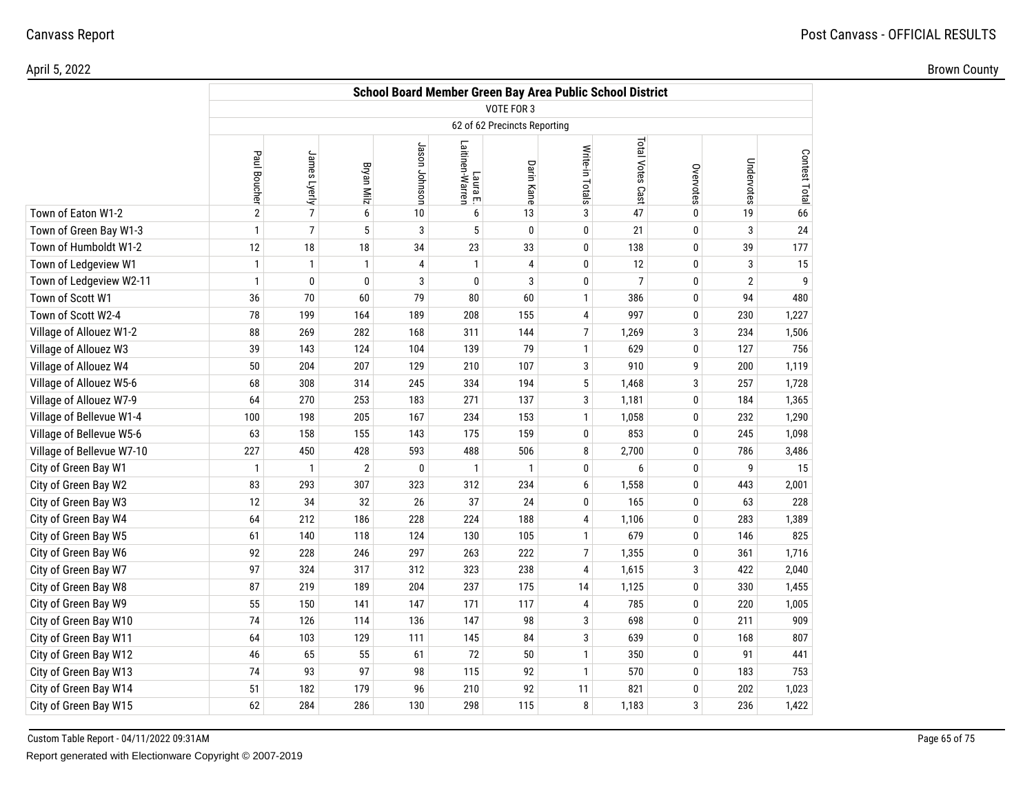Canvass Report

Post Canvass - OFFICIAL RESULTS

April 5, 2022

Brown County

| | School Board Member Green Bay Area Public School District | | | | | | | | | | |
|---|---|---|---|---|---|---|---|---|---|---|---|
| | VOTE FOR 3 | | | | | | | | | | |
| | 62 of 62 Precincts Reporting | | | | | | | | | | |
| | Paul Boucher | James Lyerly | Bryan Milz | Jason Johnson | Laura E. Laitinen-Warren | Darin Kane | Write-in Totals | Total Votes Cast | Overvotes | Undervotes | Contest Total |
| Town of Eaton W1-2 | 2 | 7 | 6 | 10 | 6 | 13 | 3 | 47 | 0 | 19 | 66 |
| Town of Green Bay W1-3 | 1 | 7 | 5 | 3 | 5 | 0 | 0 | 21 | 0 | 3 | 24 |
| Town of Humboldt W1-2 | 12 | 18 | 18 | 34 | 23 | 33 | 0 | 138 | 0 | 39 | 177 |
| Town of Ledgeview W1 | 1 | 1 | 1 | 4 | 1 | 4 | 0 | 12 | 0 | 3 | 15 |
| Town of Ledgeview W2-11 | 1 | 0 | 0 | 3 | 0 | 3 | 0 | 7 | 0 | 2 | 9 |
| Town of Scott W1 | 36 | 70 | 60 | 79 | 80 | 60 | 1 | 386 | 0 | 94 | 480 |
| Town of Scott W2-4 | 78 | 199 | 164 | 189 | 208 | 155 | 4 | 997 | 0 | 230 | 1,227 |
| Village of Allouez W1-2 | 88 | 269 | 282 | 168 | 311 | 144 | 7 | 1,269 | 3 | 234 | 1,506 |
| Village of Allouez W3 | 39 | 143 | 124 | 104 | 139 | 79 | 1 | 629 | 0 | 127 | 756 |
| Village of Allouez W4 | 50 | 204 | 207 | 129 | 210 | 107 | 3 | 910 | 9 | 200 | 1,119 |
| Village of Allouez W5-6 | 68 | 308 | 314 | 245 | 334 | 194 | 5 | 1,468 | 3 | 257 | 1,728 |
| Village of Allouez W7-9 | 64 | 270 | 253 | 183 | 271 | 137 | 3 | 1,181 | 0 | 184 | 1,365 |
| Village of Bellevue W1-4 | 100 | 198 | 205 | 167 | 234 | 153 | 1 | 1,058 | 0 | 232 | 1,290 |
| Village of Bellevue W5-6 | 63 | 158 | 155 | 143 | 175 | 159 | 0 | 853 | 0 | 245 | 1,098 |
| Village of Bellevue W7-10 | 227 | 450 | 428 | 593 | 488 | 506 | 8 | 2,700 | 0 | 786 | 3,486 |
| City of Green Bay W1 | 1 | 1 | 2 | 0 | 1 | 1 | 0 | 6 | 0 | 9 | 15 |
| City of Green Bay W2 | 83 | 293 | 307 | 323 | 312 | 234 | 6 | 1,558 | 0 | 443 | 2,001 |
| City of Green Bay W3 | 12 | 34 | 32 | 26 | 37 | 24 | 0 | 165 | 0 | 63 | 228 |
| City of Green Bay W4 | 64 | 212 | 186 | 228 | 224 | 188 | 4 | 1,106 | 0 | 283 | 1,389 |
| City of Green Bay W5 | 61 | 140 | 118 | 124 | 130 | 105 | 1 | 679 | 0 | 146 | 825 |
| City of Green Bay W6 | 92 | 228 | 246 | 297 | 263 | 222 | 7 | 1,355 | 0 | 361 | 1,716 |
| City of Green Bay W7 | 97 | 324 | 317 | 312 | 323 | 238 | 4 | 1,615 | 3 | 422 | 2,040 |
| City of Green Bay W8 | 87 | 219 | 189 | 204 | 237 | 175 | 14 | 1,125 | 0 | 330 | 1,455 |
| City of Green Bay W9 | 55 | 150 | 141 | 147 | 171 | 117 | 4 | 785 | 0 | 220 | 1,005 |
| City of Green Bay W10 | 74 | 126 | 114 | 136 | 147 | 98 | 3 | 698 | 0 | 211 | 909 |
| City of Green Bay W11 | 64 | 103 | 129 | 111 | 145 | 84 | 3 | 639 | 0 | 168 | 807 |
| City of Green Bay W12 | 46 | 65 | 55 | 61 | 72 | 50 | 1 | 350 | 0 | 91 | 441 |
| City of Green Bay W13 | 74 | 93 | 97 | 98 | 115 | 92 | 1 | 570 | 0 | 183 | 753 |
| City of Green Bay W14 | 51 | 182 | 179 | 96 | 210 | 92 | 11 | 821 | 0 | 202 | 1,023 |
| City of Green Bay W15 | 62 | 284 | 286 | 130 | 298 | 115 | 8 | 1,183 | 3 | 236 | 1,422 |

Custom Table Report - 04/11/2022 09:31AM

Report generated with Electionware Copyright © 2007-2019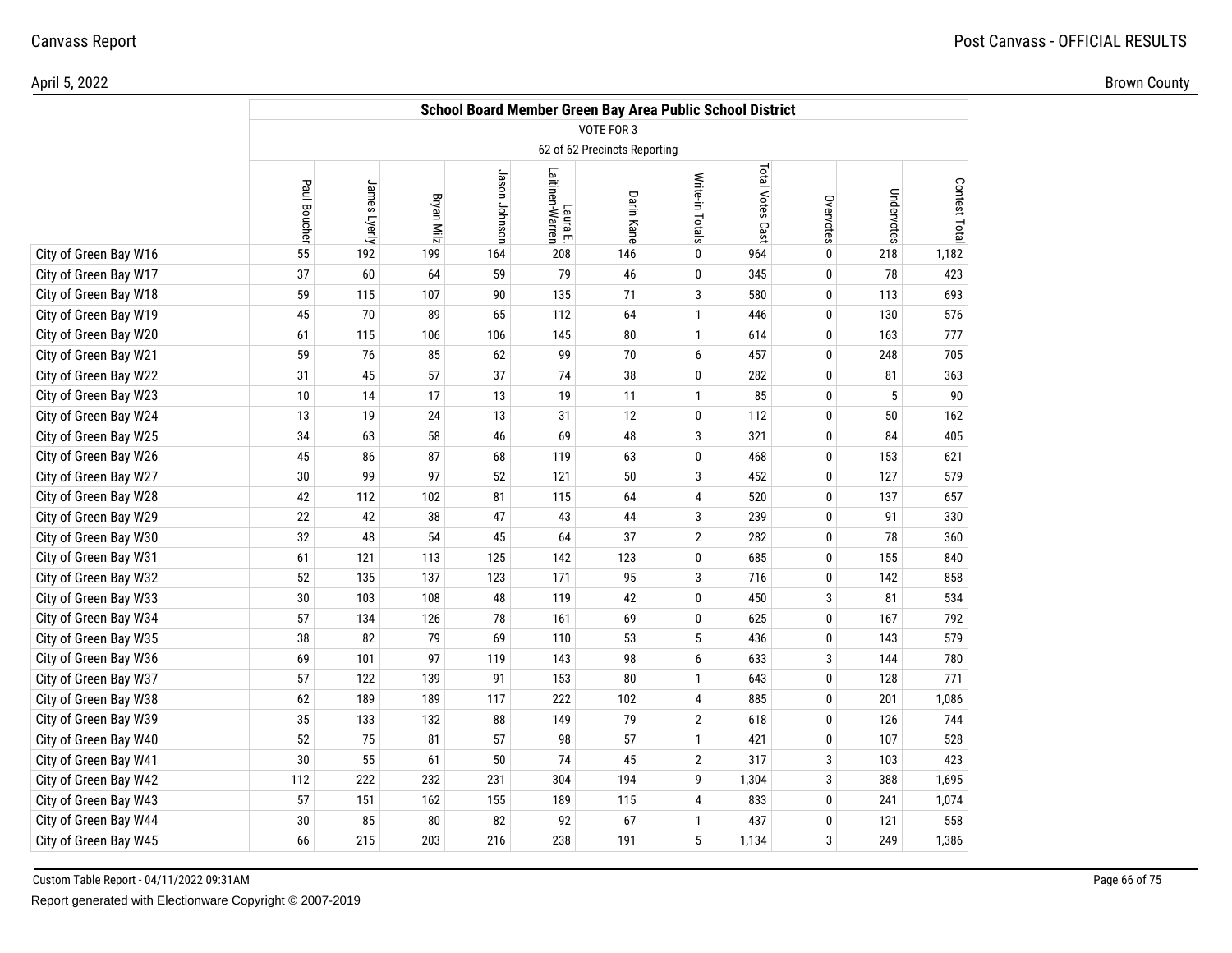Canvass Report

Post Canvass - OFFICIAL RESULTS

April 5, 2022

Brown County

| | School Board Member Green Bay Area Public School District | | | | | | | | | | |
|---|---|---|---|---|---|---|---|---|---|---|---|
| | VOTE FOR 3 | | | | | | | | | | |
| | 62 of 62 Precincts Reporting | | | | | | | | | | |
| | Paul Boucher | James Lyerly | Bryan Milz | Jason Johnson | Laura E. Laitinen-Warren | Darin Kane | Write-in Totals | Total Votes Cast | Overvotes | Undervotes | Contest Total |
| City of Green Bay W16 | 55 | 192 | 199 | 164 | 208 | 146 | 0 | 964 | 0 | 218 | 1,182 |
| City of Green Bay W17 | 37 | 60 | 64 | 59 | 79 | 46 | 0 | 345 | 0 | 78 | 423 |
| City of Green Bay W18 | 59 | 115 | 107 | 90 | 135 | 71 | 3 | 580 | 0 | 113 | 693 |
| City of Green Bay W19 | 45 | 70 | 89 | 65 | 112 | 64 | 1 | 446 | 0 | 130 | 576 |
| City of Green Bay W20 | 61 | 115 | 106 | 106 | 145 | 80 | 1 | 614 | 0 | 163 | 777 |
| City of Green Bay W21 | 59 | 76 | 85 | 62 | 99 | 70 | 6 | 457 | 0 | 248 | 705 |
| City of Green Bay W22 | 31 | 45 | 57 | 37 | 74 | 38 | 0 | 282 | 0 | 81 | 363 |
| City of Green Bay W23 | 10 | 14 | 17 | 13 | 19 | 11 | 1 | 85 | 0 | 5 | 90 |
| City of Green Bay W24 | 13 | 19 | 24 | 13 | 31 | 12 | 0 | 112 | 0 | 50 | 162 |
| City of Green Bay W25 | 34 | 63 | 58 | 46 | 69 | 48 | 3 | 321 | 0 | 84 | 405 |
| City of Green Bay W26 | 45 | 86 | 87 | 68 | 119 | 63 | 0 | 468 | 0 | 153 | 621 |
| City of Green Bay W27 | 30 | 99 | 97 | 52 | 121 | 50 | 3 | 452 | 0 | 127 | 579 |
| City of Green Bay W28 | 42 | 112 | 102 | 81 | 115 | 64 | 4 | 520 | 0 | 137 | 657 |
| City of Green Bay W29 | 22 | 42 | 38 | 47 | 43 | 44 | 3 | 239 | 0 | 91 | 330 |
| City of Green Bay W30 | 32 | 48 | 54 | 45 | 64 | 37 | 2 | 282 | 0 | 78 | 360 |
| City of Green Bay W31 | 61 | 121 | 113 | 125 | 142 | 123 | 0 | 685 | 0 | 155 | 840 |
| City of Green Bay W32 | 52 | 135 | 137 | 123 | 171 | 95 | 3 | 716 | 0 | 142 | 858 |
| City of Green Bay W33 | 30 | 103 | 108 | 48 | 119 | 42 | 0 | 450 | 3 | 81 | 534 |
| City of Green Bay W34 | 57 | 134 | 126 | 78 | 161 | 69 | 0 | 625 | 0 | 167 | 792 |
| City of Green Bay W35 | 38 | 82 | 79 | 69 | 110 | 53 | 5 | 436 | 0 | 143 | 579 |
| City of Green Bay W36 | 69 | 101 | 97 | 119 | 143 | 98 | 6 | 633 | 3 | 144 | 780 |
| City of Green Bay W37 | 57 | 122 | 139 | 91 | 153 | 80 | 1 | 643 | 0 | 128 | 771 |
| City of Green Bay W38 | 62 | 189 | 189 | 117 | 222 | 102 | 4 | 885 | 0 | 201 | 1,086 |
| City of Green Bay W39 | 35 | 133 | 132 | 88 | 149 | 79 | 2 | 618 | 0 | 126 | 744 |
| City of Green Bay W40 | 52 | 75 | 81 | 57 | 98 | 57 | 1 | 421 | 0 | 107 | 528 |
| City of Green Bay W41 | 30 | 55 | 61 | 50 | 74 | 45 | 2 | 317 | 3 | 103 | 423 |
| City of Green Bay W42 | 112 | 222 | 232 | 231 | 304 | 194 | 9 | 1,304 | 3 | 388 | 1,695 |
| City of Green Bay W43 | 57 | 151 | 162 | 155 | 189 | 115 | 4 | 833 | 0 | 241 | 1,074 |
| City of Green Bay W44 | 30 | 85 | 80 | 82 | 92 | 67 | 1 | 437 | 0 | 121 | 558 |
| City of Green Bay W45 | 66 | 215 | 203 | 216 | 238 | 191 | 5 | 1,134 | 3 | 249 | 1,386 |

Custom Table Report - 04/11/2022 09:31AM

Report generated with Electionware Copyright © 2007-2019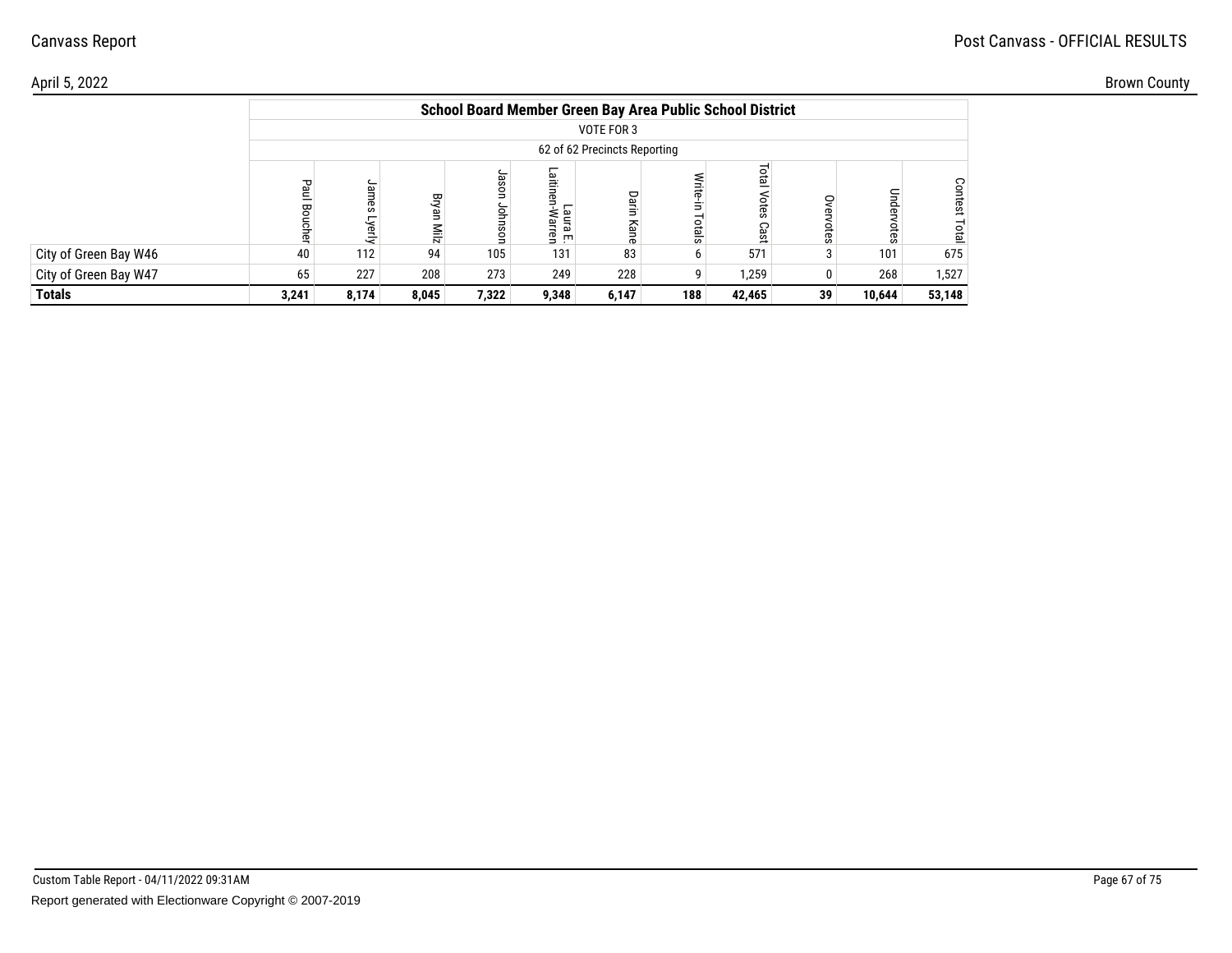| | School Board Member Green Bay Area Public School District | | | | | | | | | | |
|---|---|---|---|---|---|---|---|---|---|---|---|
| | VOTE FOR 3 | | | | | | | | | | |
| | 62 of 62 Precincts Reporting | | | | | | | | | | |
| | Paul Boucher | James Lyerly | Bryan Milz | Jason Johnson | Laura E. Laitinen-Warren | Darin Kane | Write-in Totals | Total Votes Cast | Overvotes | Undervotes | Contest Total |
| City of Green Bay W46 | 40 | 112 | 94 | 105 | 131 | 83 | 6 | 571 | 3 | 101 | 675 |
| City of Green Bay W47 | 65 | 227 | 208 | 273 | 249 | 228 | 9 | 1,259 | 0 | 268 | 1,527 |
| **Totals** | **3,241** | **8,174** | **8,045** | **7,322** | **9,348** | **6,147** | **188** | **42,465** | **39** | **10,644** | **53,148** |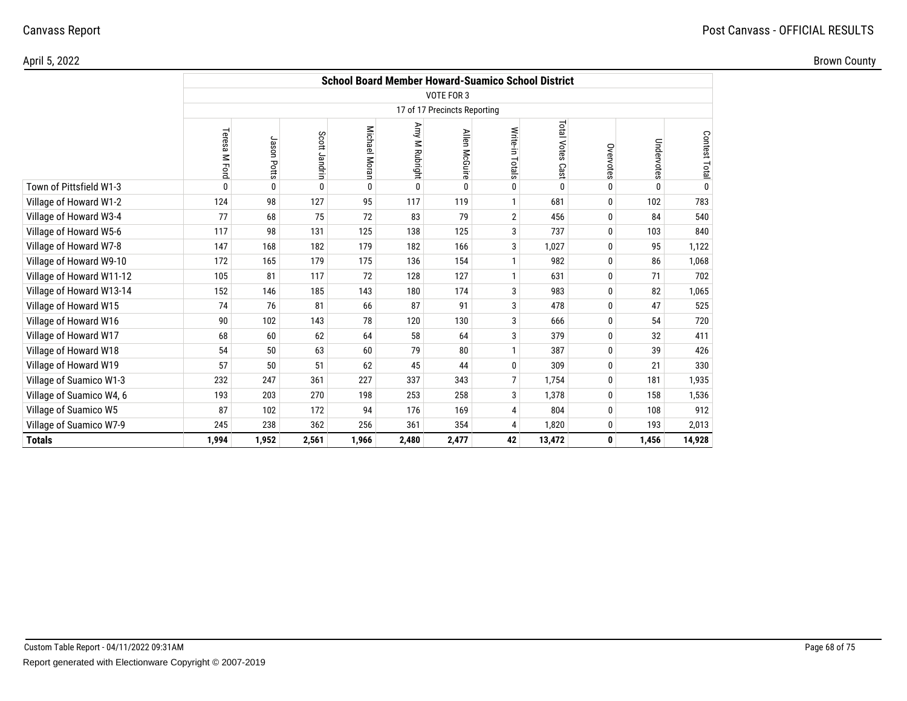Canvass Report — Post Canvass - OFFICIAL RESULTS

April 5, 2022 — Brown County

## School Board Member Howard-Suamico School District

VOTE FOR 3

17 of 17 Precincts Reporting

| | Teresa M Ford | Jason Potts | Scott Jandrin | Michael Moran | Amy M Rubright | Allen McGuire | Write-in Totals | Total Votes Cast | Overvotes | Undervotes | Contest Total |
|---|---|---|---|---|---|---|---|---|---|---|---|
| Town of Pittsfield W1-3 | 0 | 0 | 0 | 0 | 0 | 0 | 0 | 0 | 0 | 0 | 0 |
| Village of Howard W1-2 | 124 | 98 | 127 | 95 | 117 | 119 | 1 | 681 | 0 | 102 | 783 |
| Village of Howard W3-4 | 77 | 68 | 75 | 72 | 83 | 79 | 2 | 456 | 0 | 84 | 540 |
| Village of Howard W5-6 | 117 | 98 | 131 | 125 | 138 | 125 | 3 | 737 | 0 | 103 | 840 |
| Village of Howard W7-8 | 147 | 168 | 182 | 179 | 182 | 166 | 3 | 1,027 | 0 | 95 | 1,122 |
| Village of Howard W9-10 | 172 | 165 | 179 | 175 | 136 | 154 | 1 | 982 | 0 | 86 | 1,068 |
| Village of Howard W11-12 | 105 | 81 | 117 | 72 | 128 | 127 | 1 | 631 | 0 | 71 | 702 |
| Village of Howard W13-14 | 152 | 146 | 185 | 143 | 180 | 174 | 3 | 983 | 0 | 82 | 1,065 |
| Village of Howard W15 | 74 | 76 | 81 | 66 | 87 | 91 | 3 | 478 | 0 | 47 | 525 |
| Village of Howard W16 | 90 | 102 | 143 | 78 | 120 | 130 | 3 | 666 | 0 | 54 | 720 |
| Village of Howard W17 | 68 | 60 | 62 | 64 | 58 | 64 | 3 | 379 | 0 | 32 | 411 |
| Village of Howard W18 | 54 | 50 | 63 | 60 | 79 | 80 | 1 | 387 | 0 | 39 | 426 |
| Village of Howard W19 | 57 | 50 | 51 | 62 | 45 | 44 | 0 | 309 | 0 | 21 | 330 |
| Village of Suamico W1-3 | 232 | 247 | 361 | 227 | 337 | 343 | 7 | 1,754 | 0 | 181 | 1,935 |
| Village of Suamico W4, 6 | 193 | 203 | 270 | 198 | 253 | 258 | 3 | 1,378 | 0 | 158 | 1,536 |
| Village of Suamico W5 | 87 | 102 | 172 | 94 | 176 | 169 | 4 | 804 | 0 | 108 | 912 |
| Village of Suamico W7-9 | 245 | 238 | 362 | 256 | 361 | 354 | 4 | 1,820 | 0 | 193 | 2,013 |
| **Totals** | **1,994** | **1,952** | **2,561** | **1,966** | **2,480** | **2,477** | **42** | **13,472** | **0** | **1,456** | **14,928** |

Custom Table Report - 04/11/2022 09:31AM

Report generated with Electionware Copyright © 2007-2019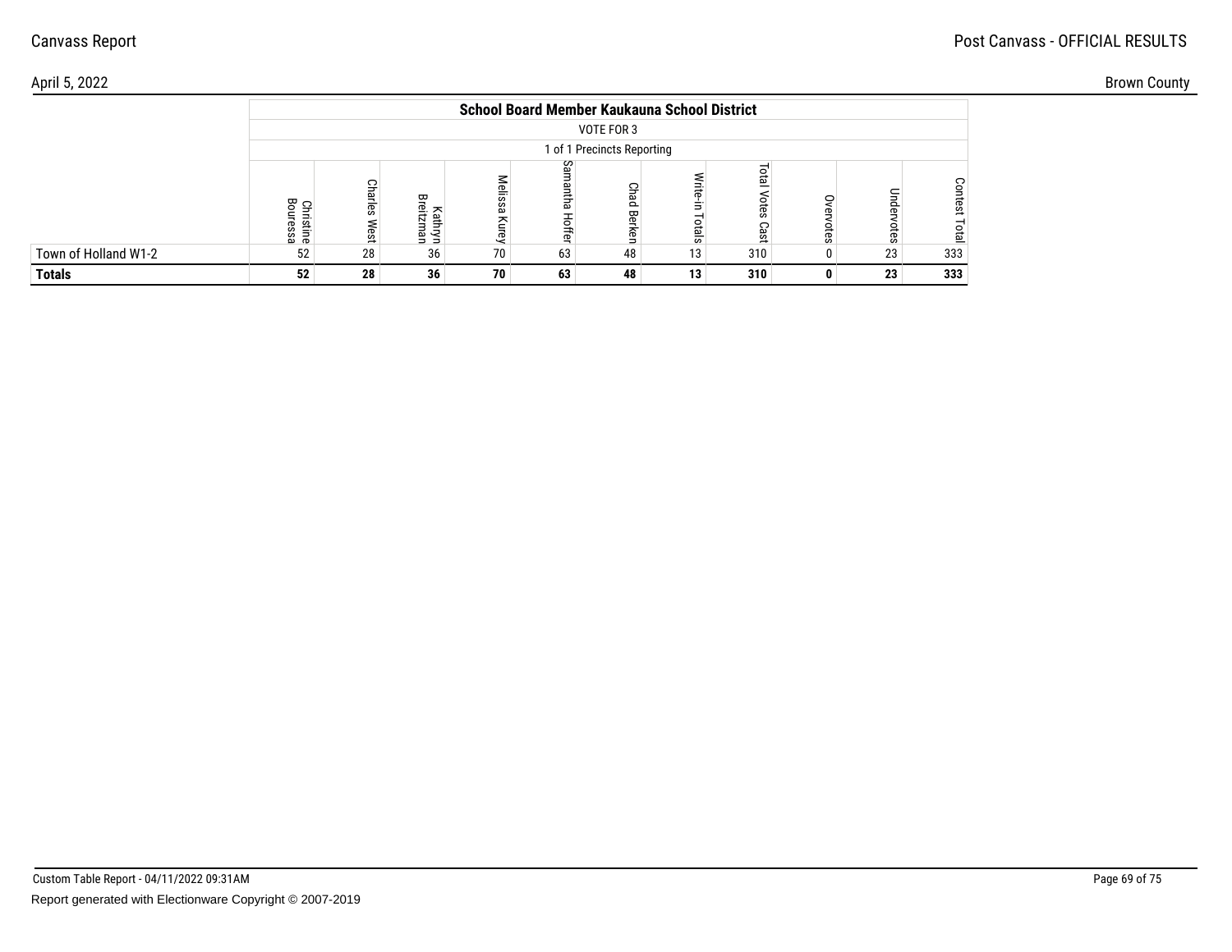Canvass Report

Post Canvass - OFFICIAL RESULTS

April 5, 2022

Brown County

| | School Board Member Kaukauna School District | | | | | | | | | | |
|---|---|---|---|---|---|---|---|---|---|---|---|
| | VOTE FOR 3 | | | | | | | | | | |
| | 1 of 1 Precincts Reporting | | | | | | | | | | |
| | Christine Bouressa | Charles West | Kathryn Breitzman | Melissa Kurey | Samantha Hoffer | Chad Berken | Write-in Totals | Total Votes Cast | Overvotes | Undervotes | Contest Total |
| Town of Holland W1-2 | 52 | 28 | 36 | 70 | 63 | 48 | 13 | 310 | 0 | 23 | 333 |
| **Totals** | **52** | **28** | **36** | **70** | **63** | **48** | **13** | **310** | **0** | **23** | **333** |

Custom Table Report - 04/11/2022 09:31AM

Report generated with Electionware Copyright © 2007-2019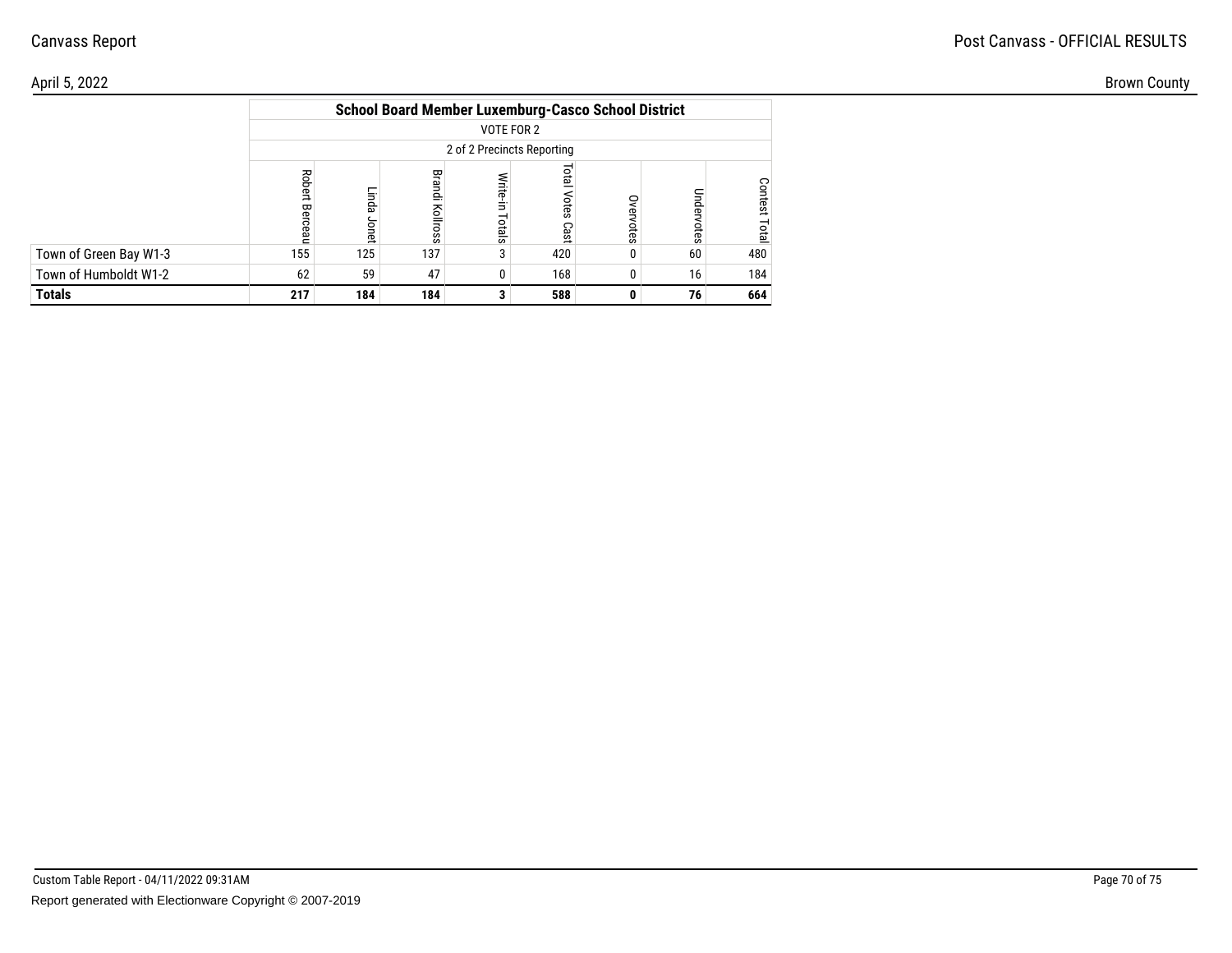Canvass Report

Post Canvass - OFFICIAL RESULTS

April 5, 2022

Brown County

| | School Board Member Luxemburg-Casco School District | | | | | | | |
|---|---|---|---|---|---|---|---|---|
| | VOTE FOR 2 | | | | | | | |
| | 2 of 2 Precincts Reporting | | | | | | | |
| | Robert Berceau | Linda Jonet | Brandi Kollross | Write-in Totals | Total Votes Cast | Overvotes | Undervotes | Contest Total |
| Town of Green Bay W1-3 | 155 | 125 | 137 | 3 | 420 | 0 | 60 | 480 |
| Town of Humboldt W1-2 | 62 | 59 | 47 | 0 | 168 | 0 | 16 | 184 |
| **Totals** | **217** | **184** | **184** | **3** | **588** | **0** | **76** | **664** |

Custom Table Report - 04/11/2022 09:31AM

Report generated with Electionware Copyright © 2007-2019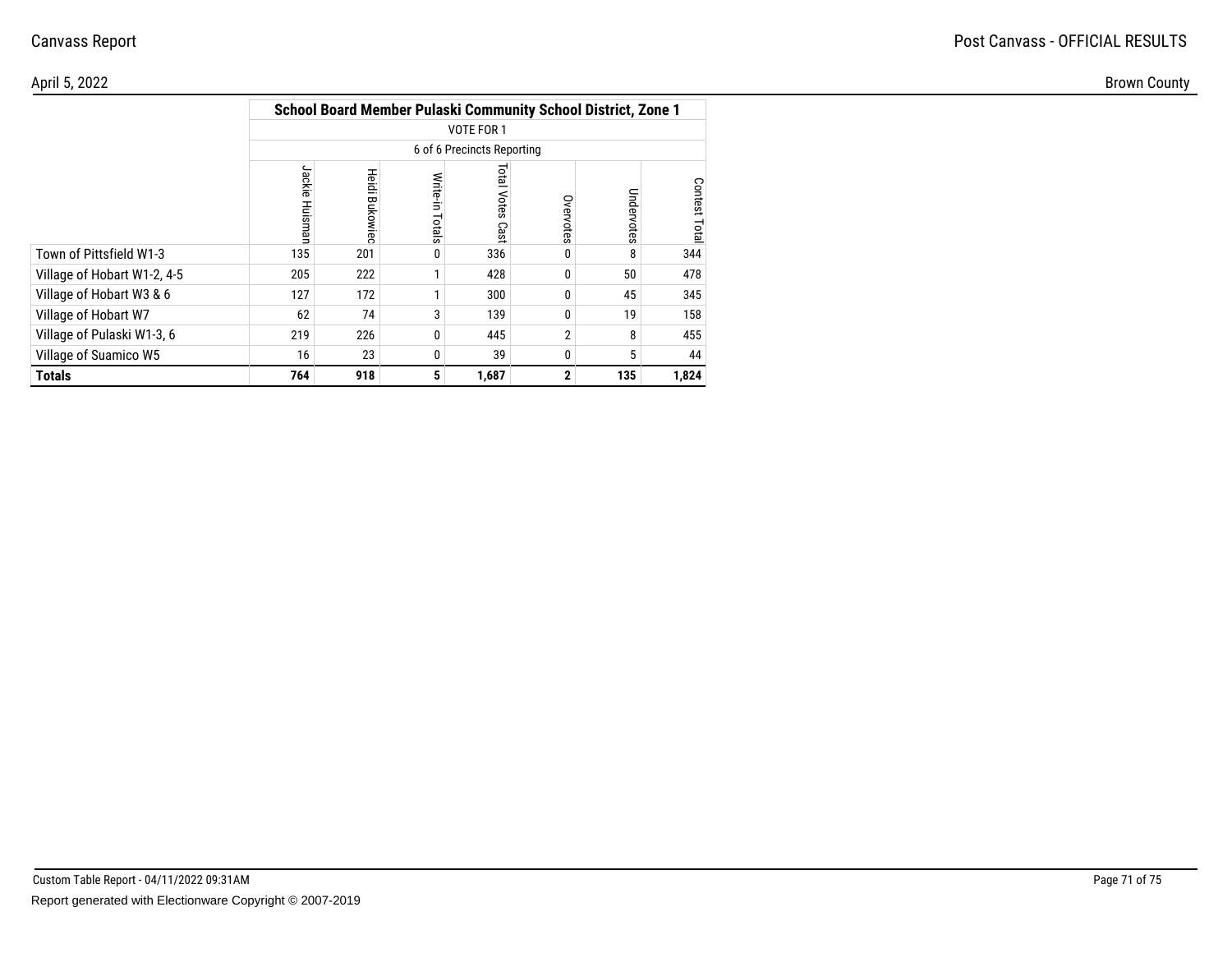| | School Board Member Pulaski Community School District, Zone 1 | | | | | | |
|---|---|---|---|---|---|---|---|
| | VOTE FOR 1 | | | | | | |
| | 6 of 6 Precincts Reporting | | | | | | |
| | Jackie Huisman | Heidi Bukowiec | Write-in Totals | Total Votes Cast | Overvotes | Undervotes | Contest Total |
| Town of Pittsfield W1-3 | 135 | 201 | 0 | 336 | 0 | 8 | 344 |
| Village of Hobart W1-2, 4-5 | 205 | 222 | 1 | 428 | 0 | 50 | 478 |
| Village of Hobart W3 & 6 | 127 | 172 | 1 | 300 | 0 | 45 | 345 |
| Village of Hobart W7 | 62 | 74 | 3 | 139 | 0 | 19 | 158 |
| Village of Pulaski W1-3, 6 | 219 | 226 | 0 | 445 | 2 | 8 | 455 |
| Village of Suamico W5 | 16 | 23 | 0 | 39 | 0 | 5 | 44 |
| **Totals** | **764** | **918** | **5** | **1,687** | **2** | **135** | **1,824** |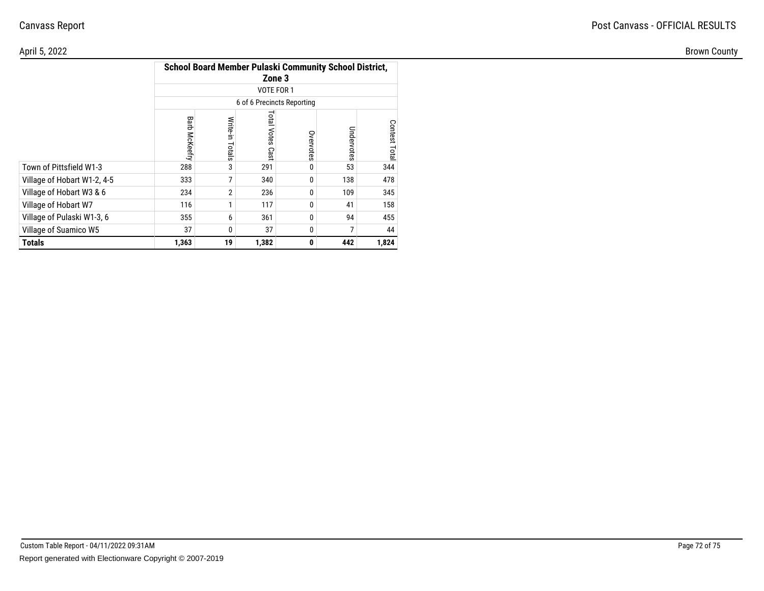| | School Board Member Pulaski Community School District, Zone 3 | | | | | |
|---|---|---|---|---|---|---|
| | VOTE FOR 1 | | | | | |
| | 6 of 6 Precincts Reporting | | | | | |
| | Barb McKeefry | Write-in Totals | Total Votes Cast | Overvotes | Undervotes | Contest Total |
| Town of Pittsfield W1-3 | 288 | 3 | 291 | 0 | 53 | 344 |
| Village of Hobart W1-2, 4-5 | 333 | 7 | 340 | 0 | 138 | 478 |
| Village of Hobart W3 & 6 | 234 | 2 | 236 | 0 | 109 | 345 |
| Village of Hobart W7 | 116 | 1 | 117 | 0 | 41 | 158 |
| Village of Pulaski W1-3, 6 | 355 | 6 | 361 | 0 | 94 | 455 |
| Village of Suamico W5 | 37 | 0 | 37 | 0 | 7 | 44 |
| **Totals** | **1,363** | **19** | **1,382** | **0** | **442** | **1,824** |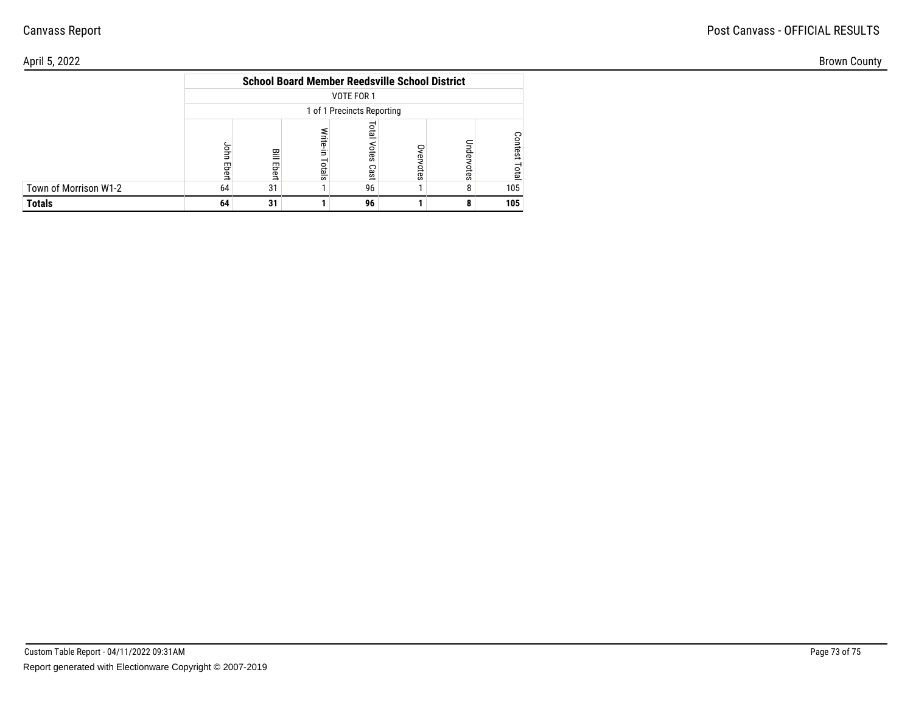| | School Board Member Reedsville School District | | | | | | |
|---|---|---|---|---|---|---|---|
| | VOTE FOR 1 | | | | | | |
| | 1 of 1 Precincts Reporting | | | | | | |
| | John Ebert | Bill Ebert | Write-in Totals | Total Votes Cast | Overvotes | Undervotes | Contest Total |
| Town of Morrison W1-2 | 64 | 31 | 1 | 96 | 1 | 8 | 105 |
| **Totals** | **64** | **31** | **1** | **96** | **1** | **8** | **105** |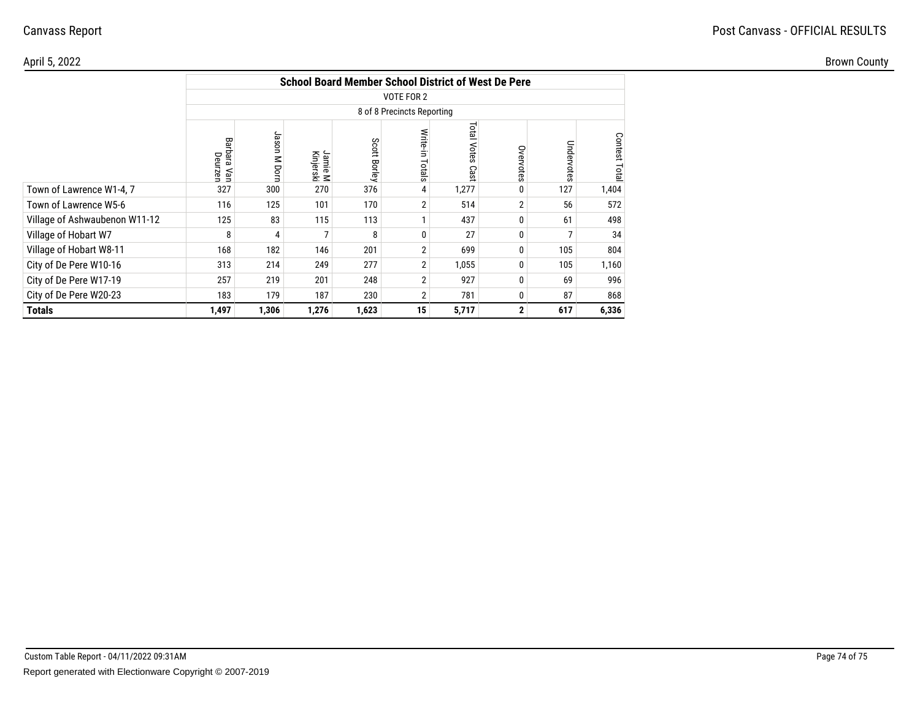## School Board Member School District of West De Pere

VOTE FOR 2

8 of 8 Precincts Reporting

| | Barbara Van Deurzen | Jason M Dorn | Jamie M Kinjerski | Scott Borley | Write-in Totals | Total Votes Cast | Overvotes | Undervotes | Contest Total |
|---|---|---|---|---|---|---|---|---|---|
| Town of Lawrence W1-4, 7 | 327 | 300 | 270 | 376 | 4 | 1,277 | 0 | 127 | 1,404 |
| Town of Lawrence W5-6 | 116 | 125 | 101 | 170 | 2 | 514 | 2 | 56 | 572 |
| Village of Ashwaubenon W11-12 | 125 | 83 | 115 | 113 | 1 | 437 | 0 | 61 | 498 |
| Village of Hobart W7 | 8 | 4 | 7 | 8 | 0 | 27 | 0 | 7 | 34 |
| Village of Hobart W8-11 | 168 | 182 | 146 | 201 | 2 | 699 | 0 | 105 | 804 |
| City of De Pere W10-16 | 313 | 214 | 249 | 277 | 2 | 1,055 | 0 | 105 | 1,160 |
| City of De Pere W17-19 | 257 | 219 | 201 | 248 | 2 | 927 | 0 | 69 | 996 |
| City of De Pere W20-23 | 183 | 179 | 187 | 230 | 2 | 781 | 0 | 87 | 868 |
| **Totals** | **1,497** | **1,306** | **1,276** | **1,623** | **15** | **5,717** | **2** | **617** | **6,336** |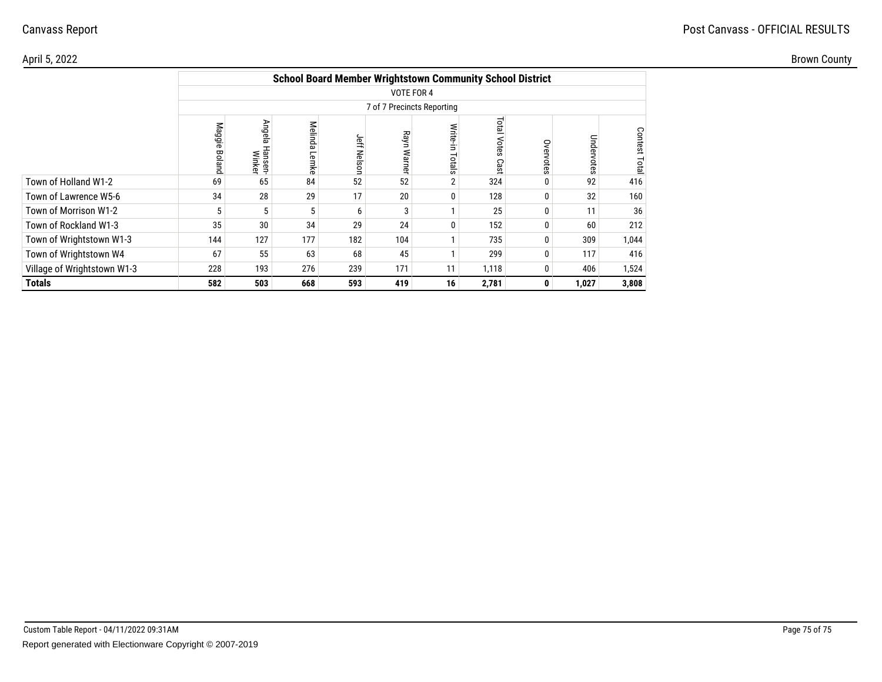Canvass Report

Post Canvass - OFFICIAL RESULTS

April 5, 2022

Brown County

| | School Board Member Wrightstown Community School District | | | | | | | | | |
|---|---|---|---|---|---|---|---|---|---|---|
| | VOTE FOR 4 | | | | | | | | | |
| | 7 of 7 Precincts Reporting | | | | | | | | | |
| | Maggie Boland | Angela Hansen-Winker | Melinda Lemke | Jeff Nelson | Rayn Warner | Write-in Totals | Total Votes Cast | Overvotes | Undervotes | Contest Total |
| Town of Holland W1-2 | 69 | 65 | 84 | 52 | 52 | 2 | 324 | 0 | 92 | 416 |
| Town of Lawrence W5-6 | 34 | 28 | 29 | 17 | 20 | 0 | 128 | 0 | 32 | 160 |
| Town of Morrison W1-2 | 5 | 5 | 5 | 6 | 3 | 1 | 25 | 0 | 11 | 36 |
| Town of Rockland W1-3 | 35 | 30 | 34 | 29 | 24 | 0 | 152 | 0 | 60 | 212 |
| Town of Wrightstown W1-3 | 144 | 127 | 177 | 182 | 104 | 1 | 735 | 0 | 309 | 1,044 |
| Town of Wrightstown W4 | 67 | 55 | 63 | 68 | 45 | 1 | 299 | 0 | 117 | 416 |
| Village of Wrightstown W1-3 | 228 | 193 | 276 | 239 | 171 | 11 | 1,118 | 0 | 406 | 1,524 |
| **Totals** | **582** | **503** | **668** | **593** | **419** | **16** | **2,781** | **0** | **1,027** | **3,808** |

Custom Table Report - 04/11/2022 09:31AM

Report generated with Electionware Copyright © 2007-2019